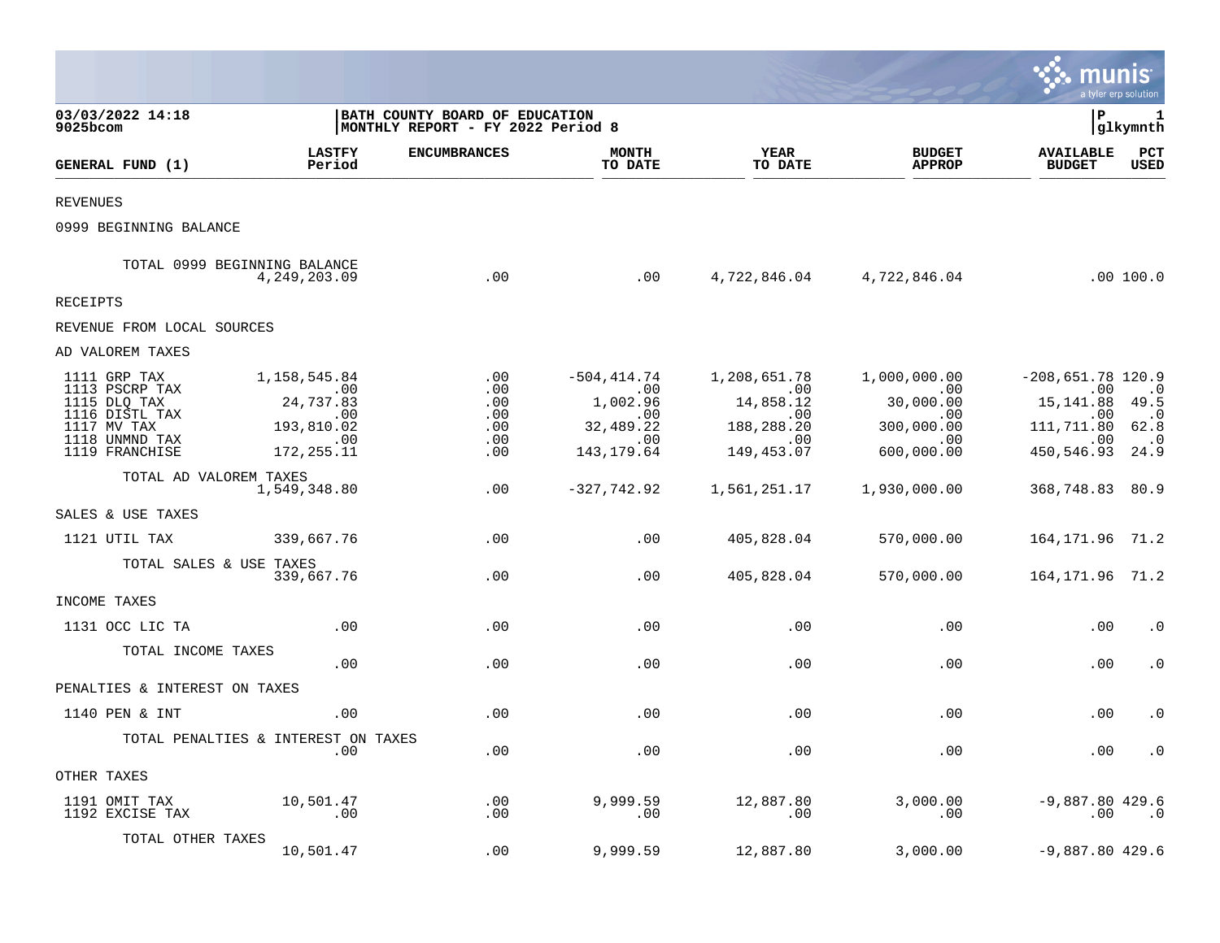03/03/2022 14:18
9025bcom

BATH COUNTY BOARD OF EDUCATION
MONTHLY REPORT - FY 2022 Period 8

P 1
glkymnth

| GENERAL FUND (1) | LASTFY Period | ENCUMBRANCES | MONTH TO DATE | YEAR TO DATE | BUDGET APPROP | AVAILABLE BUDGET | PCT USED |
|---|---|---|---|---|---|---|---|
| REVENUES | | | | | | | |
| 0999 BEGINNING BALANCE | | | | | | | |
| TOTAL 0999 BEGINNING BALANCE | 4,249,203.09 | .00 | .00 | 4,722,846.04 | 4,722,846.04 | .00 | 100.0 |
| RECEIPTS | | | | | | | |
| REVENUE FROM LOCAL SOURCES | | | | | | | |
| AD VALOREM TAXES | | | | | | | |
| 1111 GRP TAX | 1,158,545.84 | .00 | -504,414.74 | 1,208,651.78 | 1,000,000.00 | -208,651.78 | 120.9 |
| 1113 PSCRP TAX | .00 | .00 | .00 | .00 | .00 | .00 | .0 |
| 1115 DLQ TAX | 24,737.83 | .00 | 1,002.96 | 14,858.12 | 30,000.00 | 15,141.88 | 49.5 |
| 1116 DISTL TAX | .00 | .00 | .00 | .00 | .00 | .00 | .0 |
| 1117 MV TAX | 193,810.02 | .00 | 32,489.22 | 188,288.20 | 300,000.00 | 111,711.80 | 62.8 |
| 1118 UNMND TAX | .00 | .00 | .00 | .00 | .00 | .00 | .0 |
| 1119 FRANCHISE | 172,255.11 | .00 | 143,179.64 | 149,453.07 | 600,000.00 | 450,546.93 | 24.9 |
| TOTAL AD VALOREM TAXES | 1,549,348.80 | .00 | -327,742.92 | 1,561,251.17 | 1,930,000.00 | 368,748.83 | 80.9 |
| SALES & USE TAXES | | | | | | | |
| 1121 UTIL TAX | 339,667.76 | .00 | .00 | 405,828.04 | 570,000.00 | 164,171.96 | 71.2 |
| TOTAL SALES & USE TAXES | 339,667.76 | .00 | .00 | 405,828.04 | 570,000.00 | 164,171.96 | 71.2 |
| INCOME TAXES | | | | | | | |
| 1131 OCC LIC TA | .00 | .00 | .00 | .00 | .00 | .00 | .0 |
| TOTAL INCOME TAXES | .00 | .00 | .00 | .00 | .00 | .00 | .0 |
| PENALTIES & INTEREST ON TAXES | | | | | | | |
| 1140 PEN & INT | .00 | .00 | .00 | .00 | .00 | .00 | .0 |
| TOTAL PENALTIES & INTEREST ON TAXES | .00 | .00 | .00 | .00 | .00 | .00 | .0 |
| OTHER TAXES | | | | | | | |
| 1191 OMIT TAX | 10,501.47 | .00 | 9,999.59 | 12,887.80 | 3,000.00 | -9,887.80 | 429.6 |
| 1192 EXCISE TAX | .00 | .00 | .00 | .00 | .00 | .00 | .0 |
| TOTAL OTHER TAXES | 10,501.47 | .00 | 9,999.59 | 12,887.80 | 3,000.00 | -9,887.80 | 429.6 |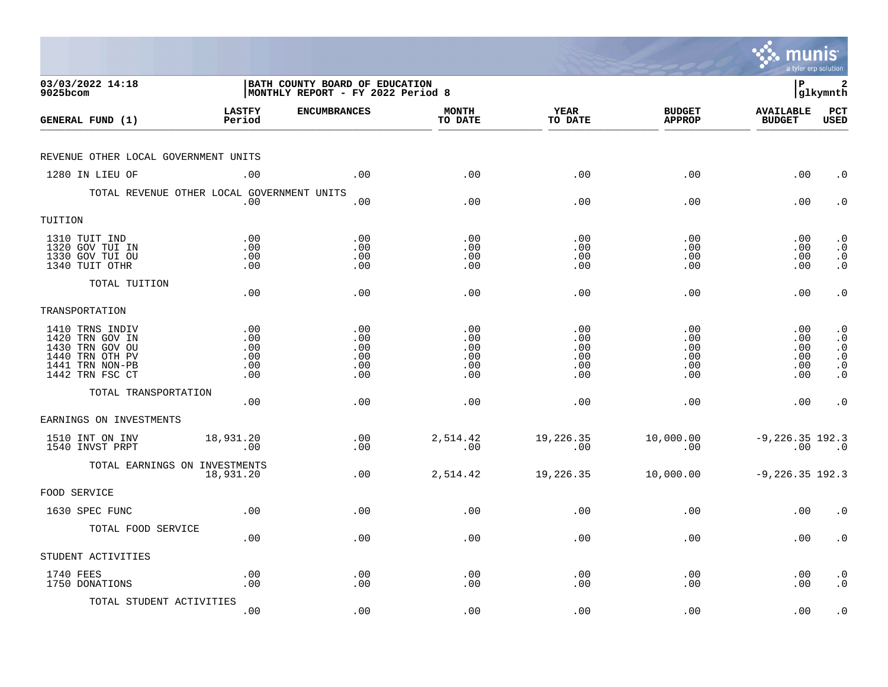BATH COUNTY BOARD OF EDUCATION
MONTHLY REPORT - FY 2022 Period 8

03/03/2022 14:18
9025bcom

| GENERAL FUND (1) | LASTFY Period | ENCUMBRANCES | MONTH TO DATE | YEAR TO DATE | BUDGET APPROP | AVAILABLE BUDGET | PCT USED |
|---|---|---|---|---|---|---|---|
| REVENUE OTHER LOCAL GOVERNMENT UNITS | | | | | | | |
| 1280 IN LIEU OF | .00 | .00 | .00 | .00 | .00 | .00 | .0 |
| TOTAL REVENUE OTHER LOCAL GOVERNMENT UNITS | .00 | .00 | .00 | .00 | .00 | .00 | .0 |
| TUITION | | | | | | | |
| 1310 TUIT IND | .00 | .00 | .00 | .00 | .00 | .00 | .0 |
| 1320 GOV TUI IN | .00 | .00 | .00 | .00 | .00 | .00 | .0 |
| 1330 GOV TUI OU | .00 | .00 | .00 | .00 | .00 | .00 | .0 |
| 1340 TUIT OTHR | .00 | .00 | .00 | .00 | .00 | .00 | .0 |
| TOTAL TUITION | .00 | .00 | .00 | .00 | .00 | .00 | .0 |
| TRANSPORTATION | | | | | | | |
| 1410 TRNS INDIV | .00 | .00 | .00 | .00 | .00 | .00 | .0 |
| 1420 TRN GOV IN | .00 | .00 | .00 | .00 | .00 | .00 | .0 |
| 1430 TRN GOV OU | .00 | .00 | .00 | .00 | .00 | .00 | .0 |
| 1440 TRN OTH PV | .00 | .00 | .00 | .00 | .00 | .00 | .0 |
| 1441 TRN NON-PB | .00 | .00 | .00 | .00 | .00 | .00 | .0 |
| 1442 TRN FSC CT | .00 | .00 | .00 | .00 | .00 | .00 | .0 |
| TOTAL TRANSPORTATION | .00 | .00 | .00 | .00 | .00 | .00 | .0 |
| EARNINGS ON INVESTMENTS | | | | | | | |
| 1510 INT ON INV | 18,931.20 | .00 | 2,514.42 | 19,226.35 | 10,000.00 | -9,226.35 | 192.3 |
| 1540 INVST PRPT | .00 | .00 | .00 | .00 | .00 | .00 | .0 |
| TOTAL EARNINGS ON INVESTMENTS | 18,931.20 | .00 | 2,514.42 | 19,226.35 | 10,000.00 | -9,226.35 | 192.3 |
| FOOD SERVICE | | | | | | | |
| 1630 SPEC FUNC | .00 | .00 | .00 | .00 | .00 | .00 | .0 |
| TOTAL FOOD SERVICE | .00 | .00 | .00 | .00 | .00 | .00 | .0 |
| STUDENT ACTIVITIES | | | | | | | |
| 1740 FEES | .00 | .00 | .00 | .00 | .00 | .00 | .0 |
| 1750 DONATIONS | .00 | .00 | .00 | .00 | .00 | .00 | .0 |
| TOTAL STUDENT ACTIVITIES | .00 | .00 | .00 | .00 | .00 | .00 | .0 |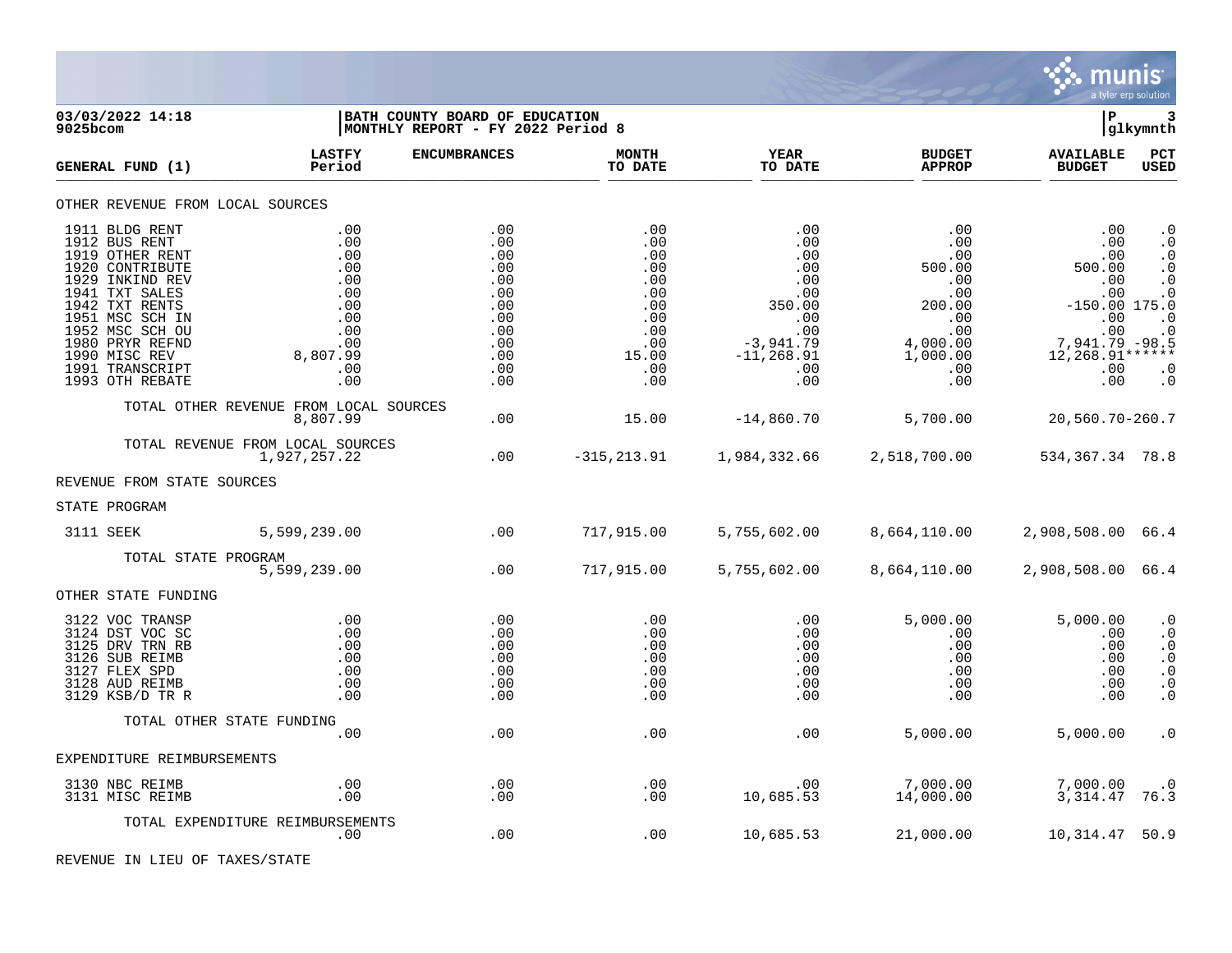03/03/2022 14:18 | BATH COUNTY BOARD OF EDUCATION | P 3
9025bcom | MONTHLY REPORT - FY 2022 Period 8 | glkymnth

| GENERAL FUND (1) | LASTFY Period | ENCUMBRANCES | MONTH TO DATE | YEAR TO DATE | BUDGET APPROP | AVAILABLE BUDGET | PCT USED |
|---|---|---|---|---|---|---|---|
| **OTHER REVENUE FROM LOCAL SOURCES** | | | | | | | |
| 1911 BLDG RENT | .00 | .00 | .00 | .00 | .00 | .00 | .0 |
| 1912 BUS RENT | .00 | .00 | .00 | .00 | .00 | .00 | .0 |
| 1919 OTHER RENT | .00 | .00 | .00 | .00 | .00 | .00 | .0 |
| 1920 CONTRIBUTE | .00 | .00 | .00 | .00 | 500.00 | 500.00 | .0 |
| 1929 INKIND REV | .00 | .00 | .00 | .00 | .00 | .00 | .0 |
| 1941 TXT SALES | .00 | .00 | .00 | .00 | .00 | .00 | .0 |
| 1942 TXT RENTS | .00 | .00 | .00 | 350.00 | 200.00 | -150.00 | 175.0 |
| 1951 MSC SCH IN | .00 | .00 | .00 | .00 | .00 | .00 | .0 |
| 1952 MSC SCH OU | .00 | .00 | .00 | .00 | .00 | .00 | .0 |
| 1980 PRYR REFND | .00 | .00 | .00 | -3,941.79 | 4,000.00 | 7,941.79 | -98.5 |
| 1990 MISC REV | 8,807.99 | .00 | 15.00 | -11,268.91 | 1,000.00 | 12,268.91 | ****** |
| 1991 TRANSCRIPT | .00 | .00 | .00 | .00 | .00 | .00 | .0 |
| 1993 OTH REBATE | .00 | .00 | .00 | .00 | .00 | .00 | .0 |
| TOTAL OTHER REVENUE FROM LOCAL SOURCES | 8,807.99 | .00 | 15.00 | -14,860.70 | 5,700.00 | 20,560.70 | -260.7 |
| TOTAL REVENUE FROM LOCAL SOURCES | 1,927,257.22 | .00 | -315,213.91 | 1,984,332.66 | 2,518,700.00 | 534,367.34 | 78.8 |
| **REVENUE FROM STATE SOURCES** | | | | | | | |
| **STATE PROGRAM** | | | | | | | |
| 3111 SEEK | 5,599,239.00 | .00 | 717,915.00 | 5,755,602.00 | 8,664,110.00 | 2,908,508.00 | 66.4 |
| TOTAL STATE PROGRAM | 5,599,239.00 | .00 | 717,915.00 | 5,755,602.00 | 8,664,110.00 | 2,908,508.00 | 66.4 |
| **OTHER STATE FUNDING** | | | | | | | |
| 3122 VOC TRANSP | .00 | .00 | .00 | .00 | 5,000.00 | 5,000.00 | .0 |
| 3124 DST VOC SC | .00 | .00 | .00 | .00 | .00 | .00 | .0 |
| 3125 DRV TRN RB | .00 | .00 | .00 | .00 | .00 | .00 | .0 |
| 3126 SUB REIMB | .00 | .00 | .00 | .00 | .00 | .00 | .0 |
| 3127 FLEX SPD | .00 | .00 | .00 | .00 | .00 | .00 | .0 |
| 3128 AUD REIMB | .00 | .00 | .00 | .00 | .00 | .00 | .0 |
| 3129 KSB/D TR R | .00 | .00 | .00 | .00 | .00 | .00 | .0 |
| TOTAL OTHER STATE FUNDING | .00 | .00 | .00 | .00 | 5,000.00 | 5,000.00 | .0 |
| **EXPENDITURE REIMBURSEMENTS** | | | | | | | |
| 3130 NBC REIMB | .00 | .00 | .00 | .00 | 7,000.00 | 7,000.00 | .0 |
| 3131 MISC REIMB | .00 | .00 | .00 | 10,685.53 | 14,000.00 | 3,314.47 | 76.3 |
| TOTAL EXPENDITURE REIMBURSEMENTS | .00 | .00 | .00 | 10,685.53 | 21,000.00 | 10,314.47 | 50.9 |
| **REVENUE IN LIEU OF TAXES/STATE** | | | | | | | |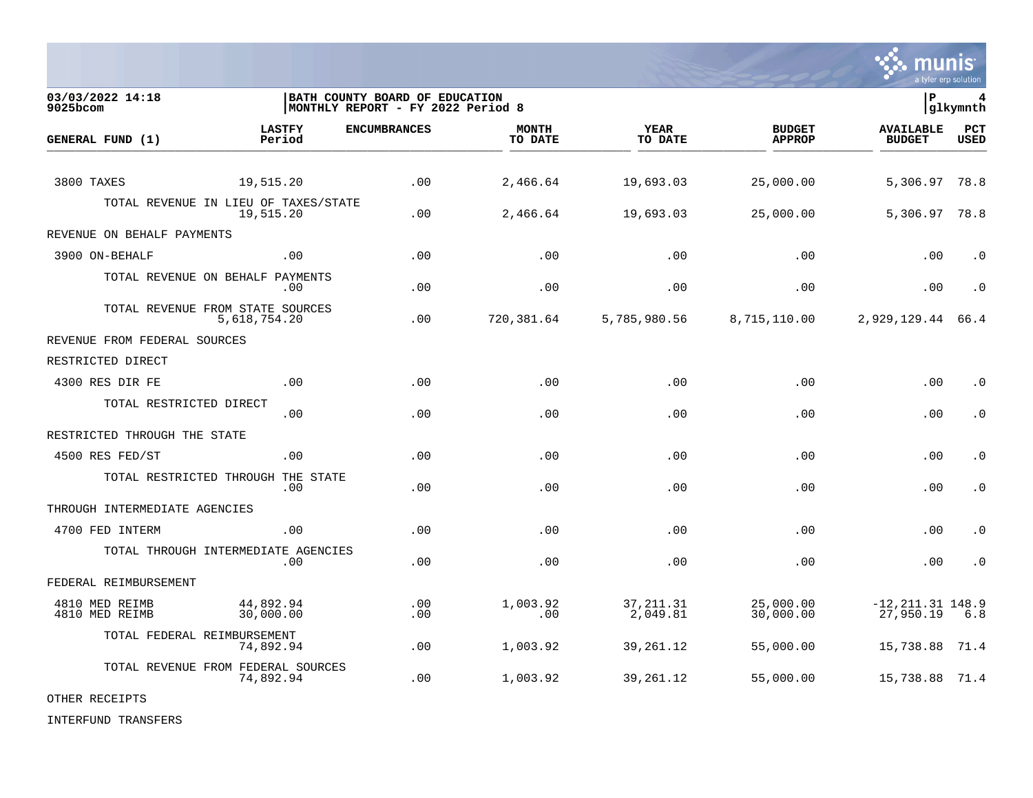**03/03/2022 14:18**
**9025bcom**

**BATH COUNTY BOARD OF EDUCATION**
**MONTHLY REPORT - FY 2022 Period 8**

**P 4**
**glkymnth**

| GENERAL FUND (1) | LASTFY Period | ENCUMBRANCES | MONTH TO DATE | YEAR TO DATE | BUDGET APPROP | AVAILABLE BUDGET | PCT USED |
|---|---|---|---|---|---|---|---|
| 3800 TAXES | 19,515.20 | .00 | 2,466.64 | 19,693.03 | 25,000.00 | 5,306.97 | 78.8 |
| TOTAL REVENUE IN LIEU OF TAXES/STATE | 19,515.20 | .00 | 2,466.64 | 19,693.03 | 25,000.00 | 5,306.97 | 78.8 |
| REVENUE ON BEHALF PAYMENTS | | | | | | | |
| 3900 ON-BEHALF | .00 | .00 | .00 | .00 | .00 | .00 | .0 |
| TOTAL REVENUE ON BEHALF PAYMENTS | .00 | .00 | .00 | .00 | .00 | .00 | .0 |
| TOTAL REVENUE FROM STATE SOURCES | 5,618,754.20 | .00 | 720,381.64 | 5,785,980.56 | 8,715,110.00 | 2,929,129.44 | 66.4 |
| REVENUE FROM FEDERAL SOURCES | | | | | | | |
| RESTRICTED DIRECT | | | | | | | |
| 4300 RES DIR FE | .00 | .00 | .00 | .00 | .00 | .00 | .0 |
| TOTAL RESTRICTED DIRECT | .00 | .00 | .00 | .00 | .00 | .00 | .0 |
| RESTRICTED THROUGH THE STATE | | | | | | | |
| 4500 RES FED/ST | .00 | .00 | .00 | .00 | .00 | .00 | .0 |
| TOTAL RESTRICTED THROUGH THE STATE | .00 | .00 | .00 | .00 | .00 | .00 | .0 |
| THROUGH INTERMEDIATE AGENCIES | | | | | | | |
| 4700 FED INTERM | .00 | .00 | .00 | .00 | .00 | .00 | .0 |
| TOTAL THROUGH INTERMEDIATE AGENCIES | .00 | .00 | .00 | .00 | .00 | .00 | .0 |
| FEDERAL REIMBURSEMENT | | | | | | | |
| 4810 MED REIMB | 44,892.94 | .00 | 1,003.92 | 37,211.31 | 25,000.00 | -12,211.31 | 148.9 |
| 4810 MED REIMB | 30,000.00 | .00 | .00 | 2,049.81 | 30,000.00 | 27,950.19 | 6.8 |
| TOTAL FEDERAL REIMBURSEMENT | 74,892.94 | .00 | 1,003.92 | 39,261.12 | 55,000.00 | 15,738.88 | 71.4 |
| TOTAL REVENUE FROM FEDERAL SOURCES | 74,892.94 | .00 | 1,003.92 | 39,261.12 | 55,000.00 | 15,738.88 | 71.4 |
| OTHER RECEIPTS | | | | | | | |
| INTERFUND TRANSFERS | | | | | | | |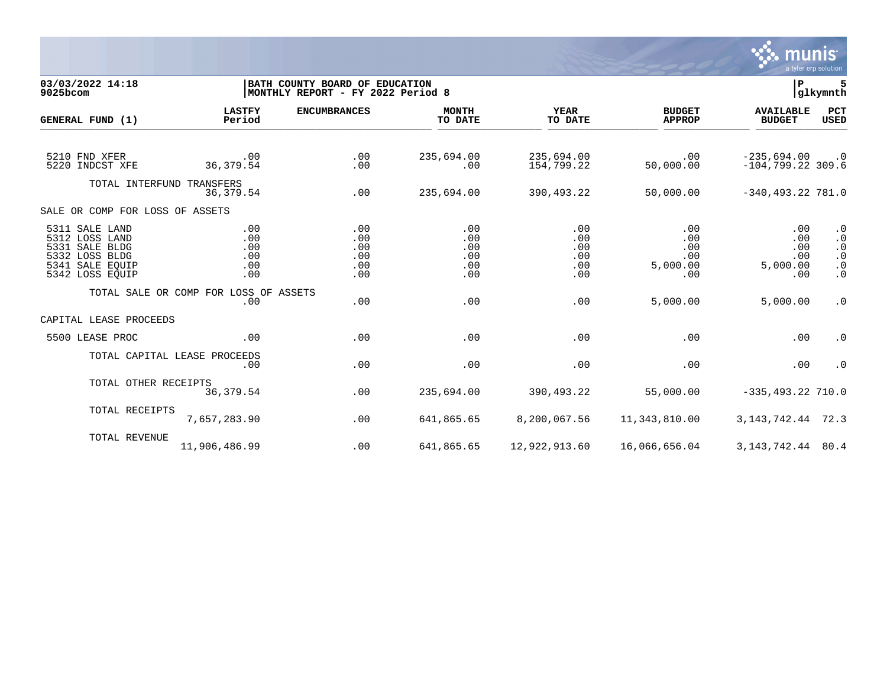03/03/2022 14:18
9025bcom

BATH COUNTY BOARD OF EDUCATION
MONTHLY REPORT - FY 2022 Period 8

| GENERAL FUND (1) | LASTFY Period | ENCUMBRANCES | MONTH TO DATE | YEAR TO DATE | BUDGET APPROP | AVAILABLE BUDGET | PCT USED |
|---|---|---|---|---|---|---|---|
| 5210 FND XFER | .00 | .00 | 235,694.00 | 235,694.00 | .00 | -235,694.00 | .0 |
| 5220 INDCST XFE | 36,379.54 | .00 | .00 | 154,799.22 | 50,000.00 | -104,799.22 | 309.6 |
| TOTAL INTERFUND TRANSFERS | 36,379.54 | .00 | 235,694.00 | 390,493.22 | 50,000.00 | -340,493.22 | 781.0 |
| SALE OR COMP FOR LOSS OF ASSETS | | | | | | | |
| 5311 SALE LAND | .00 | .00 | .00 | .00 | .00 | .00 | .0 |
| 5312 LOSS LAND | .00 | .00 | .00 | .00 | .00 | .00 | .0 |
| 5331 SALE BLDG | .00 | .00 | .00 | .00 | .00 | .00 | .0 |
| 5332 LOSS BLDG | .00 | .00 | .00 | .00 | .00 | .00 | .0 |
| 5341 SALE EQUIP | .00 | .00 | .00 | .00 | 5,000.00 | 5,000.00 | .0 |
| 5342 LOSS EQUIP | .00 | .00 | .00 | .00 | .00 | .00 | .0 |
| TOTAL SALE OR COMP FOR LOSS OF ASSETS | .00 | .00 | .00 | .00 | 5,000.00 | 5,000.00 | .0 |
| CAPITAL LEASE PROCEEDS | | | | | | | |
| 5500 LEASE PROC | .00 | .00 | .00 | .00 | .00 | .00 | .0 |
| TOTAL CAPITAL LEASE PROCEEDS | .00 | .00 | .00 | .00 | .00 | .00 | .0 |
| TOTAL OTHER RECEIPTS | 36,379.54 | .00 | 235,694.00 | 390,493.22 | 55,000.00 | -335,493.22 | 710.0 |
| TOTAL RECEIPTS | 7,657,283.90 | .00 | 641,865.65 | 8,200,067.56 | 11,343,810.00 | 3,143,742.44 | 72.3 |
| TOTAL REVENUE | 11,906,486.99 | .00 | 641,865.65 | 12,922,913.60 | 16,066,656.04 | 3,143,742.44 | 80.4 |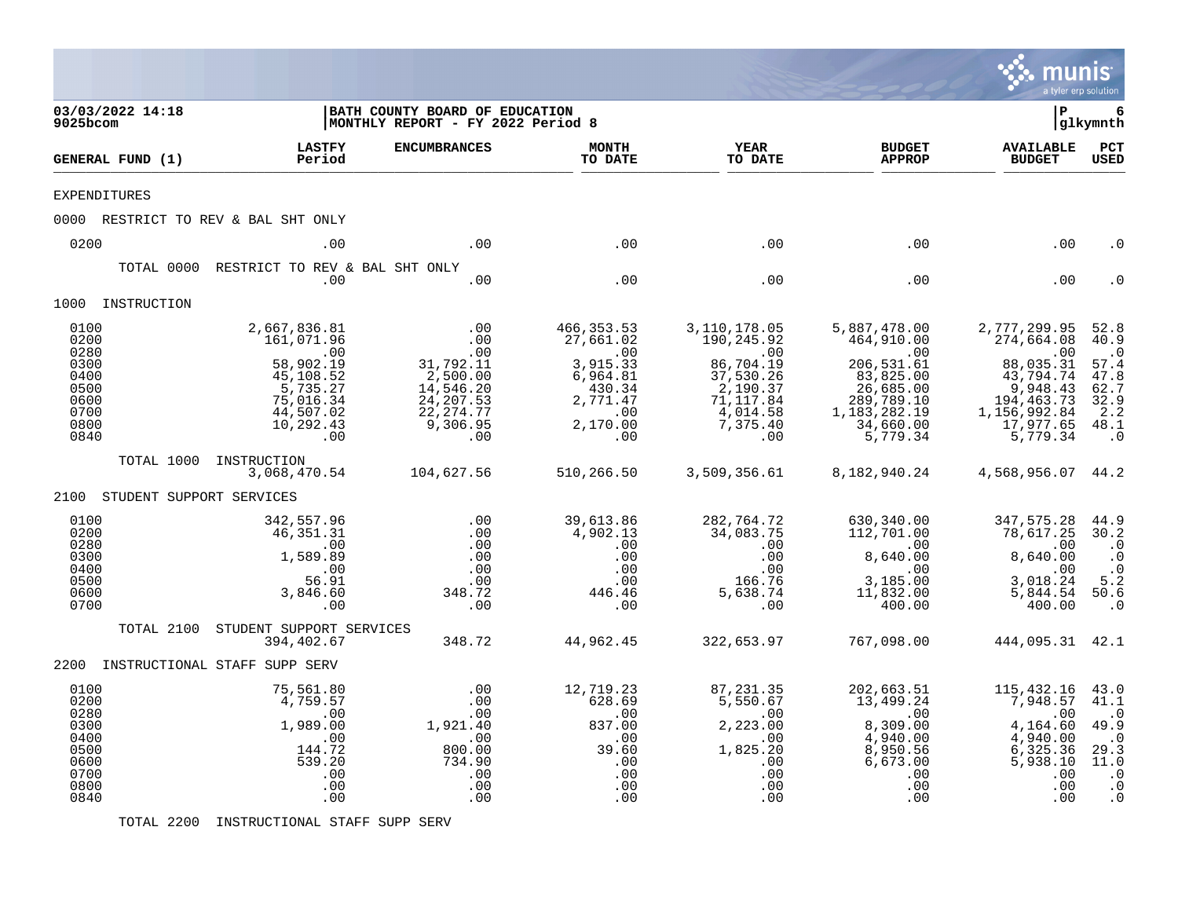03/03/2022 14:18 | BATH COUNTY BOARD OF EDUCATION | P 6
9025bcom | MONTHLY REPORT - FY 2022 Period 8 | glkymnth

| GENERAL FUND (1) | LASTFY Period | ENCUMBRANCES | MONTH TO DATE | YEAR TO DATE | BUDGET APPROP | AVAILABLE BUDGET | PCT USED |
|---|---|---|---|---|---|---|---|
| EXPENDITURES | | | | | | | |
| 0000 RESTRICT TO REV & BAL SHT ONLY | | | | | | | |
| 0200 | .00 | .00 | .00 | .00 | .00 | .00 | .0 |
| TOTAL 0000 RESTRICT TO REV & BAL SHT ONLY | .00 | .00 | .00 | .00 | .00 | .00 | .0 |
| 1000 INSTRUCTION | | | | | | | |
| 0100 | 2,667,836.81 | .00 | 466,353.53 | 3,110,178.05 | 5,887,478.00 | 2,777,299.95 | 52.8 |
| 0200 | 161,071.96 | .00 | 27,661.02 | 190,245.92 | 464,910.00 | 274,664.08 | 40.9 |
| 0280 | .00 | .00 | .00 | .00 | .00 | .00 | .0 |
| 0300 | 58,902.19 | 31,792.11 | 3,915.33 | 86,704.19 | 206,531.61 | 88,035.31 | 57.4 |
| 0400 | 45,108.52 | 2,500.00 | 6,964.81 | 37,530.26 | 83,825.00 | 43,794.74 | 47.8 |
| 0500 | 5,735.27 | 14,546.20 | 430.34 | 2,190.37 | 26,685.00 | 9,948.43 | 62.7 |
| 0600 | 75,016.34 | 24,207.53 | 2,771.47 | 71,117.84 | 289,789.10 | 194,463.73 | 32.9 |
| 0700 | 44,507.02 | 22,274.77 | .00 | 4,014.58 | 1,183,282.19 | 1,156,992.84 | 2.2 |
| 0800 | 10,292.43 | 9,306.95 | 2,170.00 | 7,375.40 | 34,660.00 | 17,977.65 | 48.1 |
| 0840 | .00 | .00 | .00 | .00 | 5,779.34 | 5,779.34 | .0 |
| TOTAL 1000 INSTRUCTION | 3,068,470.54 | 104,627.56 | 510,266.50 | 3,509,356.61 | 8,182,940.24 | 4,568,956.07 | 44.2 |
| 2100 STUDENT SUPPORT SERVICES | | | | | | | |
| 0100 | 342,557.96 | .00 | 39,613.86 | 282,764.72 | 630,340.00 | 347,575.28 | 44.9 |
| 0200 | 46,351.31 | .00 | 4,902.13 | 34,083.75 | 112,701.00 | 78,617.25 | 30.2 |
| 0280 | .00 | .00 | .00 | .00 | .00 | .00 | .0 |
| 0300 | 1,589.89 | .00 | .00 | .00 | 8,640.00 | 8,640.00 | .0 |
| 0400 | .00 | .00 | .00 | .00 | .00 | .00 | .0 |
| 0500 | 56.91 | .00 | .00 | 166.76 | 3,185.00 | 3,018.24 | 5.2 |
| 0600 | 3,846.60 | 348.72 | 446.46 | 5,638.74 | 11,832.00 | 5,844.54 | 50.6 |
| 0700 | .00 | .00 | .00 | .00 | 400.00 | 400.00 | .0 |
| TOTAL 2100 STUDENT SUPPORT SERVICES | 394,402.67 | 348.72 | 44,962.45 | 322,653.97 | 767,098.00 | 444,095.31 | 42.1 |
| 2200 INSTRUCTIONAL STAFF SUPP SERV | | | | | | | |
| 0100 | 75,561.80 | .00 | 12,719.23 | 87,231.35 | 202,663.51 | 115,432.16 | 43.0 |
| 0200 | 4,759.57 | .00 | 628.69 | 5,550.67 | 13,499.24 | 7,948.57 | 41.1 |
| 0280 | .00 | .00 | .00 | .00 | .00 | .00 | .0 |
| 0300 | 1,989.00 | 1,921.40 | 837.00 | 2,223.00 | 8,309.00 | 4,164.60 | 49.9 |
| 0400 | .00 | .00 | .00 | .00 | 4,940.00 | 4,940.00 | .0 |
| 0500 | 144.72 | 800.00 | 39.60 | 1,825.20 | 8,950.56 | 6,325.36 | 29.3 |
| 0600 | 539.20 | 734.90 | .00 | .00 | 6,673.00 | 5,938.10 | 11.0 |
| 0700 | .00 | .00 | .00 | .00 | .00 | .00 | .0 |
| 0800 | .00 | .00 | .00 | .00 | .00 | .00 | .0 |
| 0840 | .00 | .00 | .00 | .00 | .00 | .00 | .0 |
| TOTAL 2200 INSTRUCTIONAL STAFF SUPP SERV | | | | | | | |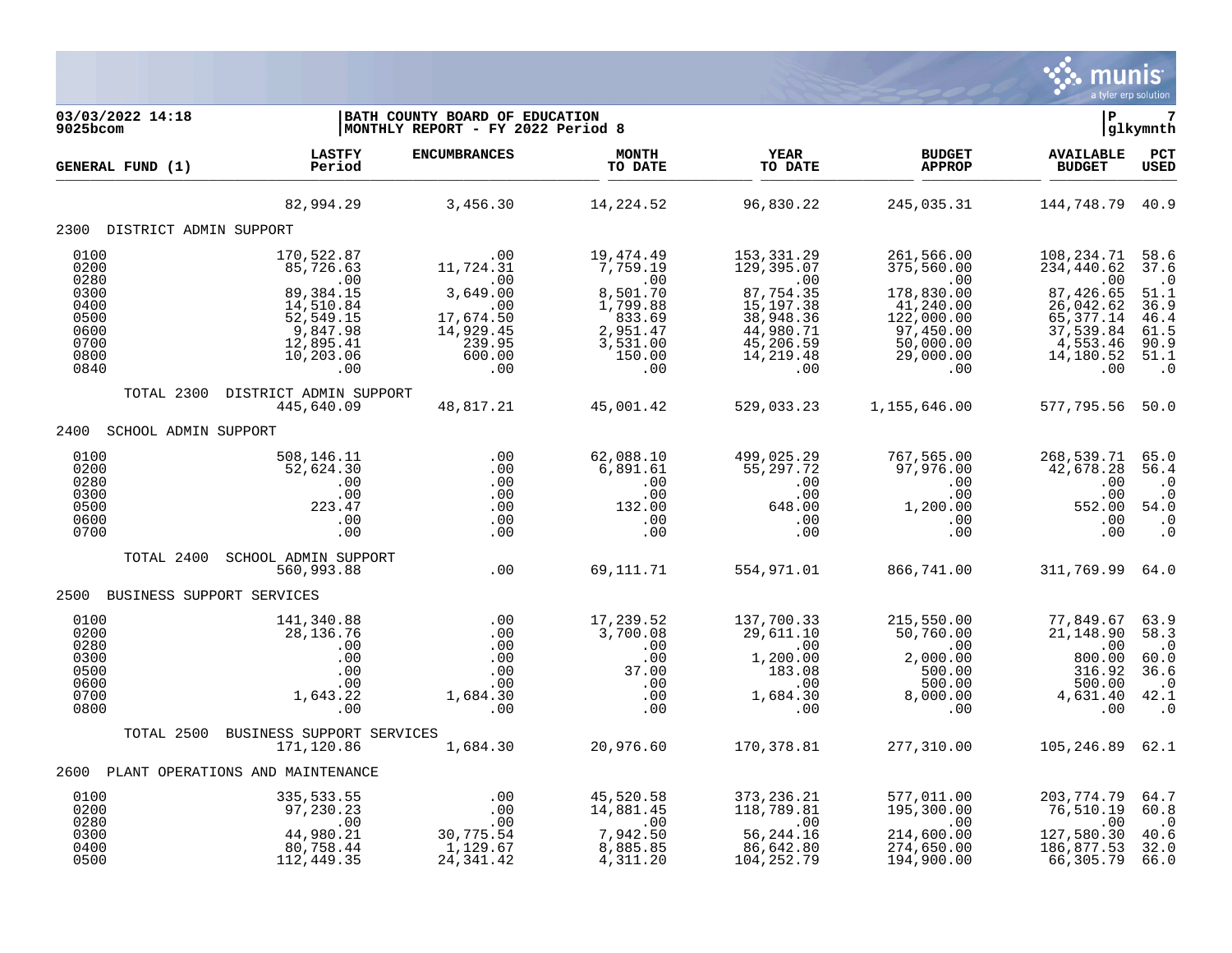03/03/2022 14:18
9025bcom

BATH COUNTY BOARD OF EDUCATION
MONTHLY REPORT - FY 2022 Period 8

P 7
glkymnth

| GENERAL FUND (1) | LASTFY Period | ENCUMBRANCES | MONTH TO DATE | YEAR TO DATE | BUDGET APPROP | AVAILABLE BUDGET | PCT USED |
|---|---|---|---|---|---|---|---|
| | 82,994.29 | 3,456.30 | 14,224.52 | 96,830.22 | 245,035.31 | 144,748.79 | 40.9 |
| **2300 DISTRICT ADMIN SUPPORT** | | | | | | | |
| 0100 | 170,522.87 | .00 | 19,474.49 | 153,331.29 | 261,566.00 | 108,234.71 | 58.6 |
| 0200 | 85,726.63 | 11,724.31 | 7,759.19 | 129,395.07 | 375,560.00 | 234,440.62 | 37.6 |
| 0280 | .00 | .00 | .00 | .00 | .00 | .00 | .0 |
| 0300 | 89,384.15 | 3,649.00 | 8,501.70 | 87,754.35 | 178,830.00 | 87,426.65 | 51.1 |
| 0400 | 14,510.84 | .00 | 1,799.88 | 15,197.38 | 41,240.00 | 26,042.62 | 36.9 |
| 0500 | 52,549.15 | 17,674.50 | 833.69 | 38,948.36 | 122,000.00 | 65,377.14 | 46.4 |
| 0600 | 9,847.98 | 14,929.45 | 2,951.47 | 44,980.71 | 97,450.00 | 37,539.84 | 61.5 |
| 0700 | 12,895.41 | 239.95 | 3,531.00 | 45,206.59 | 50,000.00 | 4,553.46 | 90.9 |
| 0800 | 10,203.06 | 600.00 | 150.00 | 14,219.48 | 29,000.00 | 14,180.52 | 51.1 |
| 0840 | .00 | .00 | .00 | .00 | .00 | .00 | .0 |
| TOTAL 2300 DISTRICT ADMIN SUPPORT | 445,640.09 | 48,817.21 | 45,001.42 | 529,033.23 | 1,155,646.00 | 577,795.56 | 50.0 |
| **2400 SCHOOL ADMIN SUPPORT** | | | | | | | |
| 0100 | 508,146.11 | .00 | 62,088.10 | 499,025.29 | 767,565.00 | 268,539.71 | 65.0 |
| 0200 | 52,624.30 | .00 | 6,891.61 | 55,297.72 | 97,976.00 | 42,678.28 | 56.4 |
| 0280 | .00 | .00 | .00 | .00 | .00 | .00 | .0 |
| 0300 | .00 | .00 | .00 | .00 | .00 | .00 | .0 |
| 0500 | 223.47 | .00 | 132.00 | 648.00 | 1,200.00 | 552.00 | 54.0 |
| 0600 | .00 | .00 | .00 | .00 | .00 | .00 | .0 |
| 0700 | .00 | .00 | .00 | .00 | .00 | .00 | .0 |
| TOTAL 2400 SCHOOL ADMIN SUPPORT | 560,993.88 | .00 | 69,111.71 | 554,971.01 | 866,741.00 | 311,769.99 | 64.0 |
| **2500 BUSINESS SUPPORT SERVICES** | | | | | | | |
| 0100 | 141,340.88 | .00 | 17,239.52 | 137,700.33 | 215,550.00 | 77,849.67 | 63.9 |
| 0200 | 28,136.76 | .00 | 3,700.08 | 29,611.10 | 50,760.00 | 21,148.90 | 58.3 |
| 0280 | .00 | .00 | .00 | .00 | .00 | .00 | .0 |
| 0300 | .00 | .00 | .00 | 1,200.00 | 2,000.00 | 800.00 | 60.0 |
| 0500 | .00 | .00 | 37.00 | 183.08 | 500.00 | 316.92 | 36.6 |
| 0600 | .00 | .00 | .00 | .00 | 500.00 | 500.00 | .0 |
| 0700 | 1,643.22 | 1,684.30 | .00 | 1,684.30 | 8,000.00 | 4,631.40 | 42.1 |
| 0800 | .00 | .00 | .00 | .00 | .00 | .00 | .0 |
| TOTAL 2500 BUSINESS SUPPORT SERVICES | 171,120.86 | 1,684.30 | 20,976.60 | 170,378.81 | 277,310.00 | 105,246.89 | 62.1 |
| **2600 PLANT OPERATIONS AND MAINTENANCE** | | | | | | | |
| 0100 | 335,533.55 | .00 | 45,520.58 | 373,236.21 | 577,011.00 | 203,774.79 | 64.7 |
| 0200 | 97,230.23 | .00 | 14,881.45 | 118,789.81 | 195,300.00 | 76,510.19 | 60.8 |
| 0280 | .00 | .00 | .00 | .00 | .00 | .00 | .0 |
| 0300 | 44,980.21 | 30,775.54 | 7,942.50 | 56,244.16 | 214,600.00 | 127,580.30 | 40.6 |
| 0400 | 80,758.44 | 1,129.67 | 8,885.85 | 86,642.80 | 274,650.00 | 186,877.53 | 32.0 |
| 0500 | 112,449.35 | 24,341.42 | 4,311.20 | 104,252.79 | 194,900.00 | 66,305.79 | 66.0 |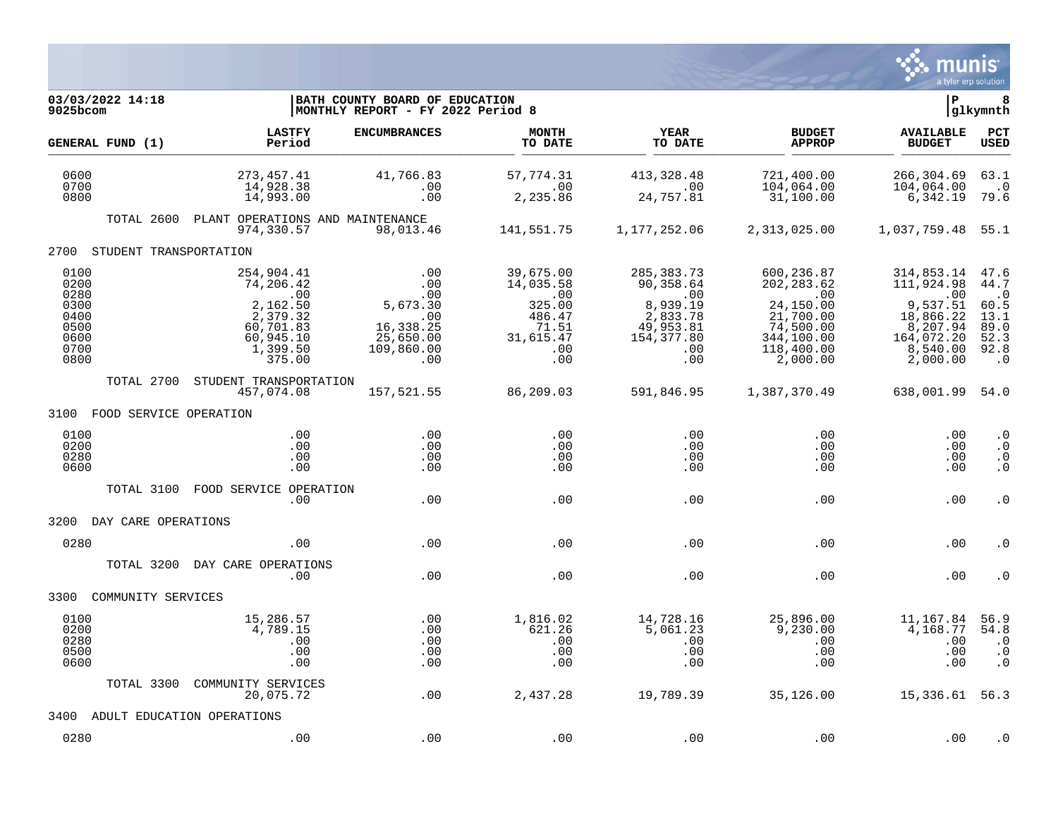03/03/2022 14:18 | BATH COUNTY BOARD OF EDUCATION | P 8
9025bcom | MONTHLY REPORT - FY 2022 Period 8 | glkymnth

| GENERAL FUND (1) | LASTFY Period | ENCUMBRANCES | MONTH TO DATE | YEAR TO DATE | BUDGET APPROP | AVAILABLE BUDGET | PCT USED |
|---|---|---|---|---|---|---|---|
| 0600 | 273,457.41 | 41,766.83 | 57,774.31 | 413,328.48 | 721,400.00 | 266,304.69 | 63.1 |
| 0700 | 14,928.38 | .00 | .00 | .00 | 104,064.00 | 104,064.00 | .0 |
| 0800 | 14,993.00 | .00 | 2,235.86 | 24,757.81 | 31,100.00 | 6,342.19 | 79.6 |
| TOTAL 2600 PLANT OPERATIONS AND MAINTENANCE | 974,330.57 | 98,013.46 | 141,551.75 | 1,177,252.06 | 2,313,025.00 | 1,037,759.48 | 55.1 |
| **2700 STUDENT TRANSPORTATION** | | | | | | | |
| 0100 | 254,904.41 | .00 | 39,675.00 | 285,383.73 | 600,236.87 | 314,853.14 | 47.6 |
| 0200 | 74,206.42 | .00 | 14,035.58 | 90,358.64 | 202,283.62 | 111,924.98 | 44.7 |
| 0280 | .00 | .00 | .00 | .00 | .00 | .00 | .0 |
| 0300 | 2,162.50 | 5,673.30 | 325.00 | 8,939.19 | 24,150.00 | 9,537.51 | 60.5 |
| 0400 | 2,379.32 | .00 | 486.47 | 2,833.78 | 21,700.00 | 18,866.22 | 13.1 |
| 0500 | 60,701.83 | 16,338.25 | 71.51 | 49,953.81 | 74,500.00 | 8,207.94 | 89.0 |
| 0600 | 60,945.10 | 25,650.00 | 31,615.47 | 154,377.80 | 344,100.00 | 164,072.20 | 52.3 |
| 0700 | 1,399.50 | 109,860.00 | .00 | .00 | 118,400.00 | 8,540.00 | 92.8 |
| 0800 | 375.00 | .00 | .00 | .00 | 2,000.00 | 2,000.00 | .0 |
| TOTAL 2700 STUDENT TRANSPORTATION | 457,074.08 | 157,521.55 | 86,209.03 | 591,846.95 | 1,387,370.49 | 638,001.99 | 54.0 |
| **3100 FOOD SERVICE OPERATION** | | | | | | | |
| 0100 | .00 | .00 | .00 | .00 | .00 | .00 | .0 |
| 0200 | .00 | .00 | .00 | .00 | .00 | .00 | .0 |
| 0280 | .00 | .00 | .00 | .00 | .00 | .00 | .0 |
| 0600 | .00 | .00 | .00 | .00 | .00 | .00 | .0 |
| TOTAL 3100 FOOD SERVICE OPERATION | .00 | .00 | .00 | .00 | .00 | .00 | .0 |
| **3200 DAY CARE OPERATIONS** | | | | | | | |
| 0280 | .00 | .00 | .00 | .00 | .00 | .00 | .0 |
| TOTAL 3200 DAY CARE OPERATIONS | .00 | .00 | .00 | .00 | .00 | .00 | .0 |
| **3300 COMMUNITY SERVICES** | | | | | | | |
| 0100 | 15,286.57 | .00 | 1,816.02 | 14,728.16 | 25,896.00 | 11,167.84 | 56.9 |
| 0200 | 4,789.15 | .00 | 621.26 | 5,061.23 | 9,230.00 | 4,168.77 | 54.8 |
| 0280 | .00 | .00 | .00 | .00 | .00 | .00 | .0 |
| 0500 | .00 | .00 | .00 | .00 | .00 | .00 | .0 |
| 0600 | .00 | .00 | .00 | .00 | .00 | .00 | .0 |
| TOTAL 3300 COMMUNITY SERVICES | 20,075.72 | .00 | 2,437.28 | 19,789.39 | 35,126.00 | 15,336.61 | 56.3 |
| **3400 ADULT EDUCATION OPERATIONS** | | | | | | | |
| 0280 | .00 | .00 | .00 | .00 | .00 | .00 | .0 |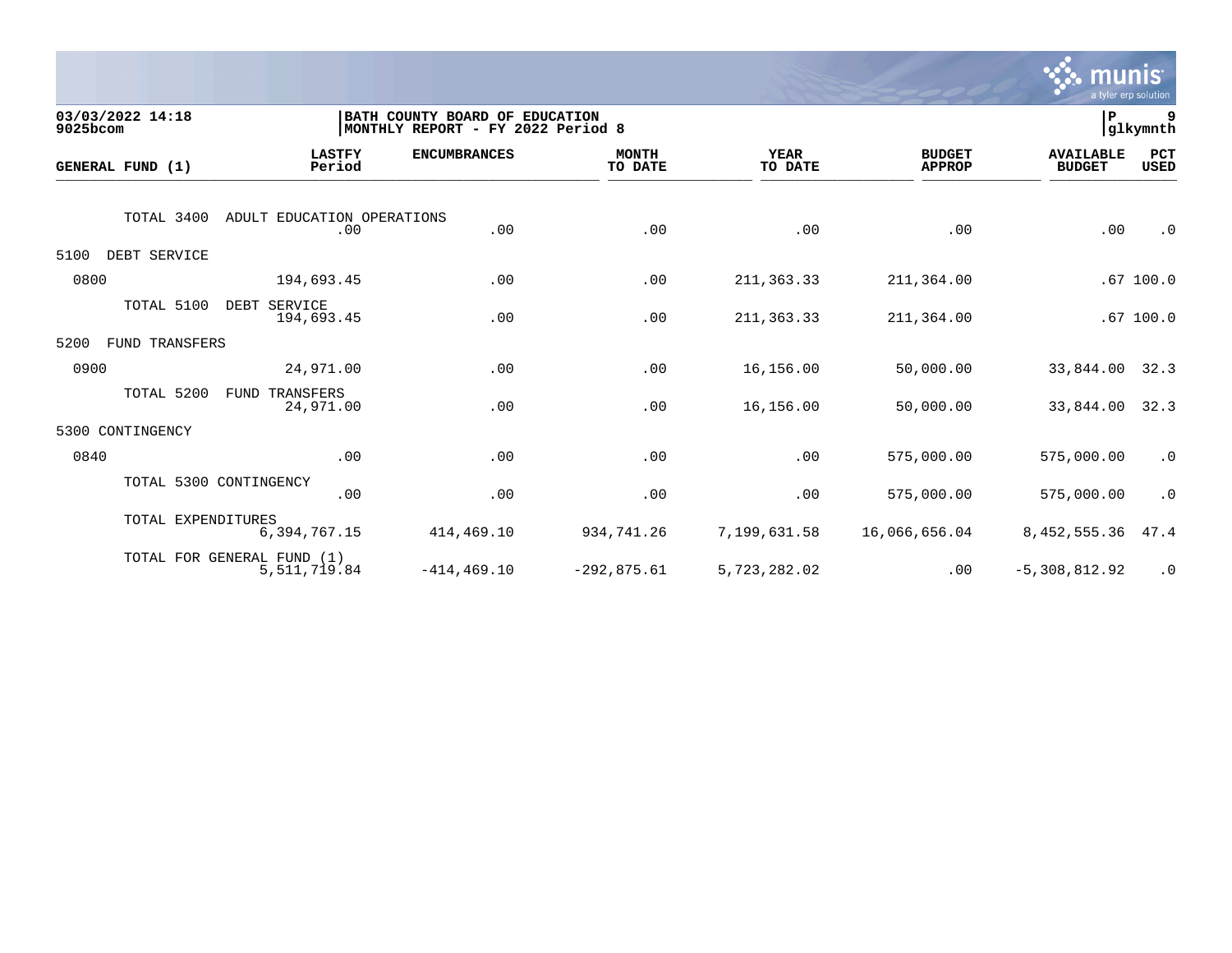03/03/2022 14:18
9025bcom

**BATH COUNTY BOARD OF EDUCATION**
**MONTHLY REPORT - FY 2022 Period 8**

P 9
glkymnth

| GENERAL FUND (1) | LASTFY Period | ENCUMBRANCES | MONTH TO DATE | YEAR TO DATE | BUDGET APPROP | AVAILABLE BUDGET | PCT USED |
|---|---|---|---|---|---|---|---|
| TOTAL 3400 ADULT EDUCATION OPERATIONS | .00 | .00 | .00 | .00 | .00 | .00 | .0 |
| 5100 DEBT SERVICE | | | | | | | |
| 0800 | 194,693.45 | .00 | .00 | 211,363.33 | 211,364.00 | .67 | 100.0 |
| TOTAL 5100 DEBT SERVICE | 194,693.45 | .00 | .00 | 211,363.33 | 211,364.00 | .67 | 100.0 |
| 5200 FUND TRANSFERS | | | | | | | |
| 0900 | 24,971.00 | .00 | .00 | 16,156.00 | 50,000.00 | 33,844.00 | 32.3 |
| TOTAL 5200 FUND TRANSFERS | 24,971.00 | .00 | .00 | 16,156.00 | 50,000.00 | 33,844.00 | 32.3 |
| 5300 CONTINGENCY | | | | | | | |
| 0840 | .00 | .00 | .00 | .00 | 575,000.00 | 575,000.00 | .0 |
| TOTAL 5300 CONTINGENCY | .00 | .00 | .00 | .00 | 575,000.00 | 575,000.00 | .0 |
| TOTAL EXPENDITURES | 6,394,767.15 | 414,469.10 | 934,741.26 | 7,199,631.58 | 16,066,656.04 | 8,452,555.36 | 47.4 |
| TOTAL FOR GENERAL FUND (1) | 5,511,719.84 | -414,469.10 | -292,875.61 | 5,723,282.02 | .00 | -5,308,812.92 | .0 |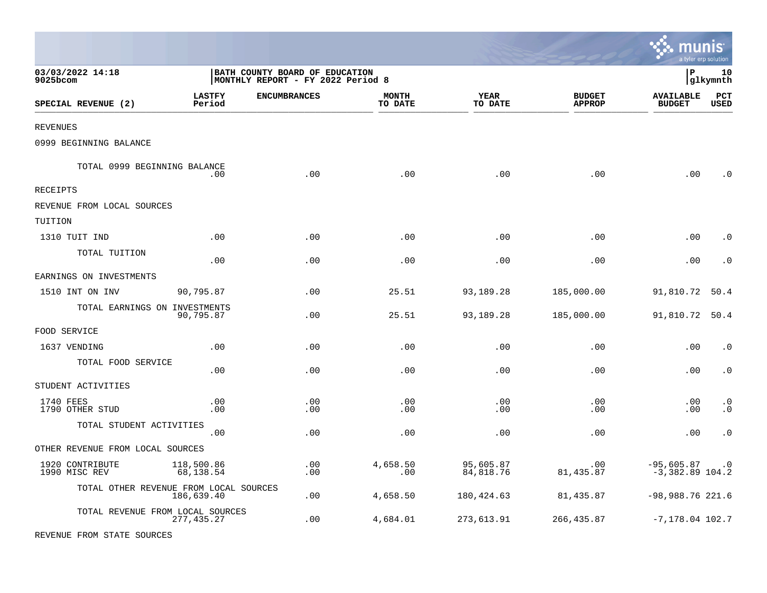03/03/2022 14:18
9025bcom

BATH COUNTY BOARD OF EDUCATION
MONTHLY REPORT - FY 2022 Period 8

P 10
glkymnth

| SPECIAL REVENUE (2) | LASTFY Period | ENCUMBRANCES | MONTH TO DATE | YEAR TO DATE | BUDGET APPROP | AVAILABLE BUDGET | PCT USED |
|---|---|---|---|---|---|---|---|
| REVENUES | | | | | | | |
| 0999 BEGINNING BALANCE | | | | | | | |
| TOTAL 0999 BEGINNING BALANCE | .00 | .00 | .00 | .00 | .00 | .00 | .0 |
| RECEIPTS | | | | | | | |
| REVENUE FROM LOCAL SOURCES | | | | | | | |
| TUITION | | | | | | | |
| 1310 TUIT IND | .00 | .00 | .00 | .00 | .00 | .00 | .0 |
| TOTAL TUITION | .00 | .00 | .00 | .00 | .00 | .00 | .0 |
| EARNINGS ON INVESTMENTS | | | | | | | |
| 1510 INT ON INV | 90,795.87 | .00 | 25.51 | 93,189.28 | 185,000.00 | 91,810.72 | 50.4 |
| TOTAL EARNINGS ON INVESTMENTS | 90,795.87 | .00 | 25.51 | 93,189.28 | 185,000.00 | 91,810.72 | 50.4 |
| FOOD SERVICE | | | | | | | |
| 1637 VENDING | .00 | .00 | .00 | .00 | .00 | .00 | .0 |
| TOTAL FOOD SERVICE | .00 | .00 | .00 | .00 | .00 | .00 | .0 |
| STUDENT ACTIVITIES | | | | | | | |
| 1740 FEES | .00 | .00 | .00 | .00 | .00 | .00 | .0 |
| 1790 OTHER STUD | .00 | .00 | .00 | .00 | .00 | .00 | .0 |
| TOTAL STUDENT ACTIVITIES | .00 | .00 | .00 | .00 | .00 | .00 | .0 |
| OTHER REVENUE FROM LOCAL SOURCES | | | | | | | |
| 1920 CONTRIBUTE | 118,500.86 | .00 | 4,658.50 | 95,605.87 | .00 | -95,605.87 | .0 |
| 1990 MISC REV | 68,138.54 | .00 | .00 | 84,818.76 | 81,435.87 | -3,382.89 | 104.2 |
| TOTAL OTHER REVENUE FROM LOCAL SOURCES | 186,639.40 | .00 | 4,658.50 | 180,424.63 | 81,435.87 | -98,988.76 | 221.6 |
| TOTAL REVENUE FROM LOCAL SOURCES | 277,435.27 | .00 | 4,684.01 | 273,613.91 | 266,435.87 | -7,178.04 | 102.7 |
| REVENUE FROM STATE SOURCES | | | | | | | |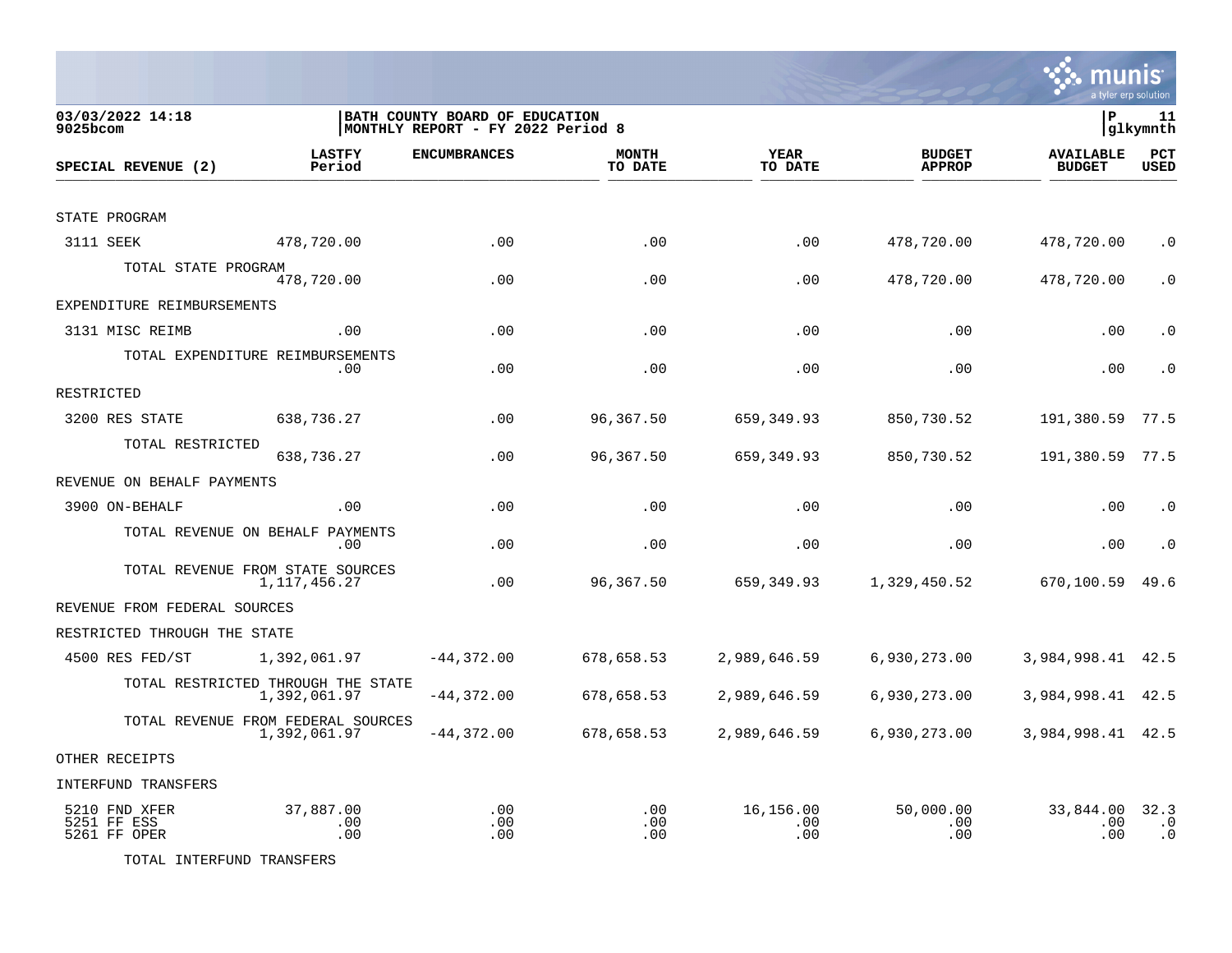03/03/2022 14:18
9025bcom

BATH COUNTY BOARD OF EDUCATION
MONTHLY REPORT - FY 2022 Period 8

P 11
glkymnth

| SPECIAL REVENUE (2) | LASTFY Period | ENCUMBRANCES | MONTH TO DATE | YEAR TO DATE | BUDGET APPROP | AVAILABLE BUDGET | PCT USED |
|---|---|---|---|---|---|---|---|
| STATE PROGRAM | | | | | | | |
| 3111 SEEK | 478,720.00 | .00 | .00 | .00 | 478,720.00 | 478,720.00 | .0 |
| TOTAL STATE PROGRAM | 478,720.00 | .00 | .00 | .00 | 478,720.00 | 478,720.00 | .0 |
| EXPENDITURE REIMBURSEMENTS | | | | | | | |
| 3131 MISC REIMB | .00 | .00 | .00 | .00 | .00 | .00 | .0 |
| TOTAL EXPENDITURE REIMBURSEMENTS | .00 | .00 | .00 | .00 | .00 | .00 | .0 |
| RESTRICTED | | | | | | | |
| 3200 RES STATE | 638,736.27 | .00 | 96,367.50 | 659,349.93 | 850,730.52 | 191,380.59 | 77.5 |
| TOTAL RESTRICTED | 638,736.27 | .00 | 96,367.50 | 659,349.93 | 850,730.52 | 191,380.59 | 77.5 |
| REVENUE ON BEHALF PAYMENTS | | | | | | | |
| 3900 ON-BEHALF | .00 | .00 | .00 | .00 | .00 | .00 | .0 |
| TOTAL REVENUE ON BEHALF PAYMENTS | .00 | .00 | .00 | .00 | .00 | .00 | .0 |
| TOTAL REVENUE FROM STATE SOURCES | 1,117,456.27 | .00 | 96,367.50 | 659,349.93 | 1,329,450.52 | 670,100.59 | 49.6 |
| REVENUE FROM FEDERAL SOURCES | | | | | | | |
| RESTRICTED THROUGH THE STATE | | | | | | | |
| 4500 RES FED/ST | 1,392,061.97 | -44,372.00 | 678,658.53 | 2,989,646.59 | 6,930,273.00 | 3,984,998.41 | 42.5 |
| TOTAL RESTRICTED THROUGH THE STATE | 1,392,061.97 | -44,372.00 | 678,658.53 | 2,989,646.59 | 6,930,273.00 | 3,984,998.41 | 42.5 |
| TOTAL REVENUE FROM FEDERAL SOURCES | 1,392,061.97 | -44,372.00 | 678,658.53 | 2,989,646.59 | 6,930,273.00 | 3,984,998.41 | 42.5 |
| OTHER RECEIPTS | | | | | | | |
| INTERFUND TRANSFERS | | | | | | | |
| 5210 FND XFER | 37,887.00 | .00 | .00 | 16,156.00 | 50,000.00 | 33,844.00 | 32.3 |
| 5251 FF ESS | .00 | .00 | .00 | .00 | .00 | .00 | .0 |
| 5261 FF OPER | .00 | .00 | .00 | .00 | .00 | .00 | .0 |
| TOTAL INTERFUND TRANSFERS | | | | | | | |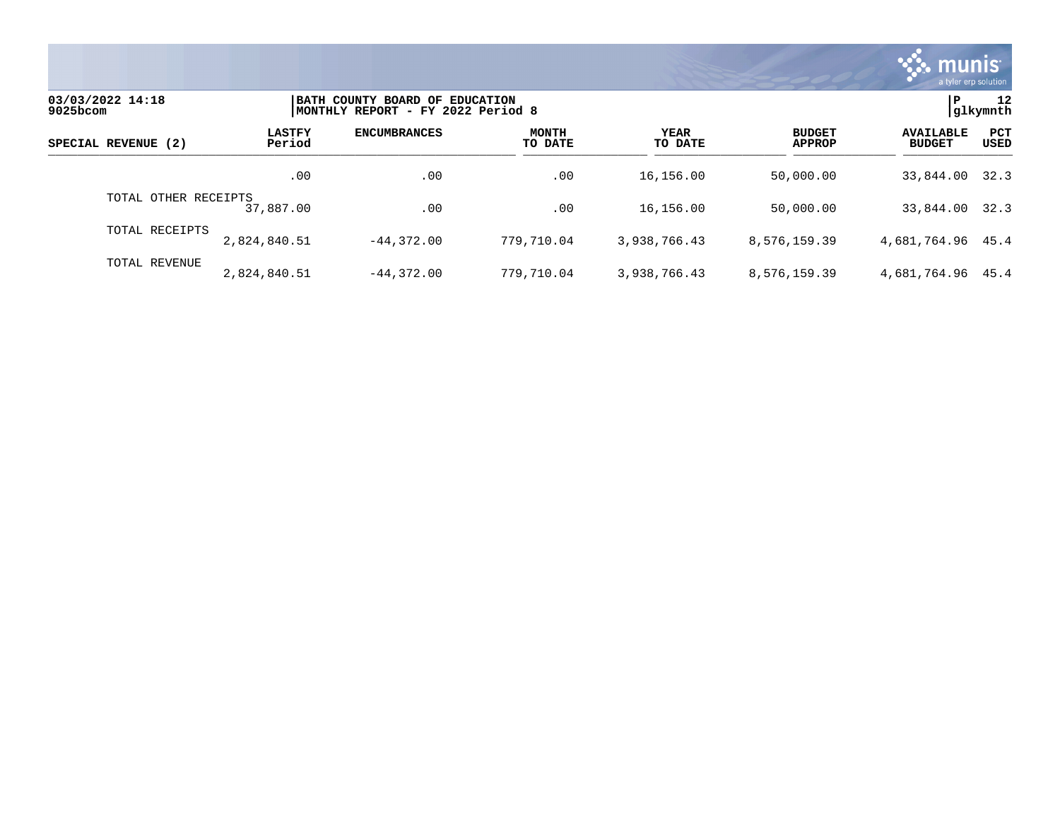03/03/2022 14:18 | BATH COUNTY BOARD OF EDUCATION | P 12
9025bcom | MONTHLY REPORT - FY 2022 Period 8 | glkymnth

| SPECIAL REVENUE (2) | LASTFY Period | ENCUMBRANCES | MONTH TO DATE | YEAR TO DATE | BUDGET APPROP | AVAILABLE BUDGET | PCT USED |
|---|---|---|---|---|---|---|---|
| | .00 | .00 | .00 | 16,156.00 | 50,000.00 | 33,844.00 | 32.3 |
| TOTAL OTHER RECEIPTS | 37,887.00 | .00 | .00 | 16,156.00 | 50,000.00 | 33,844.00 | 32.3 |
| TOTAL RECEIPTS | 2,824,840.51 | -44,372.00 | 779,710.04 | 3,938,766.43 | 8,576,159.39 | 4,681,764.96 | 45.4 |
| TOTAL REVENUE | 2,824,840.51 | -44,372.00 | 779,710.04 | 3,938,766.43 | 8,576,159.39 | 4,681,764.96 | 45.4 |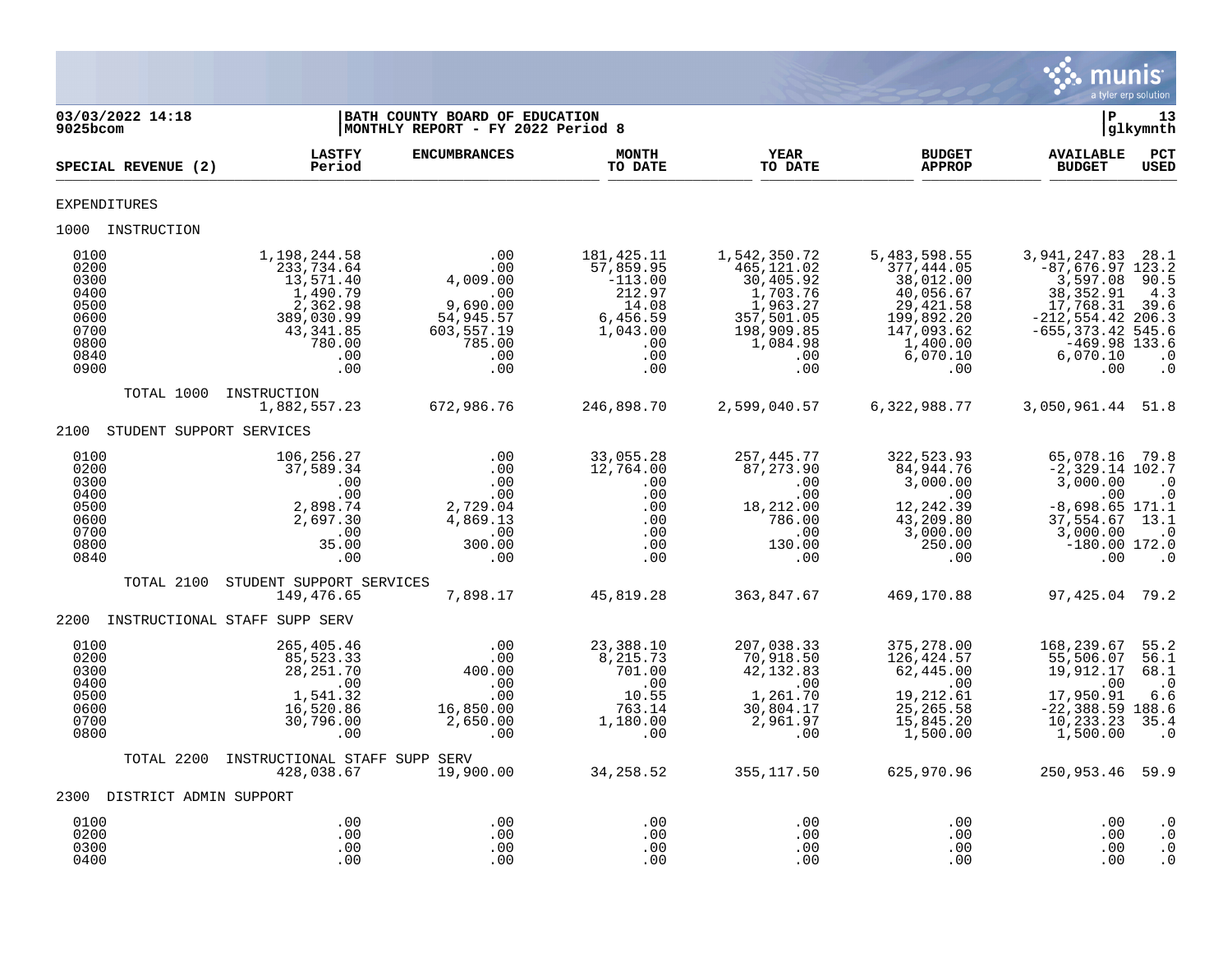03/03/2022 14:18 | BATH COUNTY BOARD OF EDUCATION | P 13
9025bcom | MONTHLY REPORT - FY 2022 Period 8 | glkymnth

| SPECIAL REVENUE (2) | LASTFY Period | ENCUMBRANCES | MONTH TO DATE | YEAR TO DATE | BUDGET APPROP | AVAILABLE BUDGET | PCT USED |
|---|---|---|---|---|---|---|---|
| EXPENDITURES | | | | | | | |
| 1000 INSTRUCTION | | | | | | | |
| 0100 | 1,198,244.58 | .00 | 181,425.11 | 1,542,350.72 | 5,483,598.55 | 3,941,247.83 | 28.1 |
| 0200 | 233,734.64 | .00 | 57,859.95 | 465,121.02 | 377,444.05 | -87,676.97 | 123.2 |
| 0300 | 13,571.40 | 4,009.00 | -113.00 | 30,405.92 | 38,012.00 | 3,597.08 | 90.5 |
| 0400 | 1,490.79 | .00 | 212.97 | 1,703.76 | 40,056.67 | 38,352.91 | 4.3 |
| 0500 | 2,362.98 | 9,690.00 | 14.08 | 1,963.27 | 29,421.58 | 17,768.31 | 39.6 |
| 0600 | 389,030.99 | 54,945.57 | 6,456.59 | 357,501.05 | 199,892.20 | -212,554.42 | 206.3 |
| 0700 | 43,341.85 | 603,557.19 | 1,043.00 | 198,909.85 | 147,093.62 | -655,373.42 | 545.6 |
| 0800 | 780.00 | 785.00 | .00 | 1,084.98 | 1,400.00 | -469.98 | 133.6 |
| 0840 | .00 | .00 | .00 | .00 | 6,070.10 | 6,070.10 | .0 |
| 0900 | .00 | .00 | .00 | .00 | .00 | .00 | .0 |
| TOTAL 1000 INSTRUCTION | 1,882,557.23 | 672,986.76 | 246,898.70 | 2,599,040.57 | 6,322,988.77 | 3,050,961.44 | 51.8 |
| 2100 STUDENT SUPPORT SERVICES | | | | | | | |
| 0100 | 106,256.27 | .00 | 33,055.28 | 257,445.77 | 322,523.93 | 65,078.16 | 79.8 |
| 0200 | 37,589.34 | .00 | 12,764.00 | 87,273.90 | 84,944.76 | -2,329.14 | 102.7 |
| 0300 | .00 | .00 | .00 | .00 | 3,000.00 | 3,000.00 | .0 |
| 0400 | .00 | .00 | .00 | .00 | .00 | .00 | .0 |
| 0500 | 2,898.74 | 2,729.04 | .00 | 18,212.00 | 12,242.39 | -8,698.65 | 171.1 |
| 0600 | 2,697.30 | 4,869.13 | .00 | 786.00 | 43,209.80 | 37,554.67 | 13.1 |
| 0700 | .00 | .00 | .00 | .00 | 3,000.00 | 3,000.00 | .0 |
| 0800 | 35.00 | 300.00 | .00 | 130.00 | 250.00 | -180.00 | 172.0 |
| 0840 | .00 | .00 | .00 | .00 | .00 | .00 | .0 |
| TOTAL 2100 STUDENT SUPPORT SERVICES | 149,476.65 | 7,898.17 | 45,819.28 | 363,847.67 | 469,170.88 | 97,425.04 | 79.2 |
| 2200 INSTRUCTIONAL STAFF SUPP SERV | | | | | | | |
| 0100 | 265,405.46 | .00 | 23,388.10 | 207,038.33 | 375,278.00 | 168,239.67 | 55.2 |
| 0200 | 85,523.33 | .00 | 8,215.73 | 70,918.50 | 126,424.57 | 55,506.07 | 56.1 |
| 0300 | 28,251.70 | 400.00 | 701.00 | 42,132.83 | 62,445.00 | 19,912.17 | 68.1 |
| 0400 | .00 | .00 | .00 | .00 | .00 | .00 | .0 |
| 0500 | 1,541.32 | .00 | 10.55 | 1,261.70 | 19,212.61 | 17,950.91 | 6.6 |
| 0600 | 16,520.86 | 16,850.00 | 763.14 | 30,804.17 | 25,265.58 | -22,388.59 | 188.6 |
| 0700 | 30,796.00 | 2,650.00 | 1,180.00 | 2,961.97 | 15,845.20 | 10,233.23 | 35.4 |
| 0800 | .00 | .00 | .00 | .00 | 1,500.00 | 1,500.00 | .0 |
| TOTAL 2200 INSTRUCTIONAL STAFF SUPP SERV | 428,038.67 | 19,900.00 | 34,258.52 | 355,117.50 | 625,970.96 | 250,953.46 | 59.9 |
| 2300 DISTRICT ADMIN SUPPORT | | | | | | | |
| 0100 | .00 | .00 | .00 | .00 | .00 | .00 | .0 |
| 0200 | .00 | .00 | .00 | .00 | .00 | .00 | .0 |
| 0300 | .00 | .00 | .00 | .00 | .00 | .00 | .0 |
| 0400 | .00 | .00 | .00 | .00 | .00 | .00 | .0 |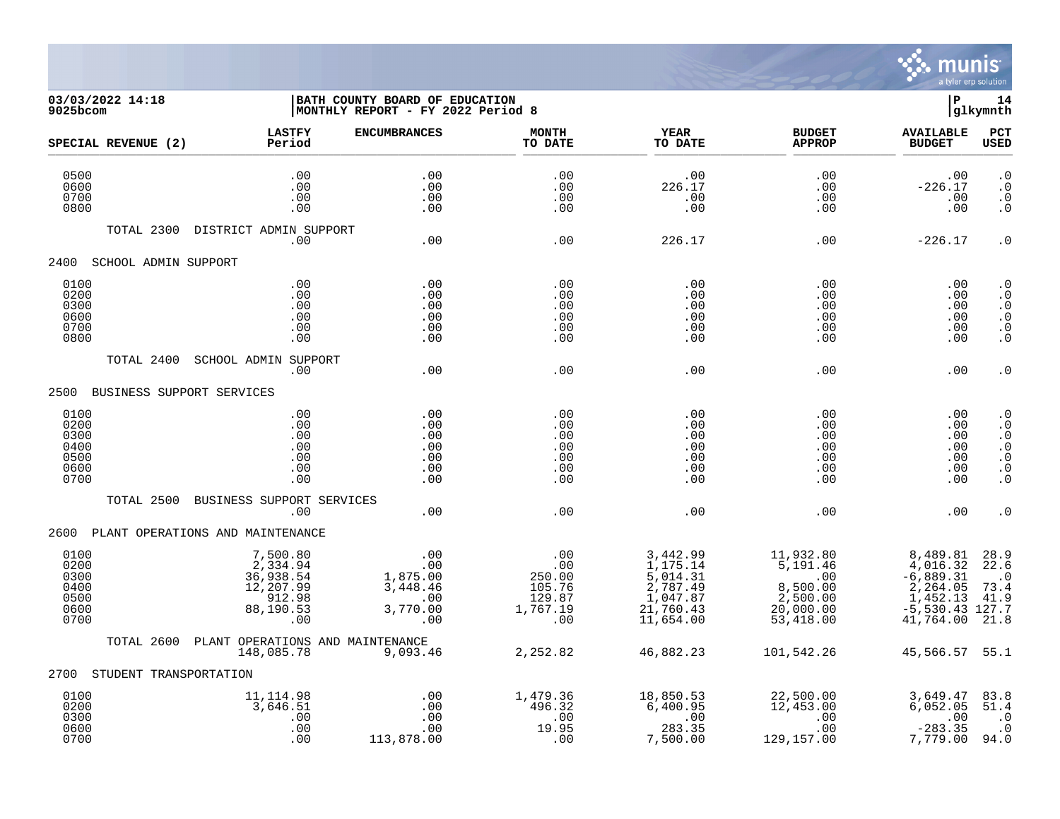**03/03/2022 14:18**
**9025bcom**

**BATH COUNTY BOARD OF EDUCATION**
**MONTHLY REPORT - FY 2022 Period 8**

**P 14**
**glkymnth**

| SPECIAL REVENUE (2) | LASTFY Period | ENCUMBRANCES | MONTH TO DATE | YEAR TO DATE | BUDGET APPROP | AVAILABLE BUDGET | PCT USED |
|---|---|---|---|---|---|---|---|
| 0500 | .00 | .00 | .00 | .00 | .00 | .00 | .0 |
| 0600 | .00 | .00 | .00 | 226.17 | .00 | -226.17 | .0 |
| 0700 | .00 | .00 | .00 | .00 | .00 | .00 | .0 |
| 0800 | .00 | .00 | .00 | .00 | .00 | .00 | .0 |
| TOTAL 2300 DISTRICT ADMIN SUPPORT | .00 | .00 | .00 | 226.17 | .00 | -226.17 | .0 |
| **2400 SCHOOL ADMIN SUPPORT** | | | | | | | |
| 0100 | .00 | .00 | .00 | .00 | .00 | .00 | .0 |
| 0200 | .00 | .00 | .00 | .00 | .00 | .00 | .0 |
| 0300 | .00 | .00 | .00 | .00 | .00 | .00 | .0 |
| 0600 | .00 | .00 | .00 | .00 | .00 | .00 | .0 |
| 0700 | .00 | .00 | .00 | .00 | .00 | .00 | .0 |
| 0800 | .00 | .00 | .00 | .00 | .00 | .00 | .0 |
| TOTAL 2400 SCHOOL ADMIN SUPPORT | .00 | .00 | .00 | .00 | .00 | .00 | .0 |
| **2500 BUSINESS SUPPORT SERVICES** | | | | | | | |
| 0100 | .00 | .00 | .00 | .00 | .00 | .00 | .0 |
| 0200 | .00 | .00 | .00 | .00 | .00 | .00 | .0 |
| 0300 | .00 | .00 | .00 | .00 | .00 | .00 | .0 |
| 0400 | .00 | .00 | .00 | .00 | .00 | .00 | .0 |
| 0500 | .00 | .00 | .00 | .00 | .00 | .00 | .0 |
| 0600 | .00 | .00 | .00 | .00 | .00 | .00 | .0 |
| 0700 | .00 | .00 | .00 | .00 | .00 | .00 | .0 |
| TOTAL 2500 BUSINESS SUPPORT SERVICES | .00 | .00 | .00 | .00 | .00 | .00 | .0 |
| **2600 PLANT OPERATIONS AND MAINTENANCE** | | | | | | | |
| 0100 | 7,500.80 | .00 | .00 | 3,442.99 | 11,932.80 | 8,489.81 | 28.9 |
| 0200 | 2,334.94 | .00 | .00 | 1,175.14 | 5,191.46 | 4,016.32 | 22.6 |
| 0300 | 36,938.54 | 1,875.00 | 250.00 | 5,014.31 | .00 | -6,889.31 | .0 |
| 0400 | 12,207.99 | 3,448.46 | 105.76 | 2,787.49 | 8,500.00 | 2,264.05 | 73.4 |
| 0500 | 912.98 | .00 | 129.87 | 1,047.87 | 2,500.00 | 1,452.13 | 41.9 |
| 0600 | 88,190.53 | 3,770.00 | 1,767.19 | 21,760.43 | 20,000.00 | -5,530.43 | 127.7 |
| 0700 | .00 | .00 | .00 | 11,654.00 | 53,418.00 | 41,764.00 | 21.8 |
| TOTAL 2600 PLANT OPERATIONS AND MAINTENANCE | 148,085.78 | 9,093.46 | 2,252.82 | 46,882.23 | 101,542.26 | 45,566.57 | 55.1 |
| **2700 STUDENT TRANSPORTATION** | | | | | | | |
| 0100 | 11,114.98 | .00 | 1,479.36 | 18,850.53 | 22,500.00 | 3,649.47 | 83.8 |
| 0200 | 3,646.51 | .00 | 496.32 | 6,400.95 | 12,453.00 | 6,052.05 | 51.4 |
| 0300 | .00 | .00 | .00 | .00 | .00 | .00 | .0 |
| 0600 | .00 | .00 | 19.95 | 283.35 | .00 | -283.35 | .0 |
| 0700 | .00 | 113,878.00 | .00 | 7,500.00 | 129,157.00 | 7,779.00 | 94.0 |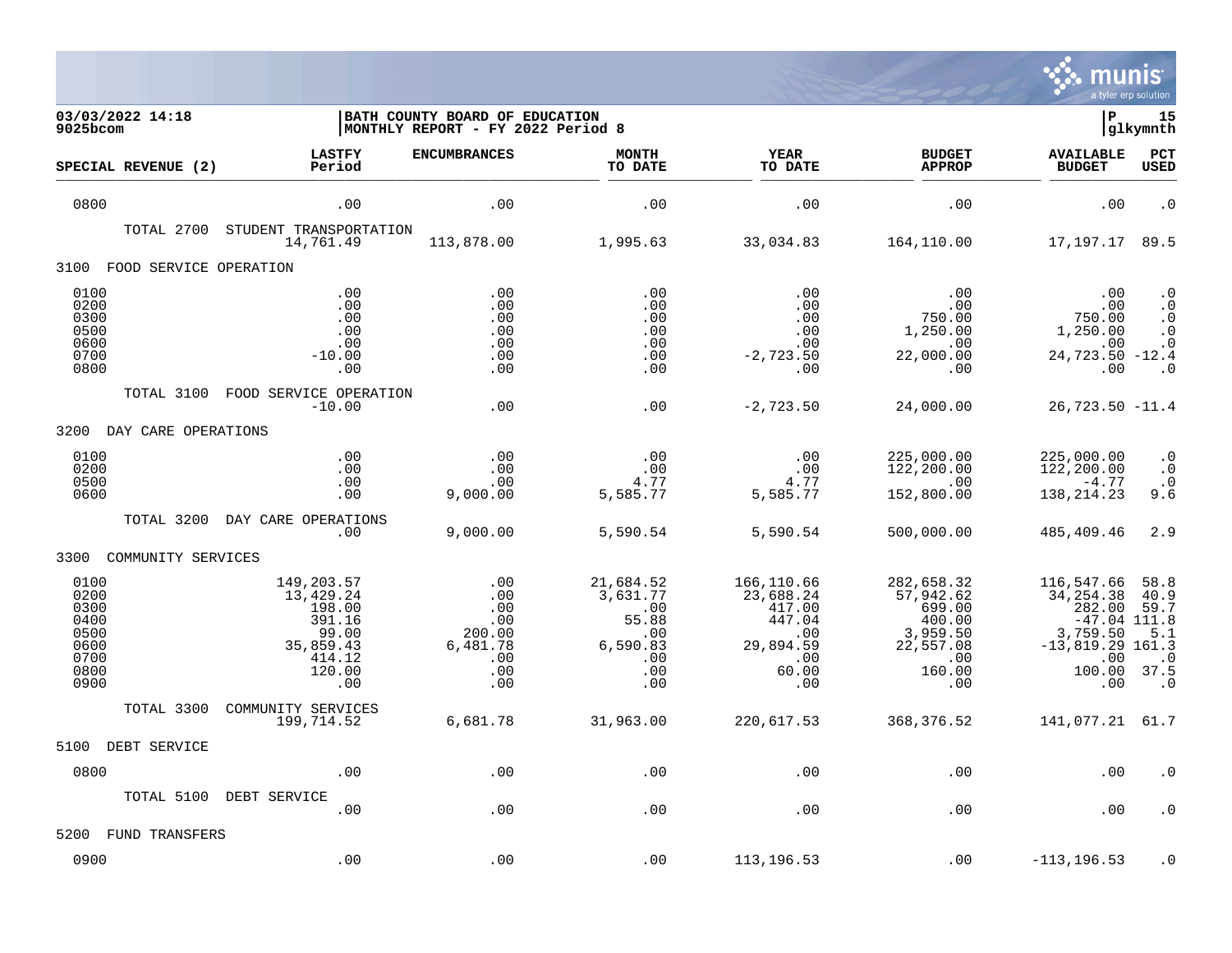03/03/2022 14:18
9025bcom

BATH COUNTY BOARD OF EDUCATION
MONTHLY REPORT - FY 2022 Period 8

P 15
glkymnth

| SPECIAL REVENUE (2) | LASTFY Period | ENCUMBRANCES | MONTH TO DATE | YEAR TO DATE | BUDGET APPROP | AVAILABLE BUDGET | PCT USED |
|---|---|---|---|---|---|---|---|
| 0800 | .00 | .00 | .00 | .00 | .00 | .00 | .0 |
| TOTAL 2700 STUDENT TRANSPORTATION | 14,761.49 | 113,878.00 | 1,995.63 | 33,034.83 | 164,110.00 | 17,197.17 | 89.5 |
| 3100 FOOD SERVICE OPERATION | | | | | | | |
| 0100 | .00 | .00 | .00 | .00 | .00 | .00 | .0 |
| 0200 | .00 | .00 | .00 | .00 | .00 | .00 | .0 |
| 0300 | .00 | .00 | .00 | .00 | 750.00 | 750.00 | .0 |
| 0500 | .00 | .00 | .00 | .00 | 1,250.00 | 1,250.00 | .0 |
| 0600 | .00 | .00 | .00 | .00 | .00 | .00 | .0 |
| 0700 | -10.00 | .00 | .00 | -2,723.50 | 22,000.00 | 24,723.50 | -12.4 |
| 0800 | .00 | .00 | .00 | .00 | .00 | .00 | .0 |
| TOTAL 3100 FOOD SERVICE OPERATION | -10.00 | .00 | .00 | -2,723.50 | 24,000.00 | 26,723.50 | -11.4 |
| 3200 DAY CARE OPERATIONS | | | | | | | |
| 0100 | .00 | .00 | .00 | .00 | 225,000.00 | 225,000.00 | .0 |
| 0200 | .00 | .00 | .00 | .00 | 122,200.00 | 122,200.00 | .0 |
| 0500 | .00 | .00 | 4.77 | 4.77 | .00 | -4.77 | .0 |
| 0600 | .00 | 9,000.00 | 5,585.77 | 5,585.77 | 152,800.00 | 138,214.23 | 9.6 |
| TOTAL 3200 DAY CARE OPERATIONS | .00 | 9,000.00 | 5,590.54 | 5,590.54 | 500,000.00 | 485,409.46 | 2.9 |
| 3300 COMMUNITY SERVICES | | | | | | | |
| 0100 | 149,203.57 | .00 | 21,684.52 | 166,110.66 | 282,658.32 | 116,547.66 | 58.8 |
| 0200 | 13,429.24 | .00 | 3,631.77 | 23,688.24 | 57,942.62 | 34,254.38 | 40.9 |
| 0300 | 198.00 | .00 | .00 | 417.00 | 699.00 | 282.00 | 59.7 |
| 0400 | 391.16 | .00 | 55.88 | 447.04 | 400.00 | -47.04 | 111.8 |
| 0500 | 99.00 | 200.00 | .00 | .00 | 3,959.50 | 3,759.50 | 5.1 |
| 0600 | 35,859.43 | 6,481.78 | 6,590.83 | 29,894.59 | 22,557.08 | -13,819.29 | 161.3 |
| 0700 | 414.12 | .00 | .00 | .00 | .00 | .00 | .0 |
| 0800 | 120.00 | .00 | .00 | 60.00 | 160.00 | 100.00 | 37.5 |
| 0900 | .00 | .00 | .00 | .00 | .00 | .00 | .0 |
| TOTAL 3300 COMMUNITY SERVICES | 199,714.52 | 6,681.78 | 31,963.00 | 220,617.53 | 368,376.52 | 141,077.21 | 61.7 |
| 5100 DEBT SERVICE | | | | | | | |
| 0800 | .00 | .00 | .00 | .00 | .00 | .00 | .0 |
| TOTAL 5100 DEBT SERVICE | .00 | .00 | .00 | .00 | .00 | .00 | .0 |
| 5200 FUND TRANSFERS | | | | | | | |
| 0900 | .00 | .00 | .00 | 113,196.53 | .00 | -113,196.53 | .0 |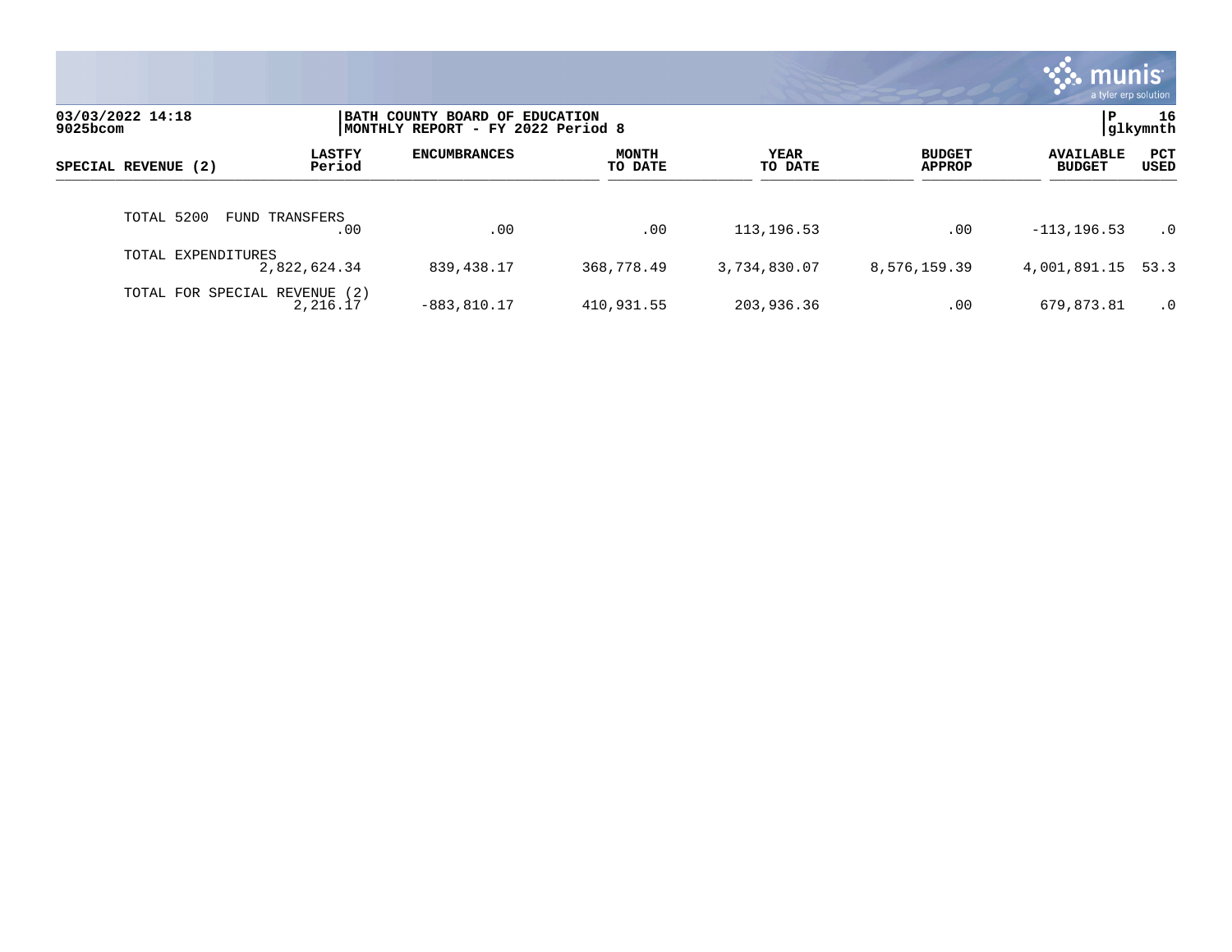03/03/2022 14:18
9025bcom

BATH COUNTY BOARD OF EDUCATION
MONTHLY REPORT - FY 2022 Period 8

P 16
glkymnth

| SPECIAL REVENUE (2) | LASTFY Period | ENCUMBRANCES | MONTH TO DATE | YEAR TO DATE | BUDGET APPROP | AVAILABLE BUDGET | PCT USED |
|---|---|---|---|---|---|---|---|
| TOTAL 5200 FUND TRANSFERS | .00 | .00 | .00 | 113,196.53 | .00 | -113,196.53 | .0 |
| TOTAL EXPENDITURES | 2,822,624.34 | 839,438.17 | 368,778.49 | 3,734,830.07 | 8,576,159.39 | 4,001,891.15 | 53.3 |
| TOTAL FOR SPECIAL REVENUE (2) | 2,216.17 | -883,810.17 | 410,931.55 | 203,936.36 | .00 | 679,873.81 | .0 |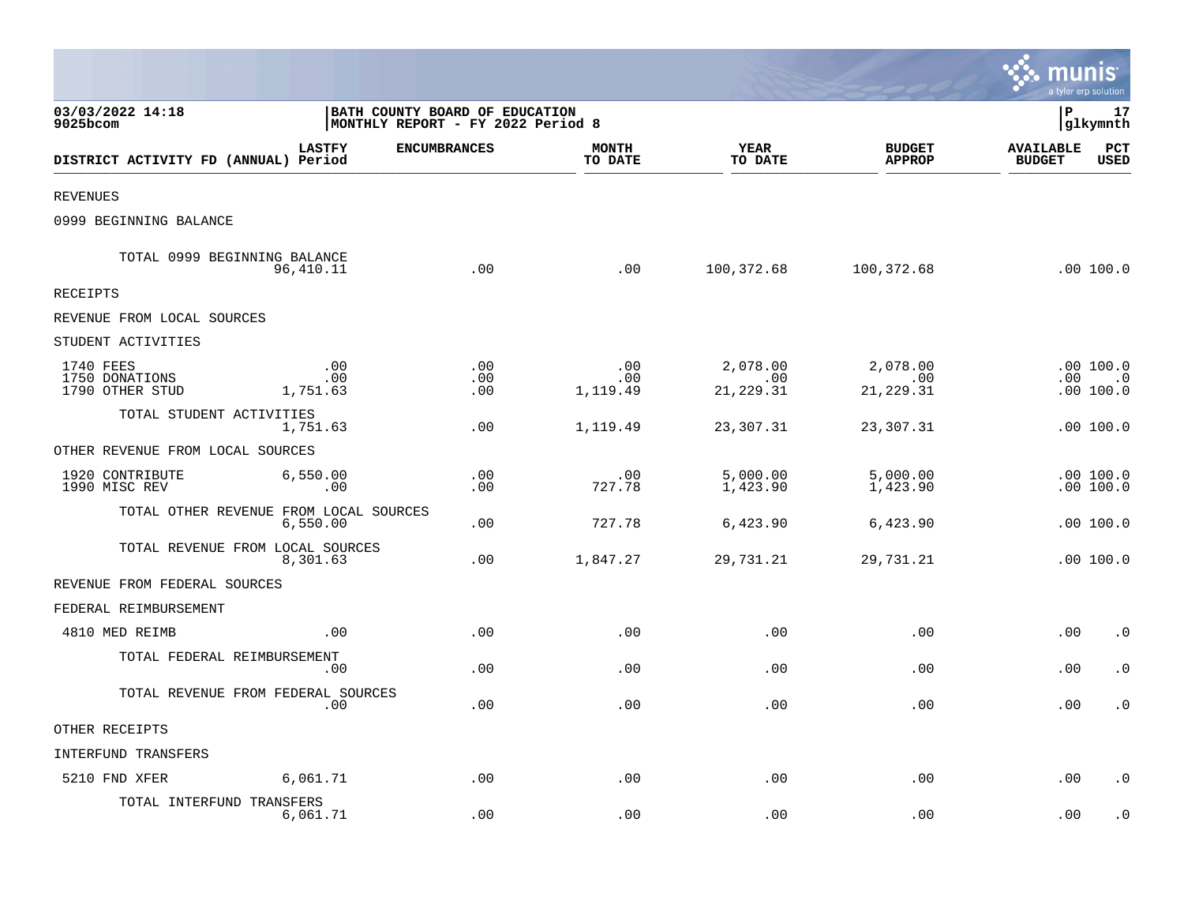03/03/2022 14:18
9025bcom

BATH COUNTY BOARD OF EDUCATION
MONTHLY REPORT - FY 2022 Period 8

P 17
glkymnth

| DISTRICT ACTIVITY FD (ANNUAL) | LASTFY Period | ENCUMBRANCES | MONTH TO DATE | YEAR TO DATE | BUDGET APPROP | AVAILABLE BUDGET | PCT USED |
|---|---|---|---|---|---|---|---|
| REVENUES | | | | | | | |
| 0999 BEGINNING BALANCE | | | | | | | |
| TOTAL 0999 BEGINNING BALANCE | 96,410.11 | .00 | .00 | 100,372.68 | 100,372.68 | .00 | 100.0 |
| RECEIPTS | | | | | | | |
| REVENUE FROM LOCAL SOURCES | | | | | | | |
| STUDENT ACTIVITIES | | | | | | | |
| 1740 FEES | .00 | .00 | .00 | 2,078.00 | 2,078.00 | .00 | 100.0 |
| 1750 DONATIONS | .00 | .00 | .00 | .00 | .00 | .00 | .0 |
| 1790 OTHER STUD | 1,751.63 | .00 | 1,119.49 | 21,229.31 | 21,229.31 | .00 | 100.0 |
| TOTAL STUDENT ACTIVITIES | 1,751.63 | .00 | 1,119.49 | 23,307.31 | 23,307.31 | .00 | 100.0 |
| OTHER REVENUE FROM LOCAL SOURCES | | | | | | | |
| 1920 CONTRIBUTE | 6,550.00 | .00 | .00 | 5,000.00 | 5,000.00 | .00 | 100.0 |
| 1990 MISC REV | .00 | .00 | 727.78 | 1,423.90 | 1,423.90 | .00 | 100.0 |
| TOTAL OTHER REVENUE FROM LOCAL SOURCES | 6,550.00 | .00 | 727.78 | 6,423.90 | 6,423.90 | .00 | 100.0 |
| TOTAL REVENUE FROM LOCAL SOURCES | 8,301.63 | .00 | 1,847.27 | 29,731.21 | 29,731.21 | .00 | 100.0 |
| REVENUE FROM FEDERAL SOURCES | | | | | | | |
| FEDERAL REIMBURSEMENT | | | | | | | |
| 4810 MED REIMB | .00 | .00 | .00 | .00 | .00 | .00 | .0 |
| TOTAL FEDERAL REIMBURSEMENT | .00 | .00 | .00 | .00 | .00 | .00 | .0 |
| TOTAL REVENUE FROM FEDERAL SOURCES | .00 | .00 | .00 | .00 | .00 | .00 | .0 |
| OTHER RECEIPTS | | | | | | | |
| INTERFUND TRANSFERS | | | | | | | |
| 5210 FND XFER | 6,061.71 | .00 | .00 | .00 | .00 | .00 | .0 |
| TOTAL INTERFUND TRANSFERS | 6,061.71 | .00 | .00 | .00 | .00 | .00 | .0 |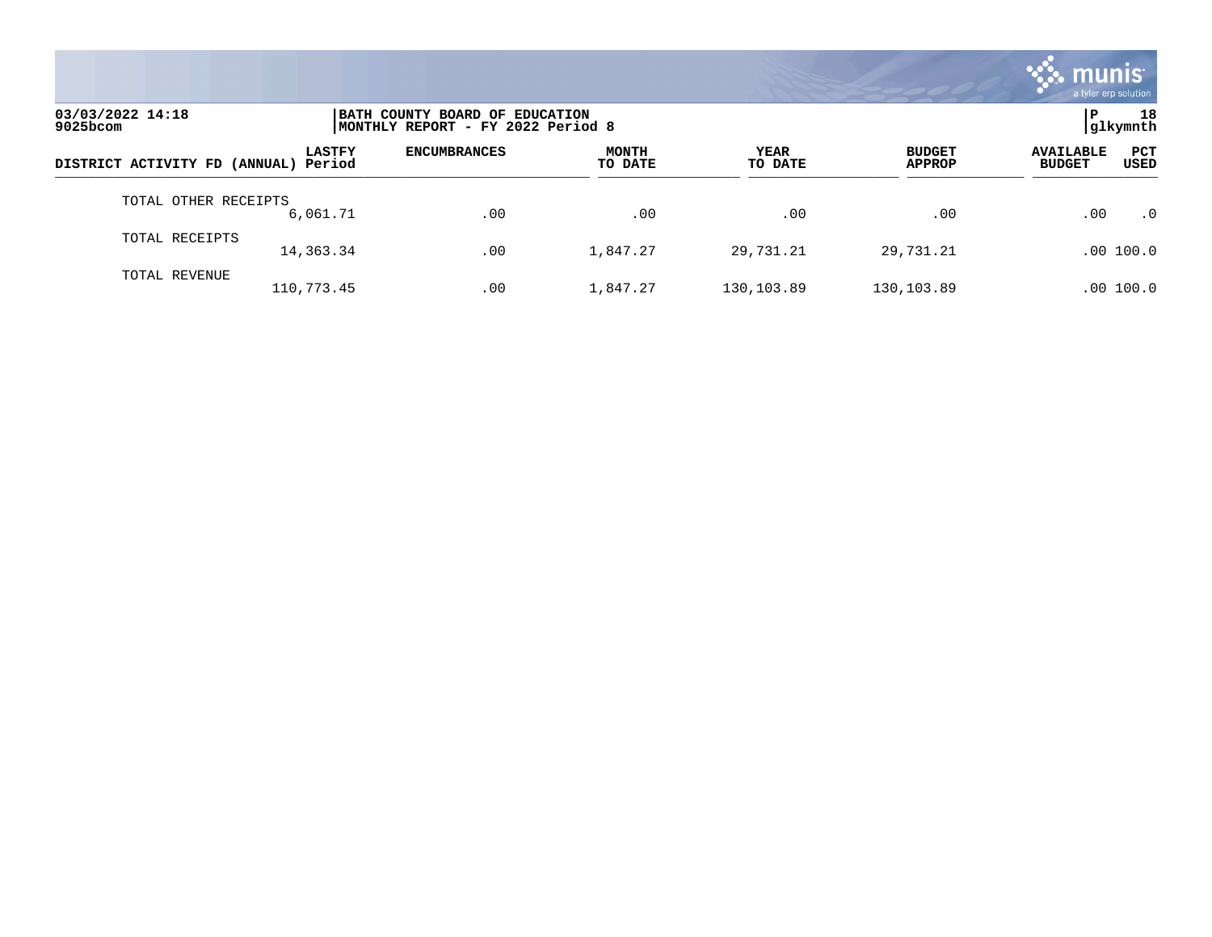03/03/2022 14:18
9025bcom

BATH COUNTY BOARD OF EDUCATION
MONTHLY REPORT - FY 2022 Period 8

P 18
glkymnth

| DISTRICT ACTIVITY FD (ANNUAL) | LASTFY Period | ENCUMBRANCES | MONTH TO DATE | YEAR TO DATE | BUDGET APPROP | AVAILABLE BUDGET | PCT USED |
|---|---|---|---|---|---|---|---|
| TOTAL OTHER RECEIPTS | 6,061.71 | .00 | .00 | .00 | .00 | .00 | .0 |
| TOTAL RECEIPTS | 14,363.34 | .00 | 1,847.27 | 29,731.21 | 29,731.21 | .00 | 100.0 |
| TOTAL REVENUE | 110,773.45 | .00 | 1,847.27 | 130,103.89 | 130,103.89 | .00 | 100.0 |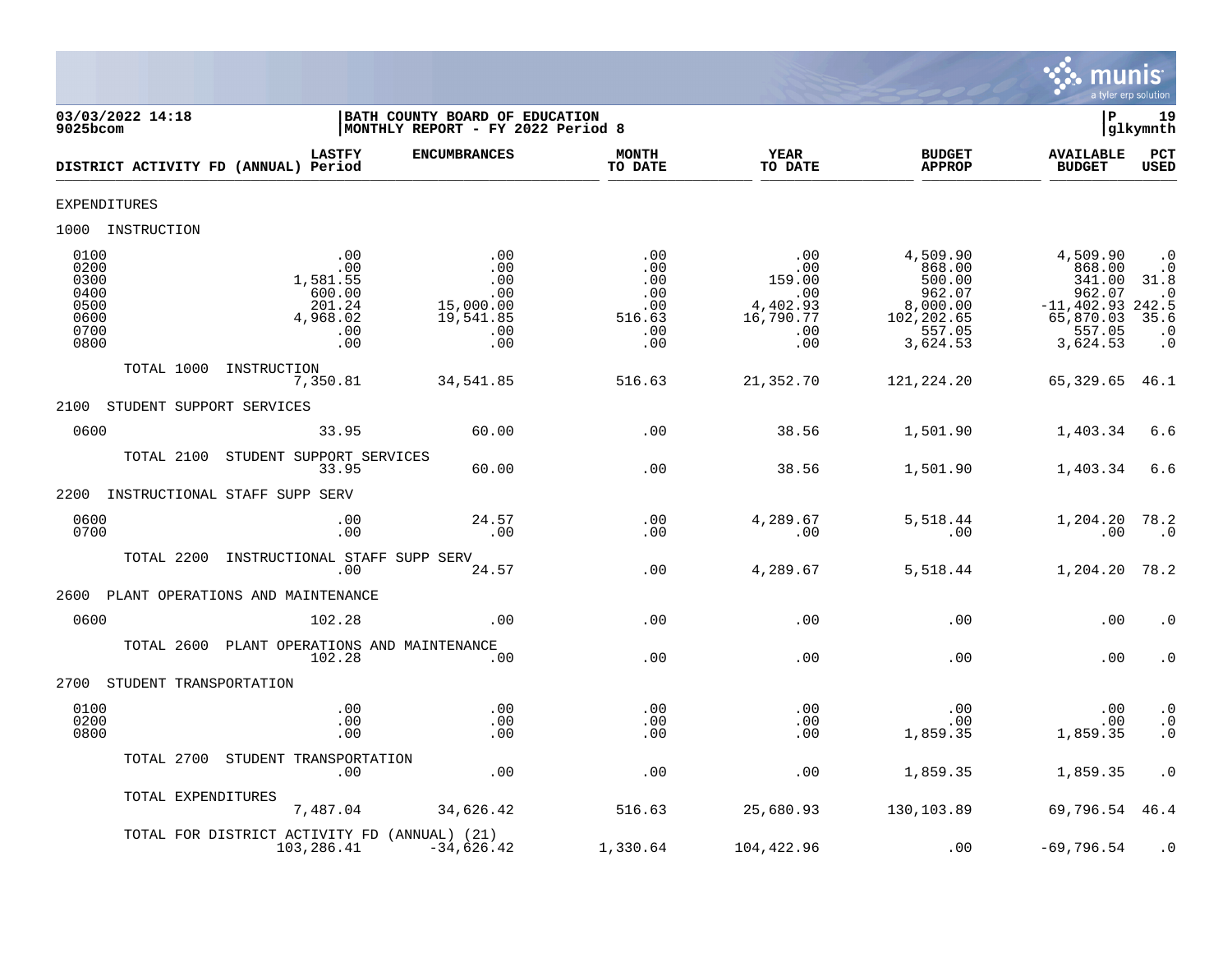03/03/2022 14:18 | BATH COUNTY BOARD OF EDUCATION | P 19
9025bcom | MONTHLY REPORT - FY 2022 Period 8 | glkymnth

| DISTRICT ACTIVITY FD (ANNUAL) | LASTFY Period | ENCUMBRANCES | MONTH TO DATE | YEAR TO DATE | BUDGET APPROP | AVAILABLE BUDGET | PCT USED |
|---|---|---|---|---|---|---|---|
| EXPENDITURES | | | | | | | |
| 1000 INSTRUCTION | | | | | | | |
| 0100 | .00 | .00 | .00 | .00 | 4,509.90 | 4,509.90 | .0 |
| 0200 | .00 | .00 | .00 | .00 | 868.00 | 868.00 | .0 |
| 0300 | 1,581.55 | .00 | .00 | 159.00 | 500.00 | 341.00 | 31.8 |
| 0400 | 600.00 | .00 | .00 | .00 | 962.07 | 962.07 | .0 |
| 0500 | 201.24 | 15,000.00 | .00 | 4,402.93 | 8,000.00 | -11,402.93 | 242.5 |
| 0600 | 4,968.02 | 19,541.85 | 516.63 | 16,790.77 | 102,202.65 | 65,870.03 | 35.6 |
| 0700 | .00 | .00 | .00 | .00 | 557.05 | 557.05 | .0 |
| 0800 | .00 | .00 | .00 | .00 | 3,624.53 | 3,624.53 | .0 |
| TOTAL 1000 INSTRUCTION | 7,350.81 | 34,541.85 | 516.63 | 21,352.70 | 121,224.20 | 65,329.65 | 46.1 |
| 2100 STUDENT SUPPORT SERVICES | | | | | | | |
| 0600 | 33.95 | 60.00 | .00 | 38.56 | 1,501.90 | 1,403.34 | 6.6 |
| TOTAL 2100 STUDENT SUPPORT SERVICES | 33.95 | 60.00 | .00 | 38.56 | 1,501.90 | 1,403.34 | 6.6 |
| 2200 INSTRUCTIONAL STAFF SUPP SERV | | | | | | | |
| 0600 | .00 | 24.57 | .00 | 4,289.67 | 5,518.44 | 1,204.20 | 78.2 |
| 0700 | .00 | .00 | .00 | .00 | .00 | .00 | .0 |
| TOTAL 2200 INSTRUCTIONAL STAFF SUPP SERV | .00 | 24.57 | .00 | 4,289.67 | 5,518.44 | 1,204.20 | 78.2 |
| 2600 PLANT OPERATIONS AND MAINTENANCE | | | | | | | |
| 0600 | 102.28 | .00 | .00 | .00 | .00 | .00 | .0 |
| TOTAL 2600 PLANT OPERATIONS AND MAINTENANCE | 102.28 | .00 | .00 | .00 | .00 | .00 | .0 |
| 2700 STUDENT TRANSPORTATION | | | | | | | |
| 0100 | .00 | .00 | .00 | .00 | .00 | .00 | .0 |
| 0200 | .00 | .00 | .00 | .00 | .00 | .00 | .0 |
| 0800 | .00 | .00 | .00 | .00 | 1,859.35 | 1,859.35 | .0 |
| TOTAL 2700 STUDENT TRANSPORTATION | .00 | .00 | .00 | .00 | 1,859.35 | 1,859.35 | .0 |
| TOTAL EXPENDITURES | 7,487.04 | 34,626.42 | 516.63 | 25,680.93 | 130,103.89 | 69,796.54 | 46.4 |
| TOTAL FOR DISTRICT ACTIVITY FD (ANNUAL) (21) | 103,286.41 | -34,626.42 | 1,330.64 | 104,422.96 | .00 | -69,796.54 | .0 |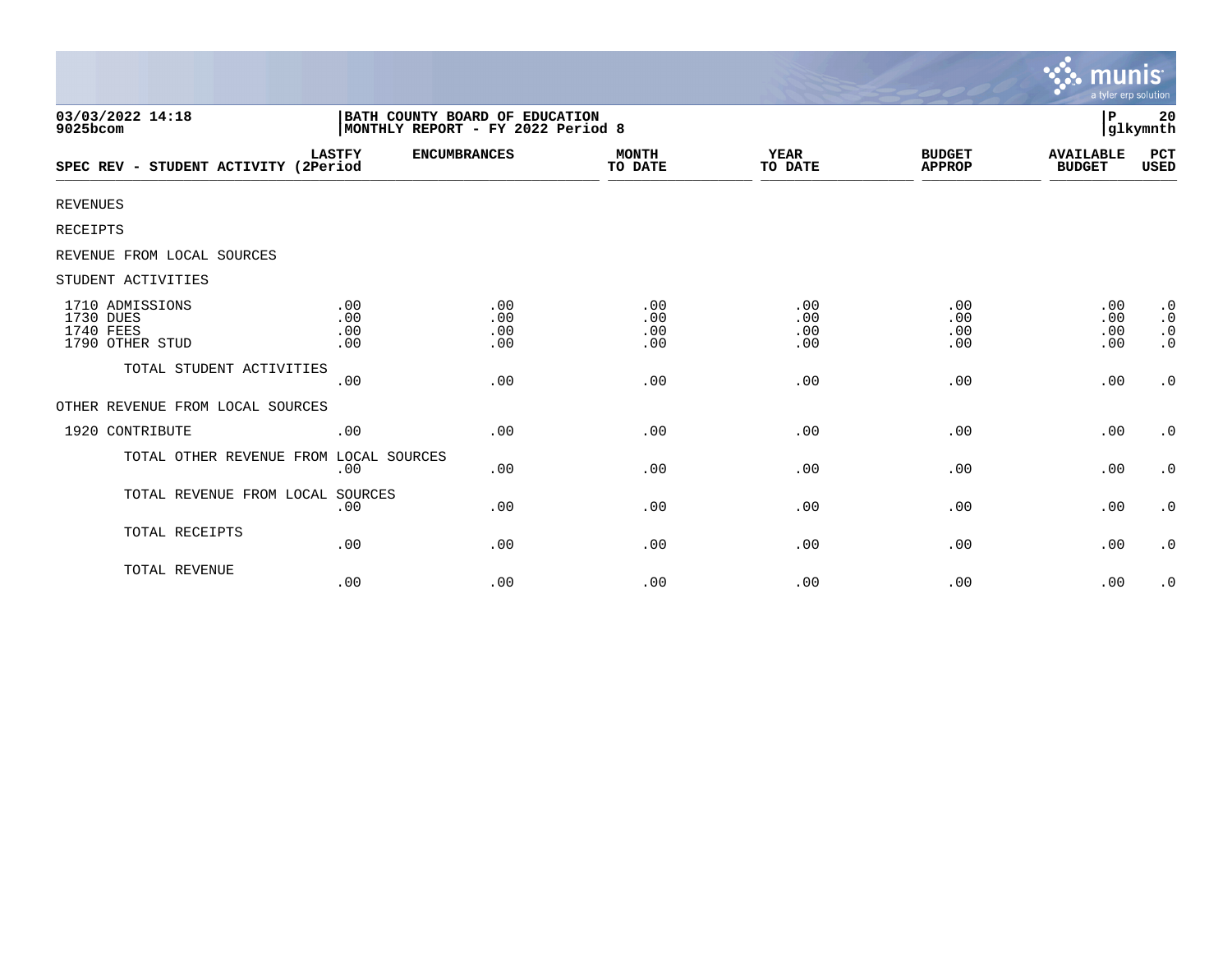**03/03/2022 14:18**
**9025bcom**

**BATH COUNTY BOARD OF EDUCATION**
**MONTHLY REPORT - FY 2022 Period 8**

**P 20**
**glkymnth**

| SPEC REV - STUDENT ACTIVITY | LASTFY (2Period | ENCUMBRANCES | MONTH TO DATE | YEAR TO DATE | BUDGET APPROP | AVAILABLE BUDGET | PCT USED |
|---|---|---|---|---|---|---|---|
| REVENUES | | | | | | | |
| RECEIPTS | | | | | | | |
| REVENUE FROM LOCAL SOURCES | | | | | | | |
| STUDENT ACTIVITIES | | | | | | | |
| 1710 ADMISSIONS | .00 | .00 | .00 | .00 | .00 | .00 | .0 |
| 1730 DUES | .00 | .00 | .00 | .00 | .00 | .00 | .0 |
| 1740 FEES | .00 | .00 | .00 | .00 | .00 | .00 | .0 |
| 1790 OTHER STUD | .00 | .00 | .00 | .00 | .00 | .00 | .0 |
| TOTAL STUDENT ACTIVITIES | .00 | .00 | .00 | .00 | .00 | .00 | .0 |
| OTHER REVENUE FROM LOCAL SOURCES | | | | | | | |
| 1920 CONTRIBUTE | .00 | .00 | .00 | .00 | .00 | .00 | .0 |
| TOTAL OTHER REVENUE FROM LOCAL SOURCES | .00 | .00 | .00 | .00 | .00 | .00 | .0 |
| TOTAL REVENUE FROM LOCAL SOURCES | .00 | .00 | .00 | .00 | .00 | .00 | .0 |
| TOTAL RECEIPTS | .00 | .00 | .00 | .00 | .00 | .00 | .0 |
| TOTAL REVENUE | .00 | .00 | .00 | .00 | .00 | .00 | .0 |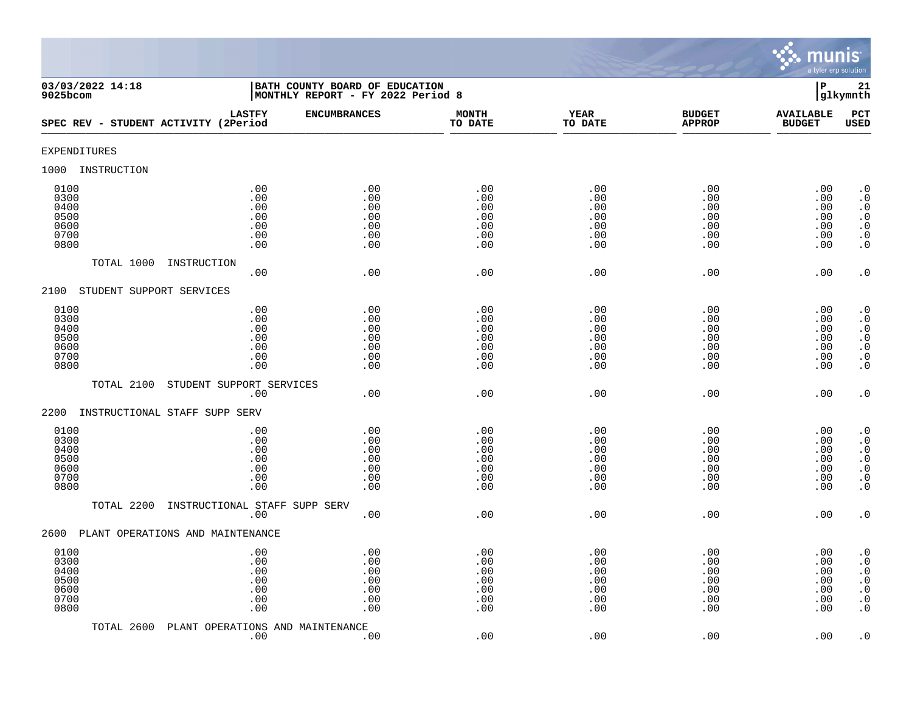03/03/2022 14:18 | BATH COUNTY BOARD OF EDUCATION
9025bcom | MONTHLY REPORT - FY 2022 Period 8 | P 21 | glkymnth

| SPEC REV - STUDENT ACTIVITY (2 | LASTFY Period | ENCUMBRANCES | MONTH TO DATE | YEAR TO DATE | BUDGET APPROP | AVAILABLE BUDGET | PCT USED |
|---|---|---|---|---|---|---|---|
| EXPENDITURES | | | | | | | |
| 1000 INSTRUCTION | | | | | | | |
| 0100 | .00 | .00 | .00 | .00 | .00 | .00 | .0 |
| 0300 | .00 | .00 | .00 | .00 | .00 | .00 | .0 |
| 0400 | .00 | .00 | .00 | .00 | .00 | .00 | .0 |
| 0500 | .00 | .00 | .00 | .00 | .00 | .00 | .0 |
| 0600 | .00 | .00 | .00 | .00 | .00 | .00 | .0 |
| 0700 | .00 | .00 | .00 | .00 | .00 | .00 | .0 |
| 0800 | .00 | .00 | .00 | .00 | .00 | .00 | .0 |
| TOTAL 1000 INSTRUCTION | .00 | .00 | .00 | .00 | .00 | .00 | .0 |
| 2100 STUDENT SUPPORT SERVICES | | | | | | | |
| 0100 | .00 | .00 | .00 | .00 | .00 | .00 | .0 |
| 0300 | .00 | .00 | .00 | .00 | .00 | .00 | .0 |
| 0400 | .00 | .00 | .00 | .00 | .00 | .00 | .0 |
| 0500 | .00 | .00 | .00 | .00 | .00 | .00 | .0 |
| 0600 | .00 | .00 | .00 | .00 | .00 | .00 | .0 |
| 0700 | .00 | .00 | .00 | .00 | .00 | .00 | .0 |
| 0800 | .00 | .00 | .00 | .00 | .00 | .00 | .0 |
| TOTAL 2100 STUDENT SUPPORT SERVICES | .00 | .00 | .00 | .00 | .00 | .00 | .0 |
| 2200 INSTRUCTIONAL STAFF SUPP SERV | | | | | | | |
| 0100 | .00 | .00 | .00 | .00 | .00 | .00 | .0 |
| 0300 | .00 | .00 | .00 | .00 | .00 | .00 | .0 |
| 0400 | .00 | .00 | .00 | .00 | .00 | .00 | .0 |
| 0500 | .00 | .00 | .00 | .00 | .00 | .00 | .0 |
| 0600 | .00 | .00 | .00 | .00 | .00 | .00 | .0 |
| 0700 | .00 | .00 | .00 | .00 | .00 | .00 | .0 |
| 0800 | .00 | .00 | .00 | .00 | .00 | .00 | .0 |
| TOTAL 2200 INSTRUCTIONAL STAFF SUPP SERV | .00 | .00 | .00 | .00 | .00 | .00 | .0 |
| 2600 PLANT OPERATIONS AND MAINTENANCE | | | | | | | |
| 0100 | .00 | .00 | .00 | .00 | .00 | .00 | .0 |
| 0300 | .00 | .00 | .00 | .00 | .00 | .00 | .0 |
| 0400 | .00 | .00 | .00 | .00 | .00 | .00 | .0 |
| 0500 | .00 | .00 | .00 | .00 | .00 | .00 | .0 |
| 0600 | .00 | .00 | .00 | .00 | .00 | .00 | .0 |
| 0700 | .00 | .00 | .00 | .00 | .00 | .00 | .0 |
| 0800 | .00 | .00 | .00 | .00 | .00 | .00 | .0 |
| TOTAL 2600 PLANT OPERATIONS AND MAINTENANCE | .00 | .00 | .00 | .00 | .00 | .00 | .0 |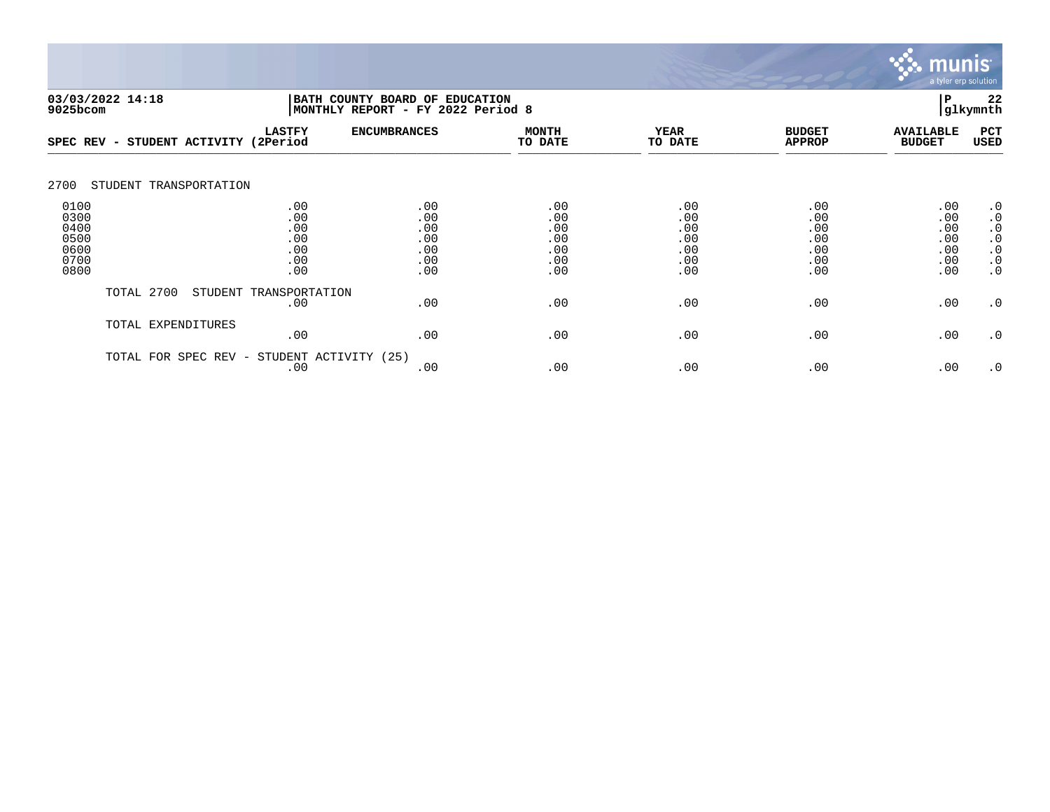03/03/2022 14:18
9025bcom

BATH COUNTY BOARD OF EDUCATION
MONTHLY REPORT - FY 2022 Period 8

P 22
glkymnth

| SPEC REV - STUDENT ACTIVITY | LASTFY (2Period | ENCUMBRANCES | MONTH TO DATE | YEAR TO DATE | BUDGET APPROP | AVAILABLE BUDGET | PCT USED |
|---|---|---|---|---|---|---|---|
| **2700 STUDENT TRANSPORTATION** | | | | | | | |
| 0100 | .00 | .00 | .00 | .00 | .00 | .00 | .0 |
| 0300 | .00 | .00 | .00 | .00 | .00 | .00 | .0 |
| 0400 | .00 | .00 | .00 | .00 | .00 | .00 | .0 |
| 0500 | .00 | .00 | .00 | .00 | .00 | .00 | .0 |
| 0600 | .00 | .00 | .00 | .00 | .00 | .00 | .0 |
| 0700 | .00 | .00 | .00 | .00 | .00 | .00 | .0 |
| 0800 | .00 | .00 | .00 | .00 | .00 | .00 | .0 |
| TOTAL 2700 STUDENT TRANSPORTATION | .00 | .00 | .00 | .00 | .00 | .00 | .0 |
| TOTAL EXPENDITURES | .00 | .00 | .00 | .00 | .00 | .00 | .0 |
| TOTAL FOR SPEC REV - STUDENT ACTIVITY (25) | .00 | .00 | .00 | .00 | .00 | .00 | .0 |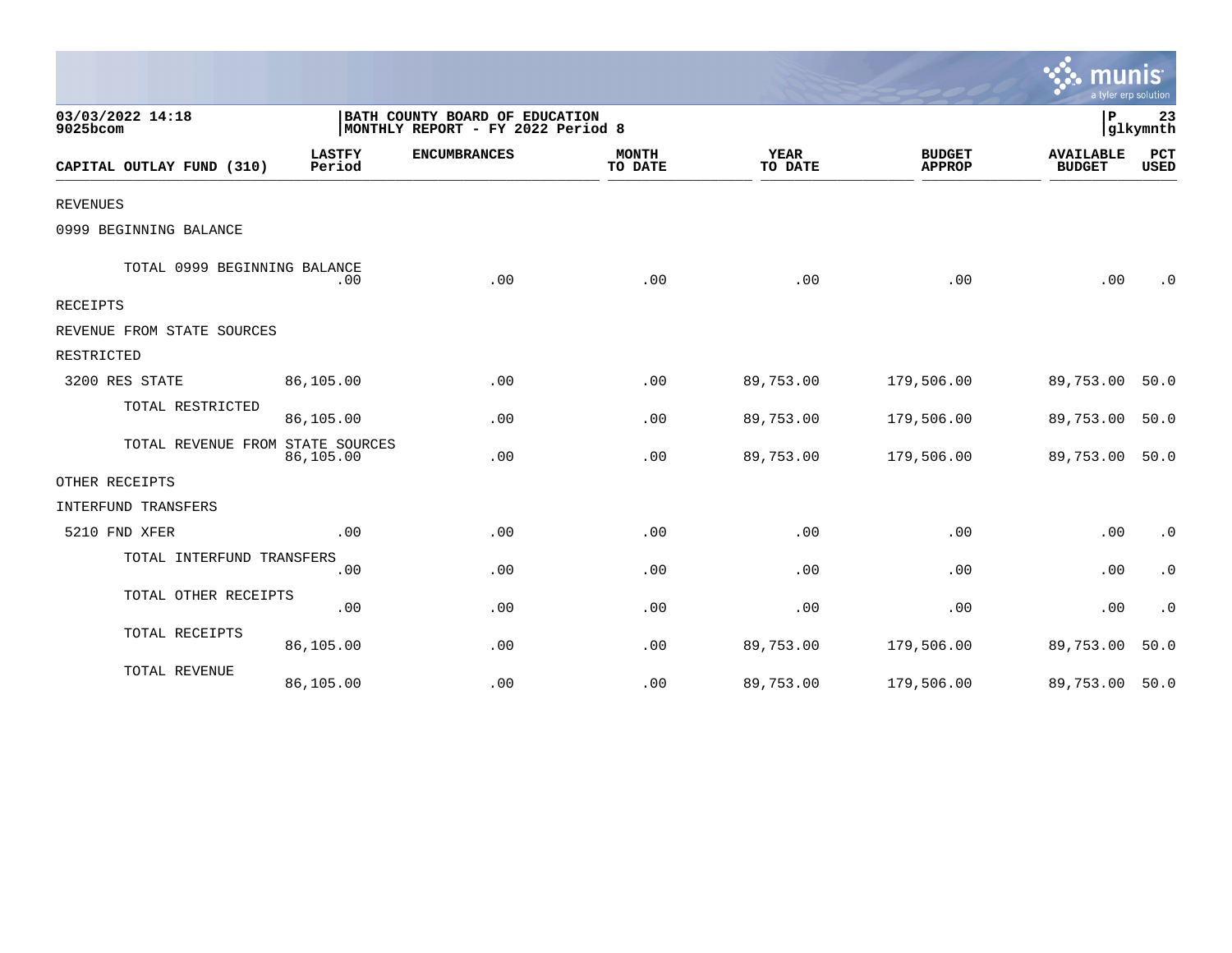03/03/2022 14:18
9025bcom

BATH COUNTY BOARD OF EDUCATION
MONTHLY REPORT - FY 2022 Period 8

P 23
glkymnth

| CAPITAL OUTLAY FUND (310) | LASTFY Period | ENCUMBRANCES | MONTH TO DATE | YEAR TO DATE | BUDGET APPROP | AVAILABLE BUDGET | PCT USED |
|---|---|---|---|---|---|---|---|
| REVENUES | | | | | | | |
| 0999 BEGINNING BALANCE | | | | | | | |
| TOTAL 0999 BEGINNING BALANCE | .00 | .00 | .00 | .00 | .00 | .00 | .0 |
| RECEIPTS | | | | | | | |
| REVENUE FROM STATE SOURCES | | | | | | | |
| RESTRICTED | | | | | | | |
| 3200 RES STATE | 86,105.00 | .00 | .00 | 89,753.00 | 179,506.00 | 89,753.00 | 50.0 |
| TOTAL RESTRICTED | 86,105.00 | .00 | .00 | 89,753.00 | 179,506.00 | 89,753.00 | 50.0 |
| TOTAL REVENUE FROM STATE SOURCES | 86,105.00 | .00 | .00 | 89,753.00 | 179,506.00 | 89,753.00 | 50.0 |
| OTHER RECEIPTS | | | | | | | |
| INTERFUND TRANSFERS | | | | | | | |
| 5210 FND XFER | .00 | .00 | .00 | .00 | .00 | .00 | .0 |
| TOTAL INTERFUND TRANSFERS | .00 | .00 | .00 | .00 | .00 | .00 | .0 |
| TOTAL OTHER RECEIPTS | .00 | .00 | .00 | .00 | .00 | .00 | .0 |
| TOTAL RECEIPTS | 86,105.00 | .00 | .00 | 89,753.00 | 179,506.00 | 89,753.00 | 50.0 |
| TOTAL REVENUE | 86,105.00 | .00 | .00 | 89,753.00 | 179,506.00 | 89,753.00 | 50.0 |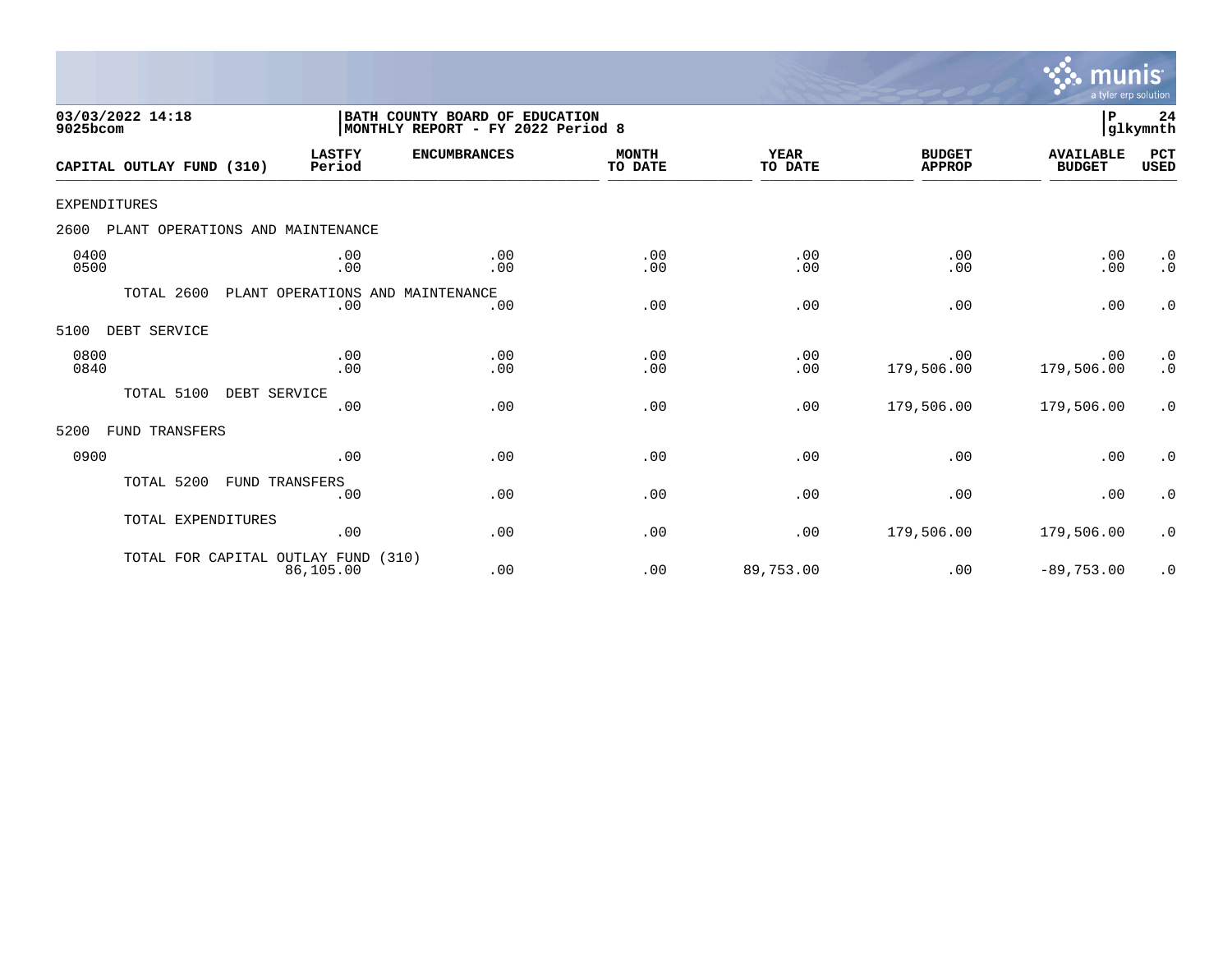03/03/2022 14:18
9025bcom

**BATH COUNTY BOARD OF EDUCATION**
**MONTHLY REPORT - FY 2022 Period 8**

P 24
glkymnth

| CAPITAL OUTLAY FUND (310) | LASTFY Period | ENCUMBRANCES | MONTH TO DATE | YEAR TO DATE | BUDGET APPROP | AVAILABLE BUDGET | PCT USED |
|---|---|---|---|---|---|---|---|
| EXPENDITURES | | | | | | | |
| 2600 PLANT OPERATIONS AND MAINTENANCE | | | | | | | |
| 0400 | .00 | .00 | .00 | .00 | .00 | .00 | .0 |
| 0500 | .00 | .00 | .00 | .00 | .00 | .00 | .0 |
| TOTAL 2600 PLANT OPERATIONS AND MAINTENANCE | .00 | .00 | .00 | .00 | .00 | .00 | .0 |
| 5100 DEBT SERVICE | | | | | | | |
| 0800 | .00 | .00 | .00 | .00 | .00 | .00 | .0 |
| 0840 | .00 | .00 | .00 | .00 | 179,506.00 | 179,506.00 | .0 |
| TOTAL 5100 DEBT SERVICE | .00 | .00 | .00 | .00 | 179,506.00 | 179,506.00 | .0 |
| 5200 FUND TRANSFERS | | | | | | | |
| 0900 | .00 | .00 | .00 | .00 | .00 | .00 | .0 |
| TOTAL 5200 FUND TRANSFERS | .00 | .00 | .00 | .00 | .00 | .00 | .0 |
| TOTAL EXPENDITURES | .00 | .00 | .00 | .00 | 179,506.00 | 179,506.00 | .0 |
| TOTAL FOR CAPITAL OUTLAY FUND (310) | 86,105.00 | .00 | .00 | 89,753.00 | .00 | -89,753.00 | .0 |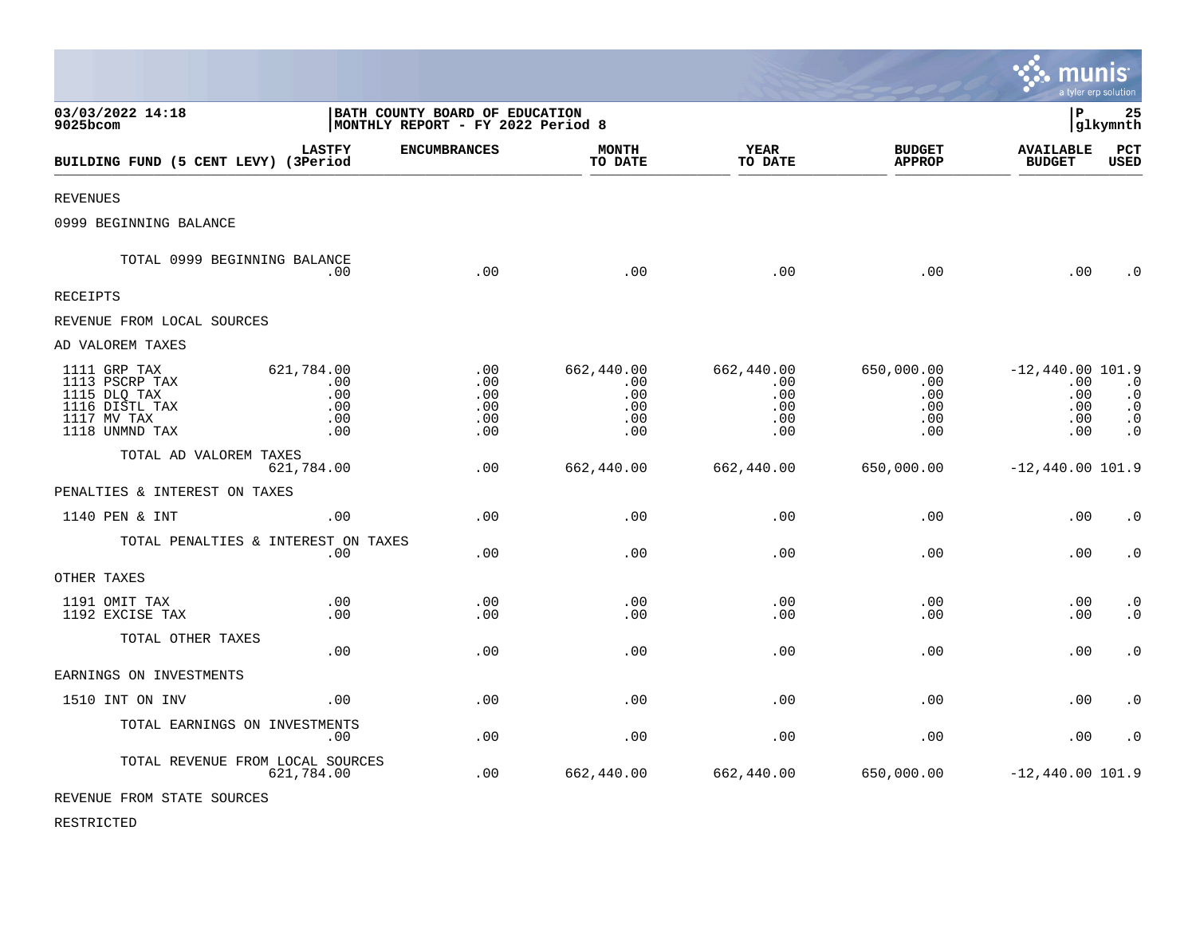03/03/2022 14:18
9025bcom

BATH COUNTY BOARD OF EDUCATION
MONTHLY REPORT - FY 2022 Period 8

P 25
glkymnth

| BUILDING FUND (5 CENT LEVY) | LASTFY (3Period | ENCUMBRANCES | MONTH TO DATE | YEAR TO DATE | BUDGET APPROP | AVAILABLE BUDGET | PCT USED |
|---|---|---|---|---|---|---|---|
| REVENUES | | | | | | | |
| 0999 BEGINNING BALANCE | | | | | | | |
| TOTAL 0999 BEGINNING BALANCE | .00 | .00 | .00 | .00 | .00 | .00 | .0 |
| RECEIPTS | | | | | | | |
| REVENUE FROM LOCAL SOURCES | | | | | | | |
| AD VALOREM TAXES | | | | | | | |
| 1111 GRP TAX | 621,784.00 | .00 | 662,440.00 | 662,440.00 | 650,000.00 | -12,440.00 | 101.9 |
| 1113 PSCRP TAX | .00 | .00 | .00 | .00 | .00 | .00 | .0 |
| 1115 DLQ TAX | .00 | .00 | .00 | .00 | .00 | .00 | .0 |
| 1116 DISTL TAX | .00 | .00 | .00 | .00 | .00 | .00 | .0 |
| 1117 MV TAX | .00 | .00 | .00 | .00 | .00 | .00 | .0 |
| 1118 UNMND TAX | .00 | .00 | .00 | .00 | .00 | .00 | .0 |
| TOTAL AD VALOREM TAXES | 621,784.00 | .00 | 662,440.00 | 662,440.00 | 650,000.00 | -12,440.00 | 101.9 |
| PENALTIES & INTEREST ON TAXES | | | | | | | |
| 1140 PEN & INT | .00 | .00 | .00 | .00 | .00 | .00 | .0 |
| TOTAL PENALTIES & INTEREST ON TAXES | .00 | .00 | .00 | .00 | .00 | .00 | .0 |
| OTHER TAXES | | | | | | | |
| 1191 OMIT TAX | .00 | .00 | .00 | .00 | .00 | .00 | .0 |
| 1192 EXCISE TAX | .00 | .00 | .00 | .00 | .00 | .00 | .0 |
| TOTAL OTHER TAXES | .00 | .00 | .00 | .00 | .00 | .00 | .0 |
| EARNINGS ON INVESTMENTS | | | | | | | |
| 1510 INT ON INV | .00 | .00 | .00 | .00 | .00 | .00 | .0 |
| TOTAL EARNINGS ON INVESTMENTS | .00 | .00 | .00 | .00 | .00 | .00 | .0 |
| TOTAL REVENUE FROM LOCAL SOURCES | 621,784.00 | .00 | 662,440.00 | 662,440.00 | 650,000.00 | -12,440.00 | 101.9 |
| REVENUE FROM STATE SOURCES | | | | | | | |
| RESTRICTED | | | | | | | |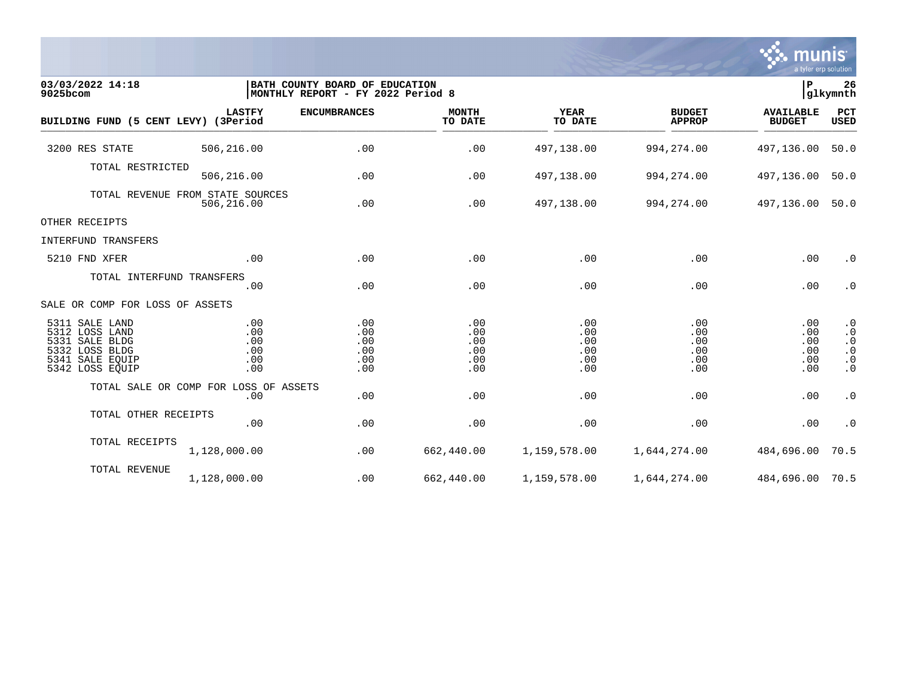03/03/2022 14:18
9025bcom

BATH COUNTY BOARD OF EDUCATION
MONTHLY REPORT - FY 2022 Period 8

glkymnth

| BUILDING FUND (5 CENT LEVY) | LASTFY (3Period | ENCUMBRANCES | MONTH TO DATE | YEAR TO DATE | BUDGET APPROP | AVAILABLE BUDGET | PCT USED |
|---|---|---|---|---|---|---|---|
| 3200 RES STATE | 506,216.00 | .00 | .00 | 497,138.00 | 994,274.00 | 497,136.00 | 50.0 |
| TOTAL RESTRICTED | 506,216.00 | .00 | .00 | 497,138.00 | 994,274.00 | 497,136.00 | 50.0 |
| TOTAL REVENUE FROM STATE SOURCES | 506,216.00 | .00 | .00 | 497,138.00 | 994,274.00 | 497,136.00 | 50.0 |
| OTHER RECEIPTS | | | | | | | |
| INTERFUND TRANSFERS | | | | | | | |
| 5210 FND XFER | .00 | .00 | .00 | .00 | .00 | .00 | .0 |
| TOTAL INTERFUND TRANSFERS | .00 | .00 | .00 | .00 | .00 | .00 | .0 |
| SALE OR COMP FOR LOSS OF ASSETS | | | | | | | |
| 5311 SALE LAND | .00 | .00 | .00 | .00 | .00 | .00 | .0 |
| 5312 LOSS LAND | .00 | .00 | .00 | .00 | .00 | .00 | .0 |
| 5331 SALE BLDG | .00 | .00 | .00 | .00 | .00 | .00 | .0 |
| 5332 LOSS BLDG | .00 | .00 | .00 | .00 | .00 | .00 | .0 |
| 5341 SALE EQUIP | .00 | .00 | .00 | .00 | .00 | .00 | .0 |
| 5342 LOSS EQUIP | .00 | .00 | .00 | .00 | .00 | .00 | .0 |
| TOTAL SALE OR COMP FOR LOSS OF ASSETS | .00 | .00 | .00 | .00 | .00 | .00 | .0 |
| TOTAL OTHER RECEIPTS | .00 | .00 | .00 | .00 | .00 | .00 | .0 |
| TOTAL RECEIPTS | 1,128,000.00 | .00 | 662,440.00 | 1,159,578.00 | 1,644,274.00 | 484,696.00 | 70.5 |
| TOTAL REVENUE | 1,128,000.00 | .00 | 662,440.00 | 1,159,578.00 | 1,644,274.00 | 484,696.00 | 70.5 |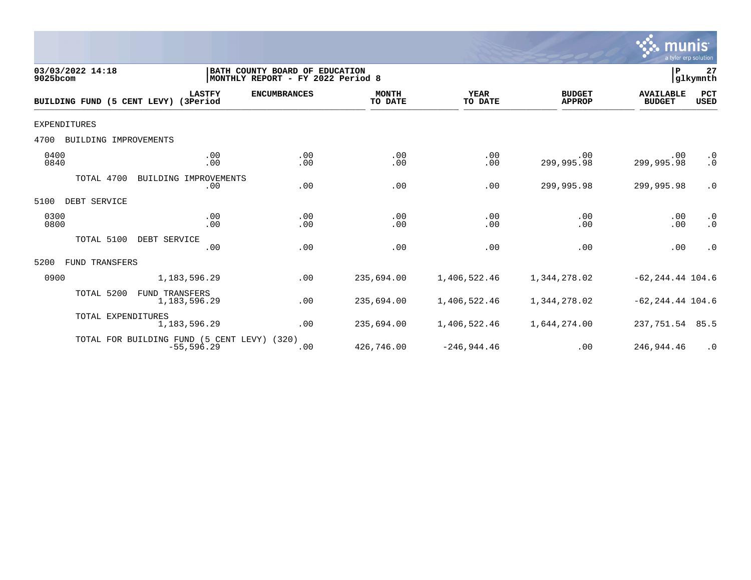03/03/2022 14:18 | BATH COUNTY BOARD OF EDUCATION | P 27
9025bcom | MONTHLY REPORT - FY 2022 Period 8 | glkymnth

| BUILDING FUND (5 CENT LEVY) | LASTFY (3Period | ENCUMBRANCES | MONTH TO DATE | YEAR TO DATE | BUDGET APPROP | AVAILABLE BUDGET | PCT USED |
|---|---|---|---|---|---|---|---|
| EXPENDITURES | | | | | | | |
| 4700 BUILDING IMPROVEMENTS | | | | | | | |
| 0400 | .00 | .00 | .00 | .00 | .00 | .00 | .0 |
| 0840 | .00 | .00 | .00 | .00 | 299,995.98 | 299,995.98 | .0 |
| TOTAL 4700 BUILDING IMPROVEMENTS | .00 | .00 | .00 | .00 | 299,995.98 | 299,995.98 | .0 |
| 5100 DEBT SERVICE | | | | | | | |
| 0300 | .00 | .00 | .00 | .00 | .00 | .00 | .0 |
| 0800 | .00 | .00 | .00 | .00 | .00 | .00 | .0 |
| TOTAL 5100 DEBT SERVICE | .00 | .00 | .00 | .00 | .00 | .00 | .0 |
| 5200 FUND TRANSFERS | | | | | | | |
| 0900 | 1,183,596.29 | .00 | 235,694.00 | 1,406,522.46 | 1,344,278.02 | -62,244.44 | 104.6 |
| TOTAL 5200 FUND TRANSFERS | 1,183,596.29 | .00 | 235,694.00 | 1,406,522.46 | 1,344,278.02 | -62,244.44 | 104.6 |
| TOTAL EXPENDITURES | 1,183,596.29 | .00 | 235,694.00 | 1,406,522.46 | 1,644,274.00 | 237,751.54 | 85.5 |
| TOTAL FOR BUILDING FUND (5 CENT LEVY) (320) | -55,596.29 | .00 | 426,746.00 | -246,944.46 | .00 | 246,944.46 | .0 |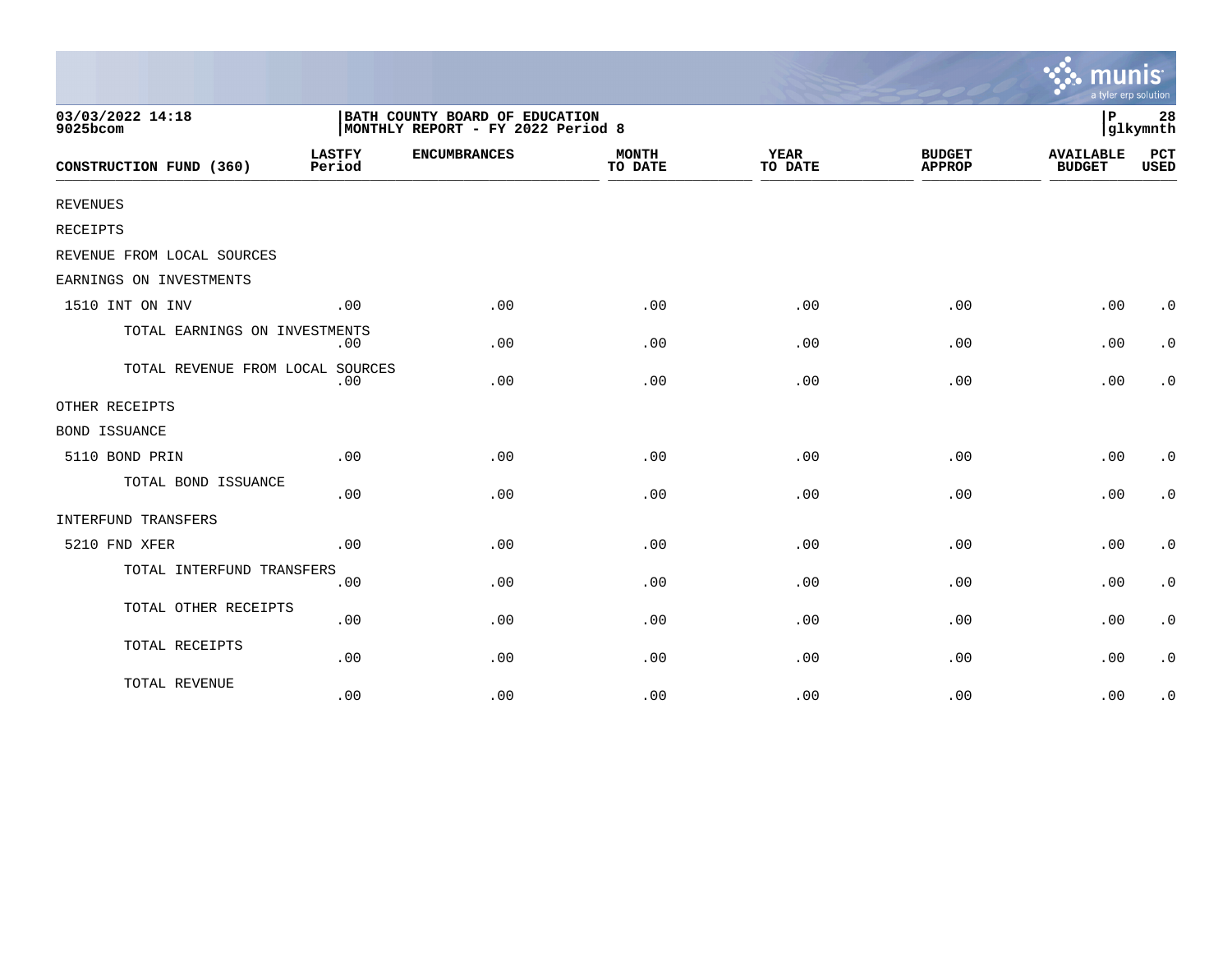03/03/2022 14:18
9025bcom

BATH COUNTY BOARD OF EDUCATION
MONTHLY REPORT - FY 2022 Period 8

P 28
glkymnth

| CONSTRUCTION FUND (360) | LASTFY Period | ENCUMBRANCES | MONTH TO DATE | YEAR TO DATE | BUDGET APPROP | AVAILABLE BUDGET | PCT USED |
|---|---|---|---|---|---|---|---|
| REVENUES | | | | | | | |
| RECEIPTS | | | | | | | |
| REVENUE FROM LOCAL SOURCES | | | | | | | |
| EARNINGS ON INVESTMENTS | | | | | | | |
| 1510 INT ON INV | .00 | .00 | .00 | .00 | .00 | .00 | .0 |
| TOTAL EARNINGS ON INVESTMENTS | .00 | .00 | .00 | .00 | .00 | .00 | .0 |
| TOTAL REVENUE FROM LOCAL SOURCES | .00 | .00 | .00 | .00 | .00 | .00 | .0 |
| OTHER RECEIPTS | | | | | | | |
| BOND ISSUANCE | | | | | | | |
| 5110 BOND PRIN | .00 | .00 | .00 | .00 | .00 | .00 | .0 |
| TOTAL BOND ISSUANCE | .00 | .00 | .00 | .00 | .00 | .00 | .0 |
| INTERFUND TRANSFERS | | | | | | | |
| 5210 FND XFER | .00 | .00 | .00 | .00 | .00 | .00 | .0 |
| TOTAL INTERFUND TRANSFERS | .00 | .00 | .00 | .00 | .00 | .00 | .0 |
| TOTAL OTHER RECEIPTS | .00 | .00 | .00 | .00 | .00 | .00 | .0 |
| TOTAL RECEIPTS | .00 | .00 | .00 | .00 | .00 | .00 | .0 |
| TOTAL REVENUE | .00 | .00 | .00 | .00 | .00 | .00 | .0 |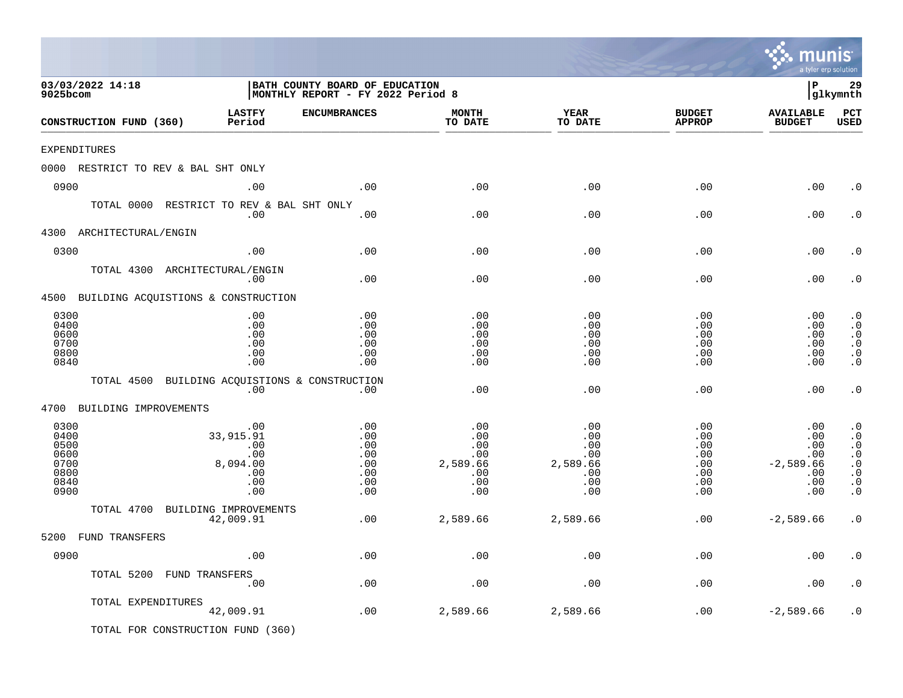03/03/2022 14:18
9025bcom

BATH COUNTY BOARD OF EDUCATION
MONTHLY REPORT - FY 2022 Period 8

P 29
glkymnth

| CONSTRUCTION FUND (360) | LASTFY Period | ENCUMBRANCES | MONTH TO DATE | YEAR TO DATE | BUDGET APPROP | AVAILABLE BUDGET | PCT USED |
|---|---|---|---|---|---|---|---|
| EXPENDITURES | | | | | | | |
| 0000 RESTRICT TO REV & BAL SHT ONLY | | | | | | | |
| 0900 | .00 | .00 | .00 | .00 | .00 | .00 | .0 |
| TOTAL 0000 RESTRICT TO REV & BAL SHT ONLY | .00 | .00 | .00 | .00 | .00 | .00 | .0 |
| 4300 ARCHITECTURAL/ENGIN | | | | | | | |
| 0300 | .00 | .00 | .00 | .00 | .00 | .00 | .0 |
| TOTAL 4300 ARCHITECTURAL/ENGIN | .00 | .00 | .00 | .00 | .00 | .00 | .0 |
| 4500 BUILDING ACQUISTIONS & CONSTRUCTION | | | | | | | |
| 0300 | .00 | .00 | .00 | .00 | .00 | .00 | .0 |
| 0400 | .00 | .00 | .00 | .00 | .00 | .00 | .0 |
| 0600 | .00 | .00 | .00 | .00 | .00 | .00 | .0 |
| 0700 | .00 | .00 | .00 | .00 | .00 | .00 | .0 |
| 0800 | .00 | .00 | .00 | .00 | .00 | .00 | .0 |
| 0840 | .00 | .00 | .00 | .00 | .00 | .00 | .0 |
| TOTAL 4500 BUILDING ACQUISTIONS & CONSTRUCTION | .00 | .00 | .00 | .00 | .00 | .00 | .0 |
| 4700 BUILDING IMPROVEMENTS | | | | | | | |
| 0300 | .00 | .00 | .00 | .00 | .00 | .00 | .0 |
| 0400 | 33,915.91 | .00 | .00 | .00 | .00 | .00 | .0 |
| 0500 | .00 | .00 | .00 | .00 | .00 | .00 | .0 |
| 0600 | .00 | .00 | .00 | .00 | .00 | .00 | .0 |
| 0700 | 8,094.00 | .00 | 2,589.66 | 2,589.66 | .00 | -2,589.66 | .0 |
| 0800 | .00 | .00 | .00 | .00 | .00 | .00 | .0 |
| 0840 | .00 | .00 | .00 | .00 | .00 | .00 | .0 |
| 0900 | .00 | .00 | .00 | .00 | .00 | .00 | .0 |
| TOTAL 4700 BUILDING IMPROVEMENTS | 42,009.91 | .00 | 2,589.66 | 2,589.66 | .00 | -2,589.66 | .0 |
| 5200 FUND TRANSFERS | | | | | | | |
| 0900 | .00 | .00 | .00 | .00 | .00 | .00 | .0 |
| TOTAL 5200 FUND TRANSFERS | .00 | .00 | .00 | .00 | .00 | .00 | .0 |
| TOTAL EXPENDITURES | 42,009.91 | .00 | 2,589.66 | 2,589.66 | .00 | -2,589.66 | .0 |

TOTAL FOR CONSTRUCTION FUND (360)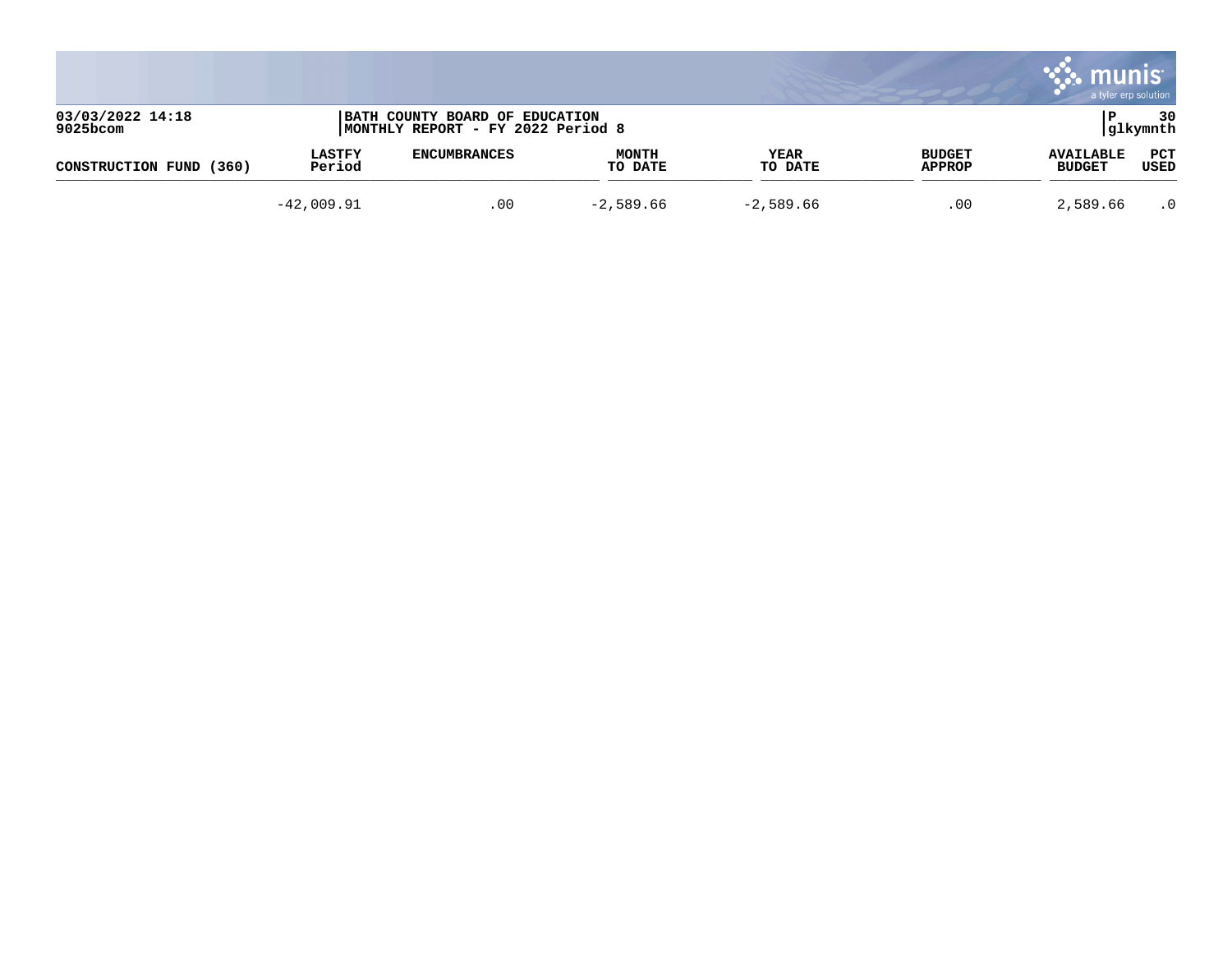03/03/2022 14:18
9025bcom

BATH COUNTY BOARD OF EDUCATION
MONTHLY REPORT - FY 2022 Period 8

P 30
glkymnth

| CONSTRUCTION FUND (360) | LASTFY Period | ENCUMBRANCES | MONTH TO DATE | YEAR TO DATE | BUDGET APPROP | AVAILABLE BUDGET | PCT USED |
|---|---|---|---|---|---|---|---|
| | -42,009.91 | .00 | -2,589.66 | -2,589.66 | .00 | 2,589.66 | .0 |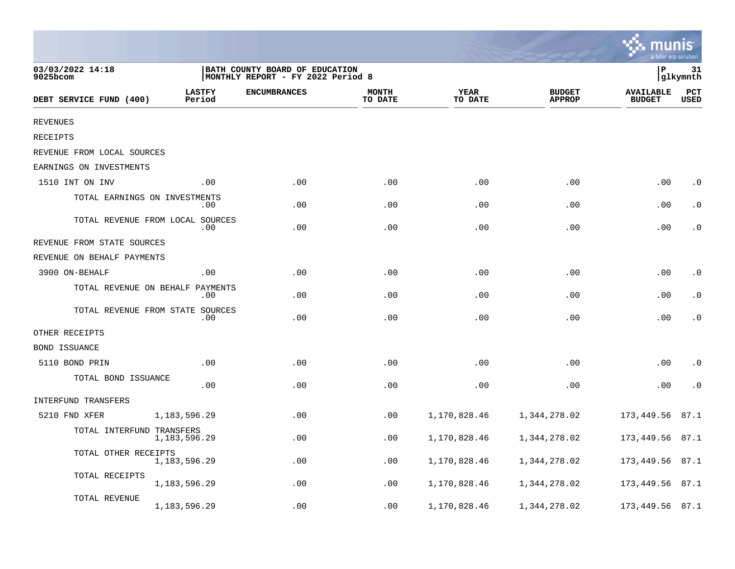03/03/2022 14:18
9025bcom

BATH COUNTY BOARD OF EDUCATION
MONTHLY REPORT - FY 2022 Period 8

P 31
glkymnth

| DEBT SERVICE FUND (400) | LASTFY Period | ENCUMBRANCES | MONTH TO DATE | YEAR TO DATE | BUDGET APPROP | AVAILABLE BUDGET | PCT USED |
|---|---|---|---|---|---|---|---|
| REVENUES | | | | | | | |
| RECEIPTS | | | | | | | |
| REVENUE FROM LOCAL SOURCES | | | | | | | |
| EARNINGS ON INVESTMENTS | | | | | | | |
| 1510 INT ON INV | .00 | .00 | .00 | .00 | .00 | .00 | .0 |
| TOTAL EARNINGS ON INVESTMENTS | .00 | .00 | .00 | .00 | .00 | .00 | .0 |
| TOTAL REVENUE FROM LOCAL SOURCES | .00 | .00 | .00 | .00 | .00 | .00 | .0 |
| REVENUE FROM STATE SOURCES | | | | | | | |
| REVENUE ON BEHALF PAYMENTS | | | | | | | |
| 3900 ON-BEHALF | .00 | .00 | .00 | .00 | .00 | .00 | .0 |
| TOTAL REVENUE ON BEHALF PAYMENTS | .00 | .00 | .00 | .00 | .00 | .00 | .0 |
| TOTAL REVENUE FROM STATE SOURCES | .00 | .00 | .00 | .00 | .00 | .00 | .0 |
| OTHER RECEIPTS | | | | | | | |
| BOND ISSUANCE | | | | | | | |
| 5110 BOND PRIN | .00 | .00 | .00 | .00 | .00 | .00 | .0 |
| TOTAL BOND ISSUANCE | .00 | .00 | .00 | .00 | .00 | .00 | .0 |
| INTERFUND TRANSFERS | | | | | | | |
| 5210 FND XFER | 1,183,596.29 | .00 | .00 | 1,170,828.46 | 1,344,278.02 | 173,449.56 | 87.1 |
| TOTAL INTERFUND TRANSFERS | 1,183,596.29 | .00 | .00 | 1,170,828.46 | 1,344,278.02 | 173,449.56 | 87.1 |
| TOTAL OTHER RECEIPTS | 1,183,596.29 | .00 | .00 | 1,170,828.46 | 1,344,278.02 | 173,449.56 | 87.1 |
| TOTAL RECEIPTS | 1,183,596.29 | .00 | .00 | 1,170,828.46 | 1,344,278.02 | 173,449.56 | 87.1 |
| TOTAL REVENUE | 1,183,596.29 | .00 | .00 | 1,170,828.46 | 1,344,278.02 | 173,449.56 | 87.1 |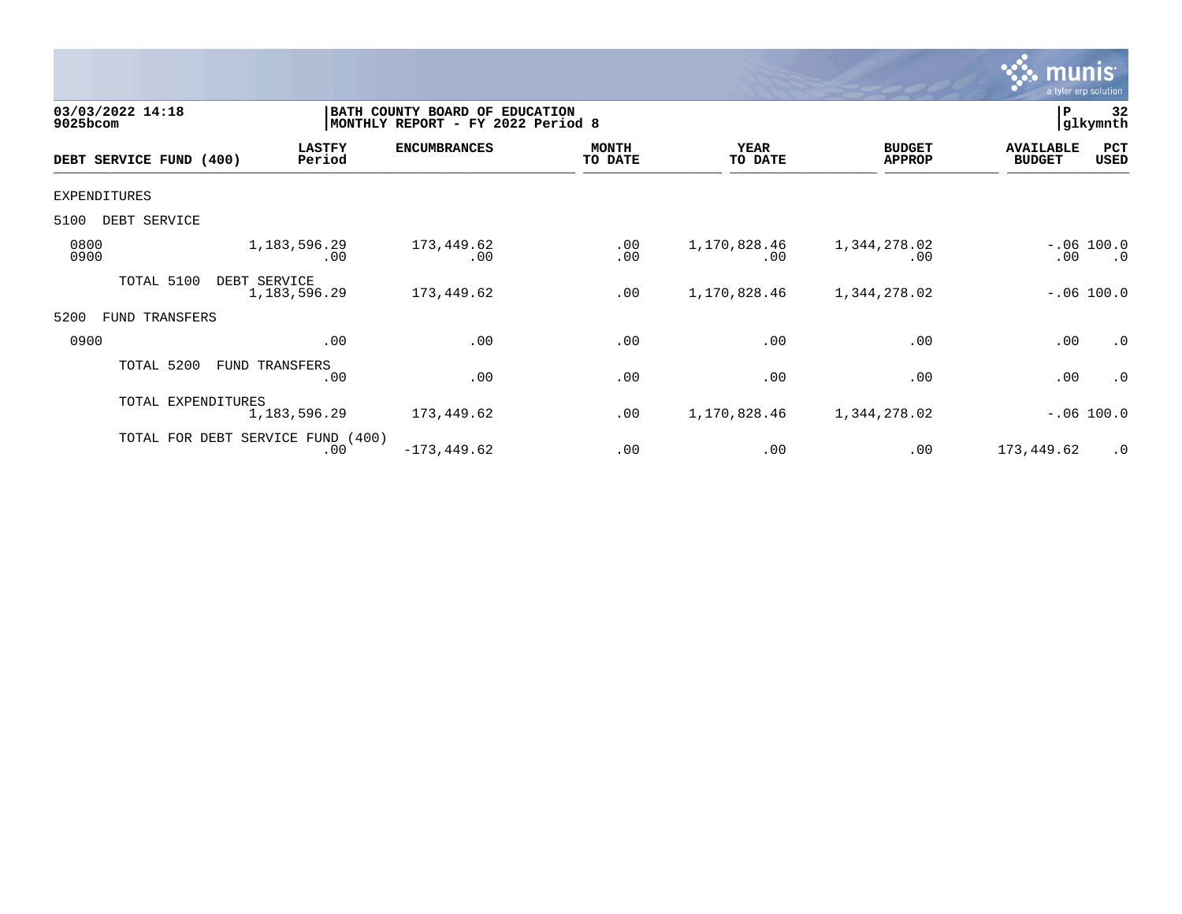03/03/2022 14:18
9025bcom

BATH COUNTY BOARD OF EDUCATION
MONTHLY REPORT - FY 2022 Period 8

P 32
glkymnth

| DEBT SERVICE FUND (400) | LASTFY Period | ENCUMBRANCES | MONTH TO DATE | YEAR TO DATE | BUDGET APPROP | AVAILABLE BUDGET | PCT USED |
|---|---|---|---|---|---|---|---|
| EXPENDITURES | | | | | | | |
| 5100 DEBT SERVICE | | | | | | | |
| 0800 | 1,183,596.29 | 173,449.62 | .00 | 1,170,828.46 | 1,344,278.02 | -.06 | 100.0 |
| 0900 | .00 | .00 | .00 | .00 | .00 | .00 | .0 |
| TOTAL 5100 DEBT SERVICE | 1,183,596.29 | 173,449.62 | .00 | 1,170,828.46 | 1,344,278.02 | -.06 | 100.0 |
| 5200 FUND TRANSFERS | | | | | | | |
| 0900 | .00 | .00 | .00 | .00 | .00 | .00 | .0 |
| TOTAL 5200 FUND TRANSFERS | .00 | .00 | .00 | .00 | .00 | .00 | .0 |
| TOTAL EXPENDITURES | 1,183,596.29 | 173,449.62 | .00 | 1,170,828.46 | 1,344,278.02 | -.06 | 100.0 |
| TOTAL FOR DEBT SERVICE FUND (400) | .00 | -173,449.62 | .00 | .00 | .00 | 173,449.62 | .0 |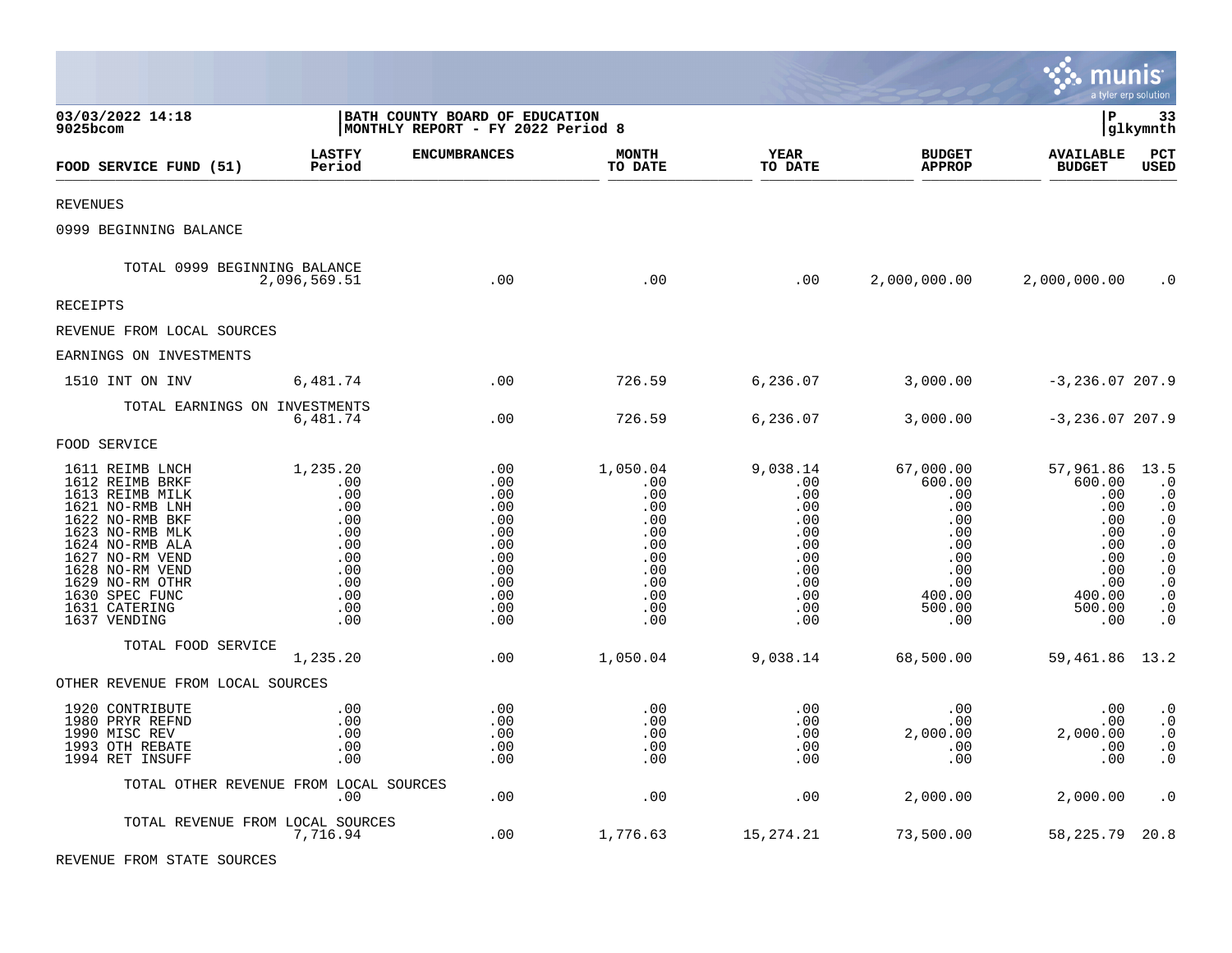03/03/2022 14:18
9025bcom

BATH COUNTY BOARD OF EDUCATION
MONTHLY REPORT - FY 2022 Period 8

glkymnth

| FOOD SERVICE FUND (51) | LASTFY Period | ENCUMBRANCES | MONTH TO DATE | YEAR TO DATE | BUDGET APPROP | AVAILABLE BUDGET | PCT USED |
|---|---|---|---|---|---|---|---|
| REVENUES | | | | | | | |
| 0999 BEGINNING BALANCE | | | | | | | |
| TOTAL 0999 BEGINNING BALANCE | 2,096,569.51 | .00 | .00 | .00 | 2,000,000.00 | 2,000,000.00 | .0 |
| RECEIPTS | | | | | | | |
| REVENUE FROM LOCAL SOURCES | | | | | | | |
| EARNINGS ON INVESTMENTS | | | | | | | |
| 1510 INT ON INV | 6,481.74 | .00 | 726.59 | 6,236.07 | 3,000.00 | -3,236.07 | 207.9 |
| TOTAL EARNINGS ON INVESTMENTS | 6,481.74 | .00 | 726.59 | 6,236.07 | 3,000.00 | -3,236.07 | 207.9 |
| FOOD SERVICE | | | | | | | |
| 1611 REIMB LNCH | 1,235.20 | .00 | 1,050.04 | 9,038.14 | 67,000.00 | 57,961.86 | 13.5 |
| 1612 REIMB BRKF | .00 | .00 | .00 | .00 | 600.00 | 600.00 | .0 |
| 1613 REIMB MILK | .00 | .00 | .00 | .00 | .00 | .00 | .0 |
| 1621 NO-RMB LNH | .00 | .00 | .00 | .00 | .00 | .00 | .0 |
| 1622 NO-RMB BKF | .00 | .00 | .00 | .00 | .00 | .00 | .0 |
| 1623 NO-RMB MLK | .00 | .00 | .00 | .00 | .00 | .00 | .0 |
| 1624 NO-RMB ALA | .00 | .00 | .00 | .00 | .00 | .00 | .0 |
| 1627 NO-RM VEND | .00 | .00 | .00 | .00 | .00 | .00 | .0 |
| 1628 NO-RM VEND | .00 | .00 | .00 | .00 | .00 | .00 | .0 |
| 1629 NO-RM OTHR | .00 | .00 | .00 | .00 | .00 | .00 | .0 |
| 1630 SPEC FUNC | .00 | .00 | .00 | .00 | 400.00 | 400.00 | .0 |
| 1631 CATERING | .00 | .00 | .00 | .00 | 500.00 | 500.00 | .0 |
| 1637 VENDING | .00 | .00 | .00 | .00 | .00 | .00 | .0 |
| TOTAL FOOD SERVICE | 1,235.20 | .00 | 1,050.04 | 9,038.14 | 68,500.00 | 59,461.86 | 13.2 |
| OTHER REVENUE FROM LOCAL SOURCES | | | | | | | |
| 1920 CONTRIBUTE | .00 | .00 | .00 | .00 | .00 | .00 | .0 |
| 1980 PRYR REFND | .00 | .00 | .00 | .00 | .00 | .00 | .0 |
| 1990 MISC REV | .00 | .00 | .00 | .00 | 2,000.00 | 2,000.00 | .0 |
| 1993 OTH REBATE | .00 | .00 | .00 | .00 | .00 | .00 | .0 |
| 1994 RET INSUFF | .00 | .00 | .00 | .00 | .00 | .00 | .0 |
| TOTAL OTHER REVENUE FROM LOCAL SOURCES | .00 | .00 | .00 | .00 | 2,000.00 | 2,000.00 | .0 |
| TOTAL REVENUE FROM LOCAL SOURCES | 7,716.94 | .00 | 1,776.63 | 15,274.21 | 73,500.00 | 58,225.79 | 20.8 |
| REVENUE FROM STATE SOURCES | | | | | | | |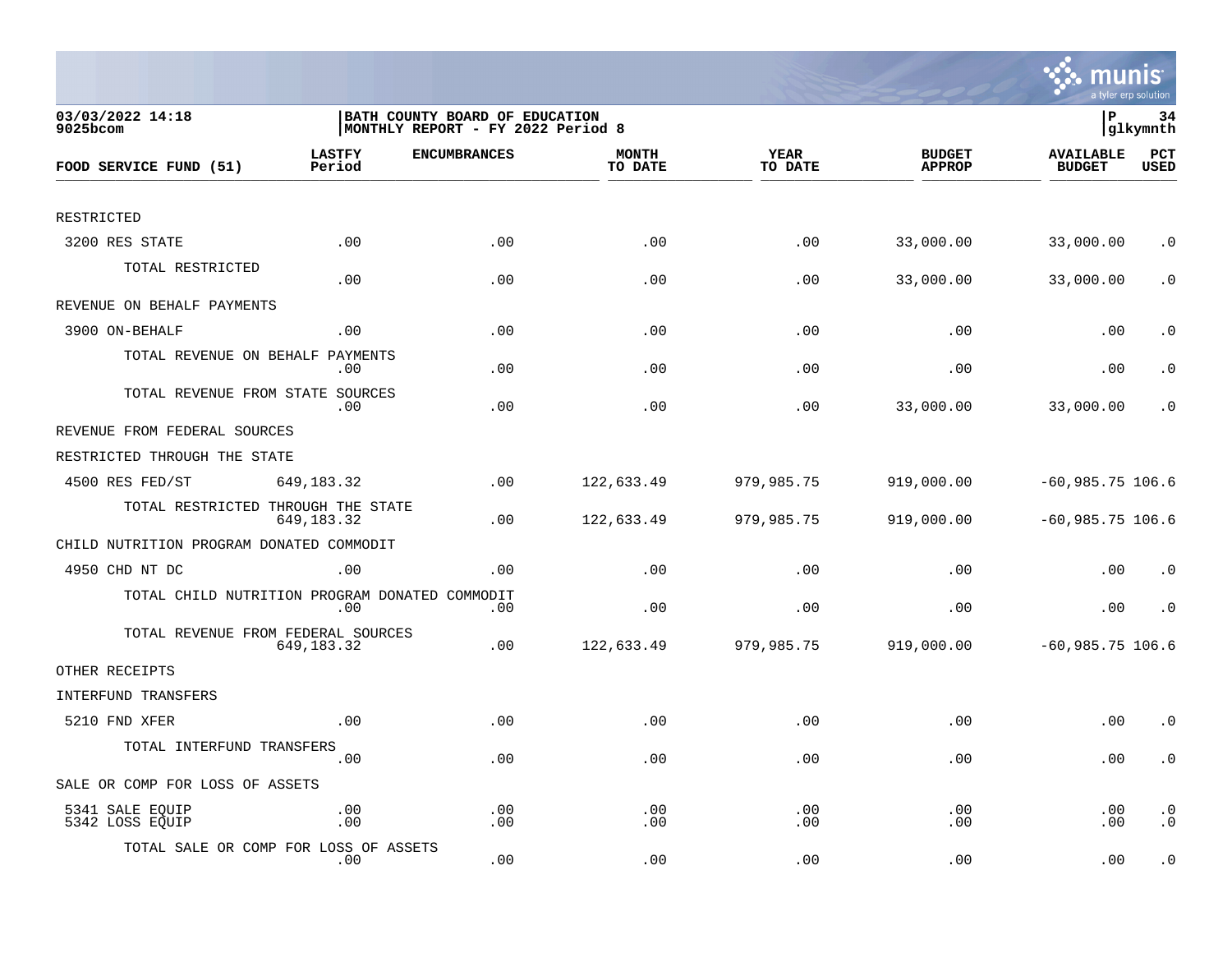**BATH COUNTY BOARD OF EDUCATION**
**MONTHLY REPORT - FY 2022 Period 8**

03/03/2022 14:18
9025bcom

| FOOD SERVICE FUND (51) | LASTFY Period | ENCUMBRANCES | MONTH TO DATE | YEAR TO DATE | BUDGET APPROP | AVAILABLE BUDGET | PCT USED |
|---|---|---|---|---|---|---|---|
| RESTRICTED | | | | | | | |
| 3200 RES STATE | .00 | .00 | .00 | .00 | 33,000.00 | 33,000.00 | .0 |
| TOTAL RESTRICTED | .00 | .00 | .00 | .00 | 33,000.00 | 33,000.00 | .0 |
| REVENUE ON BEHALF PAYMENTS | | | | | | | |
| 3900 ON-BEHALF | .00 | .00 | .00 | .00 | .00 | .00 | .0 |
| TOTAL REVENUE ON BEHALF PAYMENTS | .00 | .00 | .00 | .00 | .00 | .00 | .0 |
| TOTAL REVENUE FROM STATE SOURCES | .00 | .00 | .00 | .00 | 33,000.00 | 33,000.00 | .0 |
| REVENUE FROM FEDERAL SOURCES | | | | | | | |
| RESTRICTED THROUGH THE STATE | | | | | | | |
| 4500 RES FED/ST | 649,183.32 | .00 | 122,633.49 | 979,985.75 | 919,000.00 | -60,985.75 | 106.6 |
| TOTAL RESTRICTED THROUGH THE STATE | 649,183.32 | .00 | 122,633.49 | 979,985.75 | 919,000.00 | -60,985.75 | 106.6 |
| CHILD NUTRITION PROGRAM DONATED COMMODIT | | | | | | | |
| 4950 CHD NT DC | .00 | .00 | .00 | .00 | .00 | .00 | .0 |
| TOTAL CHILD NUTRITION PROGRAM DONATED COMMODIT | .00 | .00 | .00 | .00 | .00 | .00 | .0 |
| TOTAL REVENUE FROM FEDERAL SOURCES | 649,183.32 | .00 | 122,633.49 | 979,985.75 | 919,000.00 | -60,985.75 | 106.6 |
| OTHER RECEIPTS | | | | | | | |
| INTERFUND TRANSFERS | | | | | | | |
| 5210 FND XFER | .00 | .00 | .00 | .00 | .00 | .00 | .0 |
| TOTAL INTERFUND TRANSFERS | .00 | .00 | .00 | .00 | .00 | .00 | .0 |
| SALE OR COMP FOR LOSS OF ASSETS | | | | | | | |
| 5341 SALE EQUIP | .00 | .00 | .00 | .00 | .00 | .00 | .0 |
| 5342 LOSS EQUIP | .00 | .00 | .00 | .00 | .00 | .00 | .0 |
| TOTAL SALE OR COMP FOR LOSS OF ASSETS | .00 | .00 | .00 | .00 | .00 | .00 | .0 |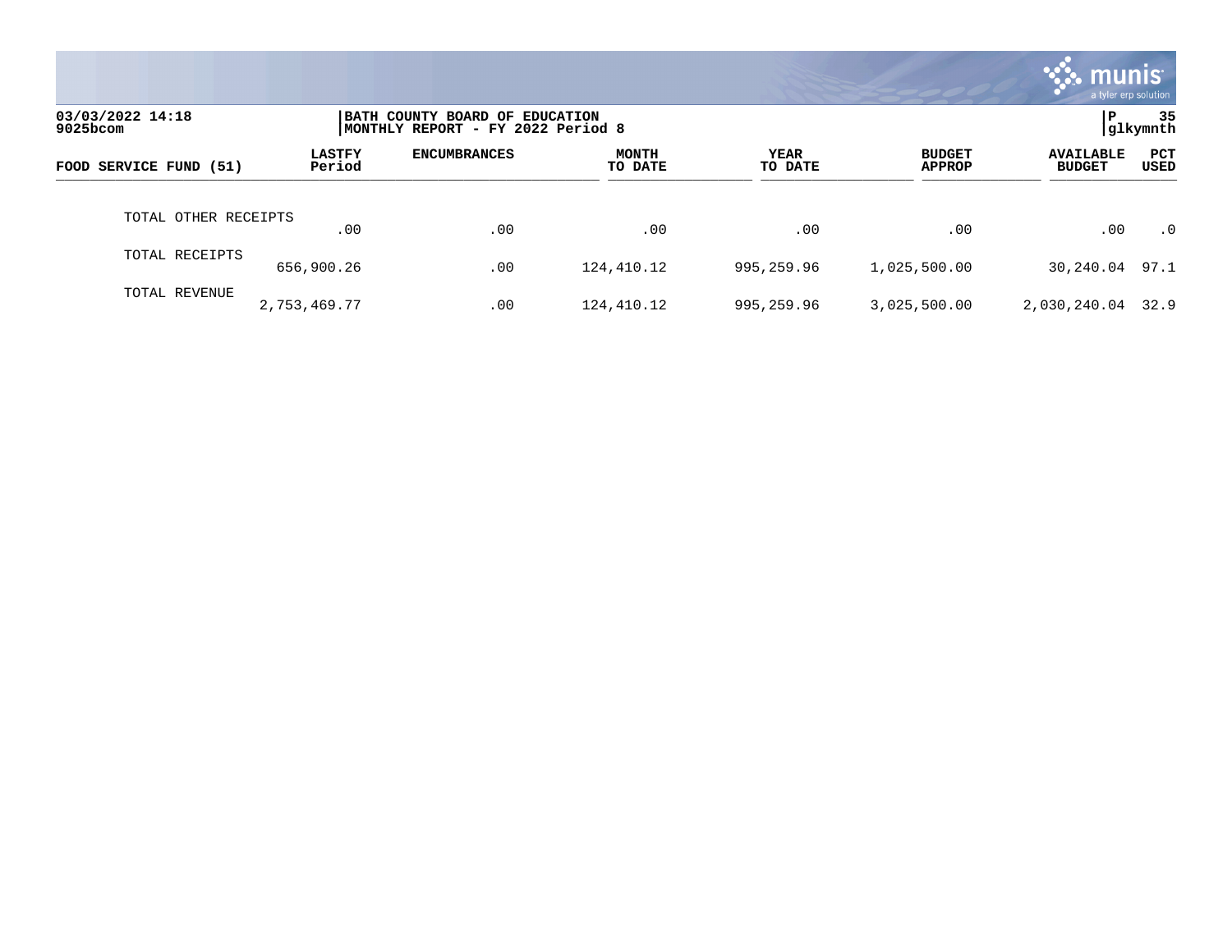| FOOD SERVICE FUND (51) | LASTFY Period | ENCUMBRANCES | MONTH TO DATE | YEAR TO DATE | BUDGET APPROP | AVAILABLE BUDGET | PCT USED |
|---|---|---|---|---|---|---|---|
| TOTAL OTHER RECEIPTS | .00 | .00 | .00 | .00 | .00 | .00 | .0 |
| TOTAL RECEIPTS | 656,900.26 | .00 | 124,410.12 | 995,259.96 | 1,025,500.00 | 30,240.04 | 97.1 |
| TOTAL REVENUE | 2,753,469.77 | .00 | 124,410.12 | 995,259.96 | 3,025,500.00 | 2,030,240.04 | 32.9 |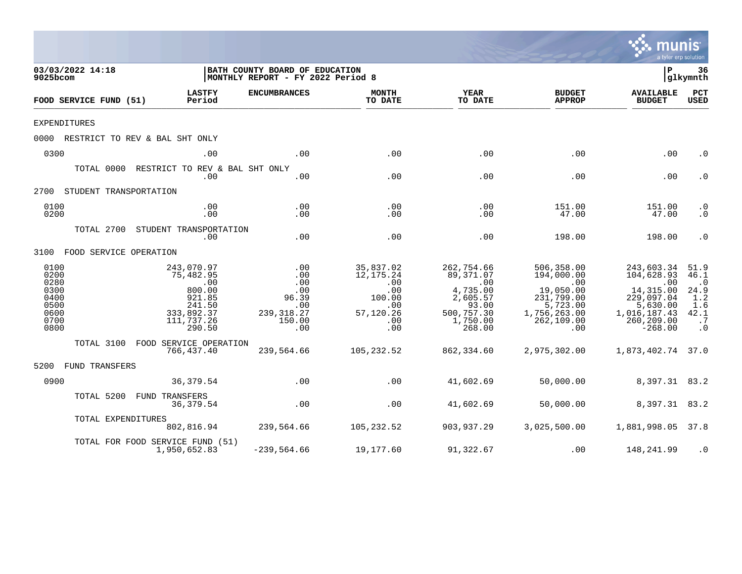03/03/2022 14:18 | BATH COUNTY BOARD OF EDUCATION
9025bcom | MONTHLY REPORT - FY 2022 Period 8

| FOOD SERVICE FUND (51) | LASTFY Period | ENCUMBRANCES | MONTH TO DATE | YEAR TO DATE | BUDGET APPROP | AVAILABLE BUDGET | PCT USED |
|---|---|---|---|---|---|---|---|
| EXPENDITURES | | | | | | | |
| 0000 RESTRICT TO REV & BAL SHT ONLY | | | | | | | |
| 0300 | .00 | .00 | .00 | .00 | .00 | .00 | .0 |
| TOTAL 0000 RESTRICT TO REV & BAL SHT ONLY | .00 | .00 | .00 | .00 | .00 | .00 | .0 |
| 2700 STUDENT TRANSPORTATION | | | | | | | |
| 0100 | .00 | .00 | .00 | .00 | 151.00 | 151.00 | .0 |
| 0200 | .00 | .00 | .00 | .00 | 47.00 | 47.00 | .0 |
| TOTAL 2700 STUDENT TRANSPORTATION | .00 | .00 | .00 | .00 | 198.00 | 198.00 | .0 |
| 3100 FOOD SERVICE OPERATION | | | | | | | |
| 0100 | 243,070.97 | .00 | 35,837.02 | 262,754.66 | 506,358.00 | 243,603.34 | 51.9 |
| 0200 | 75,482.95 | .00 | 12,175.24 | 89,371.07 | 194,000.00 | 104,628.93 | 46.1 |
| 0280 | .00 | .00 | .00 | .00 | .00 | .00 | .0 |
| 0300 | 800.00 | .00 | .00 | 4,735.00 | 19,050.00 | 14,315.00 | 24.9 |
| 0400 | 921.85 | 96.39 | 100.00 | 2,605.57 | 231,799.00 | 229,097.04 | 1.2 |
| 0500 | 241.50 | .00 | .00 | 93.00 | 5,723.00 | 5,630.00 | 1.6 |
| 0600 | 333,892.37 | 239,318.27 | 57,120.26 | 500,757.30 | 1,756,263.00 | 1,016,187.43 | 42.1 |
| 0700 | 111,737.26 | 150.00 | .00 | 1,750.00 | 262,109.00 | 260,209.00 | .7 |
| 0800 | 290.50 | .00 | .00 | 268.00 | .00 | -268.00 | .0 |
| TOTAL 3100 FOOD SERVICE OPERATION | 766,437.40 | 239,564.66 | 105,232.52 | 862,334.60 | 2,975,302.00 | 1,873,402.74 | 37.0 |
| 5200 FUND TRANSFERS | | | | | | | |
| 0900 | 36,379.54 | .00 | .00 | 41,602.69 | 50,000.00 | 8,397.31 | 83.2 |
| TOTAL 5200 FUND TRANSFERS | 36,379.54 | .00 | .00 | 41,602.69 | 50,000.00 | 8,397.31 | 83.2 |
| TOTAL EXPENDITURES | 802,816.94 | 239,564.66 | 105,232.52 | 903,937.29 | 3,025,500.00 | 1,881,998.05 | 37.8 |
| TOTAL FOR FOOD SERVICE FUND (51) | 1,950,652.83 | -239,564.66 | 19,177.60 | 91,322.67 | .00 | 148,241.99 | .0 |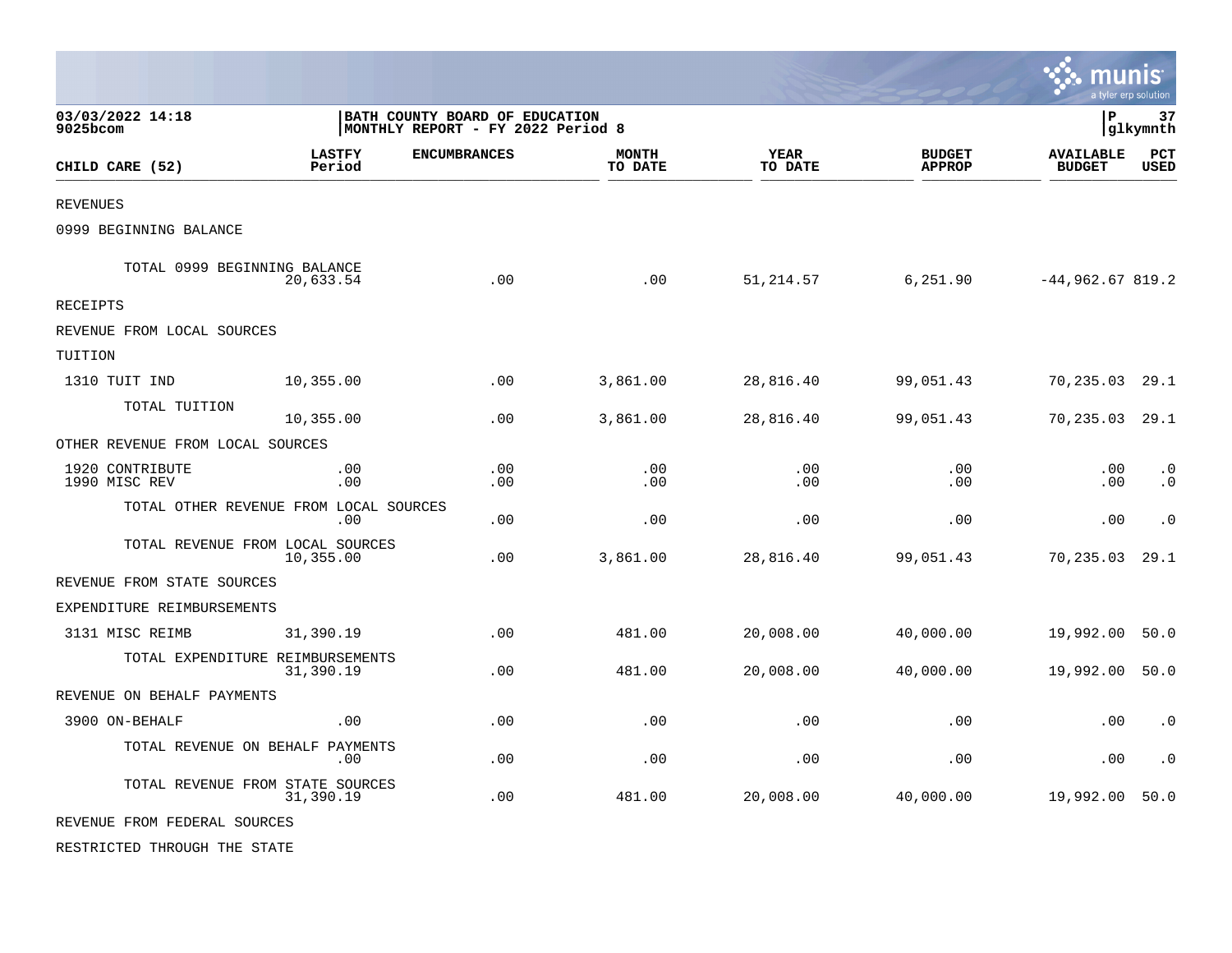03/03/2022 14:18
9025bcom

BATH COUNTY BOARD OF EDUCATION
MONTHLY REPORT - FY 2022 Period 8

P 37
glkymnth

| CHILD CARE (52) | LASTFY Period | ENCUMBRANCES | MONTH TO DATE | YEAR TO DATE | BUDGET APPROP | AVAILABLE BUDGET | PCT USED |
|---|---|---|---|---|---|---|---|
| REVENUES | | | | | | | |
| 0999 BEGINNING BALANCE | | | | | | | |
| TOTAL 0999 BEGINNING BALANCE | 20,633.54 | .00 | .00 | 51,214.57 | 6,251.90 | -44,962.67 | 819.2 |
| RECEIPTS | | | | | | | |
| REVENUE FROM LOCAL SOURCES | | | | | | | |
| TUITION | | | | | | | |
| 1310 TUIT IND | 10,355.00 | .00 | 3,861.00 | 28,816.40 | 99,051.43 | 70,235.03 | 29.1 |
| TOTAL TUITION | 10,355.00 | .00 | 3,861.00 | 28,816.40 | 99,051.43 | 70,235.03 | 29.1 |
| OTHER REVENUE FROM LOCAL SOURCES | | | | | | | |
| 1920 CONTRIBUTE | .00 | .00 | .00 | .00 | .00 | .00 | .0 |
| 1990 MISC REV | .00 | .00 | .00 | .00 | .00 | .00 | .0 |
| TOTAL OTHER REVENUE FROM LOCAL SOURCES | .00 | .00 | .00 | .00 | .00 | .00 | .0 |
| TOTAL REVENUE FROM LOCAL SOURCES | 10,355.00 | .00 | 3,861.00 | 28,816.40 | 99,051.43 | 70,235.03 | 29.1 |
| REVENUE FROM STATE SOURCES | | | | | | | |
| EXPENDITURE REIMBURSEMENTS | | | | | | | |
| 3131 MISC REIMB | 31,390.19 | .00 | 481.00 | 20,008.00 | 40,000.00 | 19,992.00 | 50.0 |
| TOTAL EXPENDITURE REIMBURSEMENTS | 31,390.19 | .00 | 481.00 | 20,008.00 | 40,000.00 | 19,992.00 | 50.0 |
| REVENUE ON BEHALF PAYMENTS | | | | | | | |
| 3900 ON-BEHALF | .00 | .00 | .00 | .00 | .00 | .00 | .0 |
| TOTAL REVENUE ON BEHALF PAYMENTS | .00 | .00 | .00 | .00 | .00 | .00 | .0 |
| TOTAL REVENUE FROM STATE SOURCES | 31,390.19 | .00 | 481.00 | 20,008.00 | 40,000.00 | 19,992.00 | 50.0 |
| REVENUE FROM FEDERAL SOURCES | | | | | | | |
| RESTRICTED THROUGH THE STATE | | | | | | | |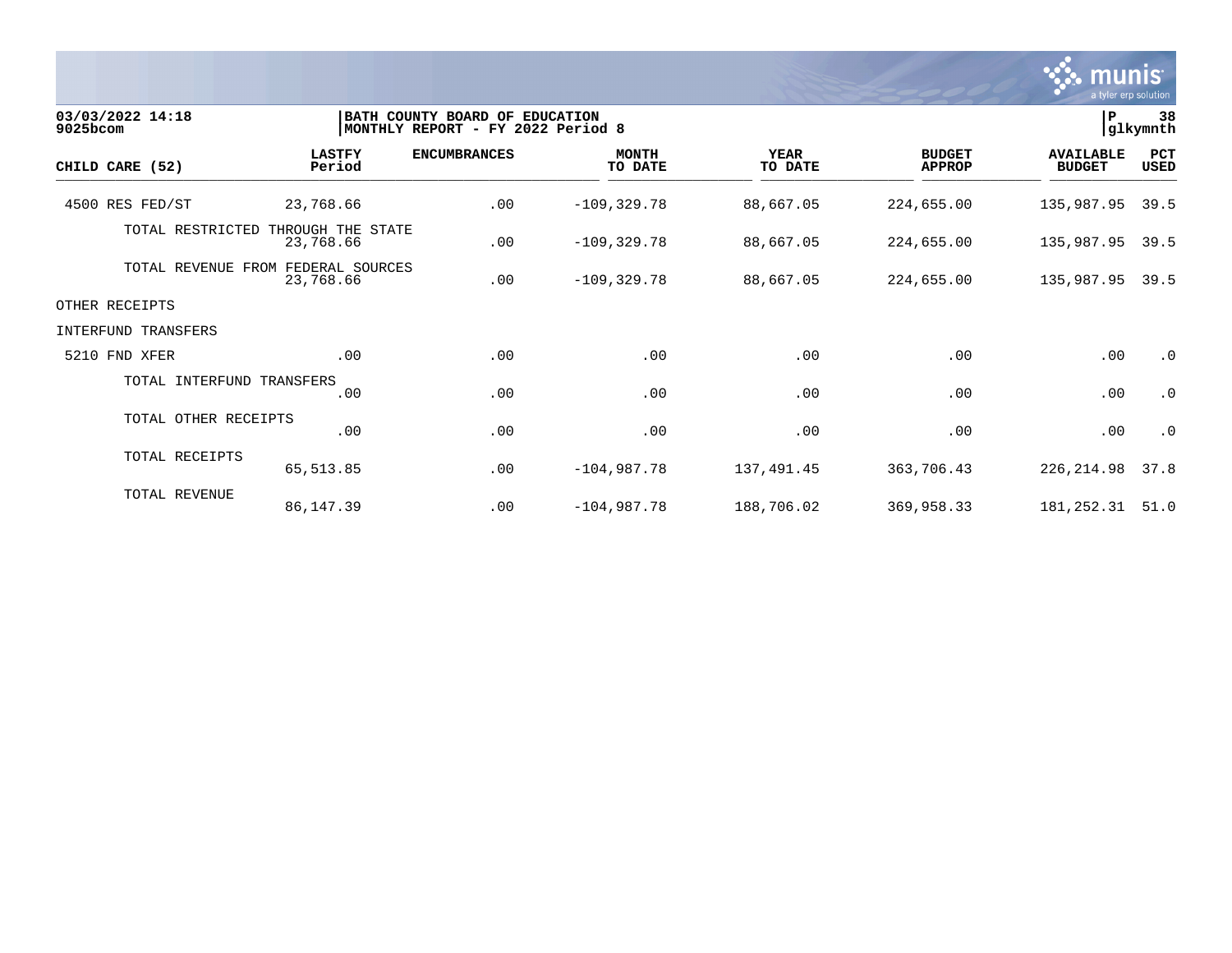03/03/2022 14:18
9025bcom

BATH COUNTY BOARD OF EDUCATION
MONTHLY REPORT - FY 2022 Period 8

P 38
glkymnth

| CHILD CARE (52) | LASTFY Period | ENCUMBRANCES | MONTH TO DATE | YEAR TO DATE | BUDGET APPROP | AVAILABLE BUDGET | PCT USED |
|---|---|---|---|---|---|---|---|
| 4500 RES FED/ST | 23,768.66 | .00 | -109,329.78 | 88,667.05 | 224,655.00 | 135,987.95 | 39.5 |
| TOTAL RESTRICTED THROUGH THE STATE | 23,768.66 | .00 | -109,329.78 | 88,667.05 | 224,655.00 | 135,987.95 | 39.5 |
| TOTAL REVENUE FROM FEDERAL SOURCES | 23,768.66 | .00 | -109,329.78 | 88,667.05 | 224,655.00 | 135,987.95 | 39.5 |
| OTHER RECEIPTS | | | | | | | |
| INTERFUND TRANSFERS | | | | | | | |
| 5210 FND XFER | .00 | .00 | .00 | .00 | .00 | .00 | .0 |
| TOTAL INTERFUND TRANSFERS | .00 | .00 | .00 | .00 | .00 | .00 | .0 |
| TOTAL OTHER RECEIPTS | .00 | .00 | .00 | .00 | .00 | .00 | .0 |
| TOTAL RECEIPTS | 65,513.85 | .00 | -104,987.78 | 137,491.45 | 363,706.43 | 226,214.98 | 37.8 |
| TOTAL REVENUE | 86,147.39 | .00 | -104,987.78 | 188,706.02 | 369,958.33 | 181,252.31 | 51.0 |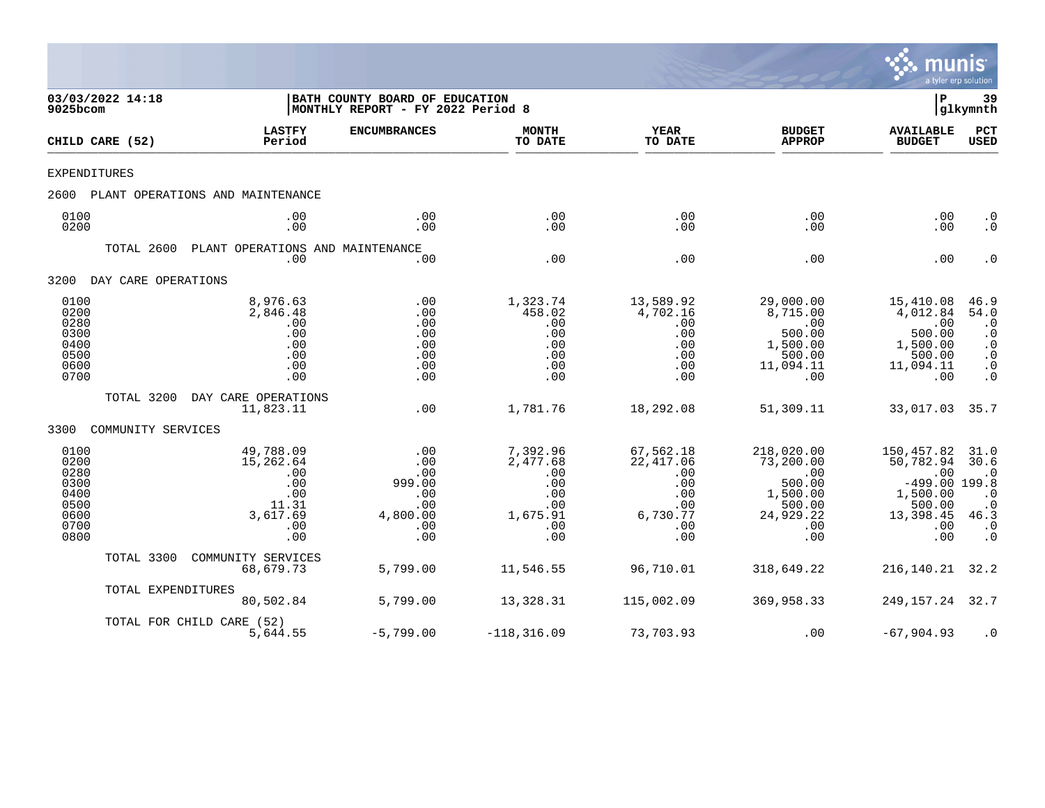03/03/2022 14:18 — 9025bcom

BATH COUNTY BOARD OF EDUCATION
MONTHLY REPORT - FY 2022 Period 8

P 39 — glkymnth

| CHILD CARE (52) | LASTFY Period | ENCUMBRANCES | MONTH TO DATE | YEAR TO DATE | BUDGET APPROP | AVAILABLE BUDGET | PCT USED |
|---|---|---|---|---|---|---|---|
| EXPENDITURES | | | | | | | |
| 2600 PLANT OPERATIONS AND MAINTENANCE | | | | | | | |
| 0100 | .00 | .00 | .00 | .00 | .00 | .00 | .0 |
| 0200 | .00 | .00 | .00 | .00 | .00 | .00 | .0 |
| TOTAL 2600 PLANT OPERATIONS AND MAINTENANCE | .00 | .00 | .00 | .00 | .00 | .00 | .0 |
| 3200 DAY CARE OPERATIONS | | | | | | | |
| 0100 | 8,976.63 | .00 | 1,323.74 | 13,589.92 | 29,000.00 | 15,410.08 | 46.9 |
| 0200 | 2,846.48 | .00 | 458.02 | 4,702.16 | 8,715.00 | 4,012.84 | 54.0 |
| 0280 | .00 | .00 | .00 | .00 | .00 | .00 | .0 |
| 0300 | .00 | .00 | .00 | .00 | 500.00 | 500.00 | .0 |
| 0400 | .00 | .00 | .00 | .00 | 1,500.00 | 1,500.00 | .0 |
| 0500 | .00 | .00 | .00 | .00 | 500.00 | 500.00 | .0 |
| 0600 | .00 | .00 | .00 | .00 | 11,094.11 | 11,094.11 | .0 |
| 0700 | .00 | .00 | .00 | .00 | .00 | .00 | .0 |
| TOTAL 3200 DAY CARE OPERATIONS | 11,823.11 | .00 | 1,781.76 | 18,292.08 | 51,309.11 | 33,017.03 | 35.7 |
| 3300 COMMUNITY SERVICES | | | | | | | |
| 0100 | 49,788.09 | .00 | 7,392.96 | 67,562.18 | 218,020.00 | 150,457.82 | 31.0 |
| 0200 | 15,262.64 | .00 | 2,477.68 | 22,417.06 | 73,200.00 | 50,782.94 | 30.6 |
| 0280 | .00 | .00 | .00 | .00 | .00 | .00 | .0 |
| 0300 | .00 | 999.00 | .00 | .00 | 500.00 | -499.00 | 199.8 |
| 0400 | .00 | .00 | .00 | .00 | 1,500.00 | 1,500.00 | .0 |
| 0500 | 11.31 | .00 | .00 | .00 | 500.00 | 500.00 | .0 |
| 0600 | 3,617.69 | 4,800.00 | 1,675.91 | 6,730.77 | 24,929.22 | 13,398.45 | 46.3 |
| 0700 | .00 | .00 | .00 | .00 | .00 | .00 | .0 |
| 0800 | .00 | .00 | .00 | .00 | .00 | .00 | .0 |
| TOTAL 3300 COMMUNITY SERVICES | 68,679.73 | 5,799.00 | 11,546.55 | 96,710.01 | 318,649.22 | 216,140.21 | 32.2 |
| TOTAL EXPENDITURES | 80,502.84 | 5,799.00 | 13,328.31 | 115,002.09 | 369,958.33 | 249,157.24 | 32.7 |
| TOTAL FOR CHILD CARE (52) | 5,644.55 | -5,799.00 | -118,316.09 | 73,703.93 | .00 | -67,904.93 | .0 |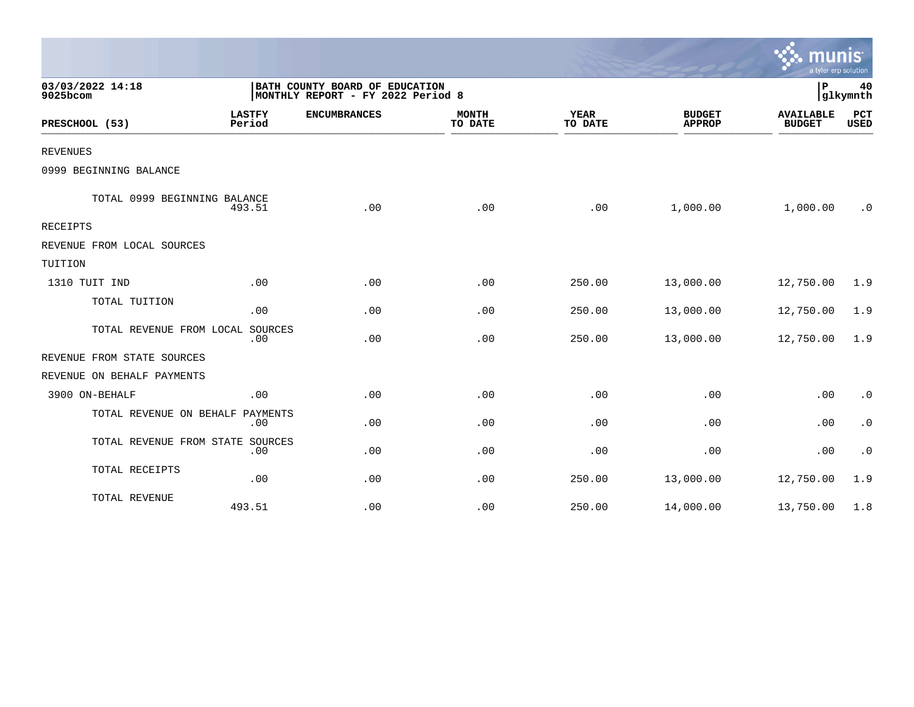03/03/2022 14:18
9025bcom

BATH COUNTY BOARD OF EDUCATION
MONTHLY REPORT - FY 2022 Period 8

P 40
glkymnth

| PRESCHOOL (53) | LASTFY Period | ENCUMBRANCES | MONTH TO DATE | YEAR TO DATE | BUDGET APPROP | AVAILABLE BUDGET | PCT USED |
|---|---|---|---|---|---|---|---|
| REVENUES | | | | | | | |
| 0999 BEGINNING BALANCE | | | | | | | |
| TOTAL 0999 BEGINNING BALANCE | 493.51 | .00 | .00 | .00 | 1,000.00 | 1,000.00 | .0 |
| RECEIPTS | | | | | | | |
| REVENUE FROM LOCAL SOURCES | | | | | | | |
| TUITION | | | | | | | |
| 1310 TUIT IND | .00 | .00 | .00 | 250.00 | 13,000.00 | 12,750.00 | 1.9 |
| TOTAL TUITION | .00 | .00 | .00 | 250.00 | 13,000.00 | 12,750.00 | 1.9 |
| TOTAL REVENUE FROM LOCAL SOURCES | .00 | .00 | .00 | 250.00 | 13,000.00 | 12,750.00 | 1.9 |
| REVENUE FROM STATE SOURCES | | | | | | | |
| REVENUE ON BEHALF PAYMENTS | | | | | | | |
| 3900 ON-BEHALF | .00 | .00 | .00 | .00 | .00 | .00 | .0 |
| TOTAL REVENUE ON BEHALF PAYMENTS | .00 | .00 | .00 | .00 | .00 | .00 | .0 |
| TOTAL REVENUE FROM STATE SOURCES | .00 | .00 | .00 | .00 | .00 | .00 | .0 |
| TOTAL RECEIPTS | .00 | .00 | .00 | 250.00 | 13,000.00 | 12,750.00 | 1.9 |
| TOTAL REVENUE | 493.51 | .00 | .00 | 250.00 | 14,000.00 | 13,750.00 | 1.8 |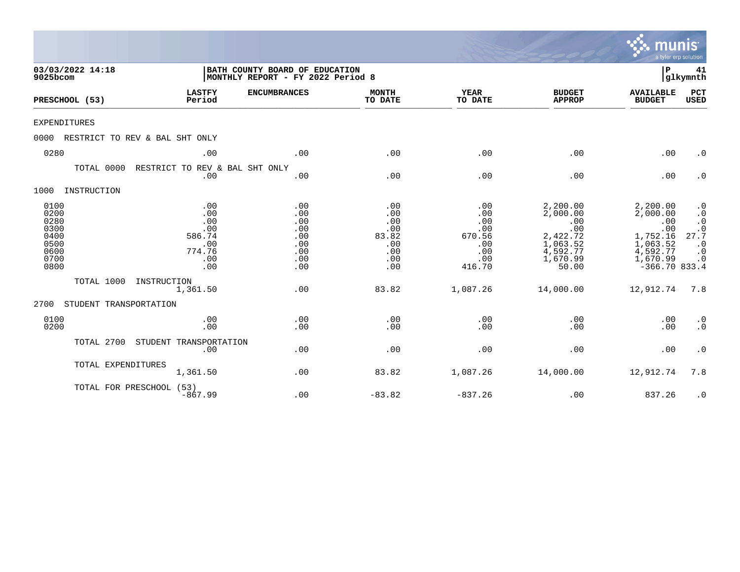**03/03/2022 14:18**
**9025bcom**

**BATH COUNTY BOARD OF EDUCATION**
**MONTHLY REPORT - FY 2022 Period 8**

**P 41**
**glkymnth**

| PRESCHOOL (53) | LASTFY Period | ENCUMBRANCES | MONTH TO DATE | YEAR TO DATE | BUDGET APPROP | AVAILABLE BUDGET | PCT USED |
|---|---|---|---|---|---|---|---|
| EXPENDITURES | | | | | | | |
| 0000 RESTRICT TO REV & BAL SHT ONLY | | | | | | | |
| 0280 | .00 | .00 | .00 | .00 | .00 | .00 | .0 |
| TOTAL 0000 RESTRICT TO REV & BAL SHT ONLY | .00 | .00 | .00 | .00 | .00 | .00 | .0 |
| 1000 INSTRUCTION | | | | | | | |
| 0100 | .00 | .00 | .00 | .00 | 2,200.00 | 2,200.00 | .0 |
| 0200 | .00 | .00 | .00 | .00 | 2,000.00 | 2,000.00 | .0 |
| 0280 | .00 | .00 | .00 | .00 | .00 | .00 | .0 |
| 0300 | .00 | .00 | .00 | .00 | .00 | .00 | .0 |
| 0400 | 586.74 | .00 | 83.82 | 670.56 | 2,422.72 | 1,752.16 | 27.7 |
| 0500 | .00 | .00 | .00 | .00 | 1,063.52 | 1,063.52 | .0 |
| 0600 | 774.76 | .00 | .00 | .00 | 4,592.77 | 4,592.77 | .0 |
| 0700 | .00 | .00 | .00 | .00 | 1,670.99 | 1,670.99 | .0 |
| 0800 | .00 | .00 | .00 | 416.70 | 50.00 | -366.70 | 833.4 |
| TOTAL 1000 INSTRUCTION | 1,361.50 | .00 | 83.82 | 1,087.26 | 14,000.00 | 12,912.74 | 7.8 |
| 2700 STUDENT TRANSPORTATION | | | | | | | |
| 0100 | .00 | .00 | .00 | .00 | .00 | .00 | .0 |
| 0200 | .00 | .00 | .00 | .00 | .00 | .00 | .0 |
| TOTAL 2700 STUDENT TRANSPORTATION | .00 | .00 | .00 | .00 | .00 | .00 | .0 |
| TOTAL EXPENDITURES | 1,361.50 | .00 | 83.82 | 1,087.26 | 14,000.00 | 12,912.74 | 7.8 |
| TOTAL FOR PRESCHOOL (53) | -867.99 | .00 | -83.82 | -837.26 | .00 | 837.26 | .0 |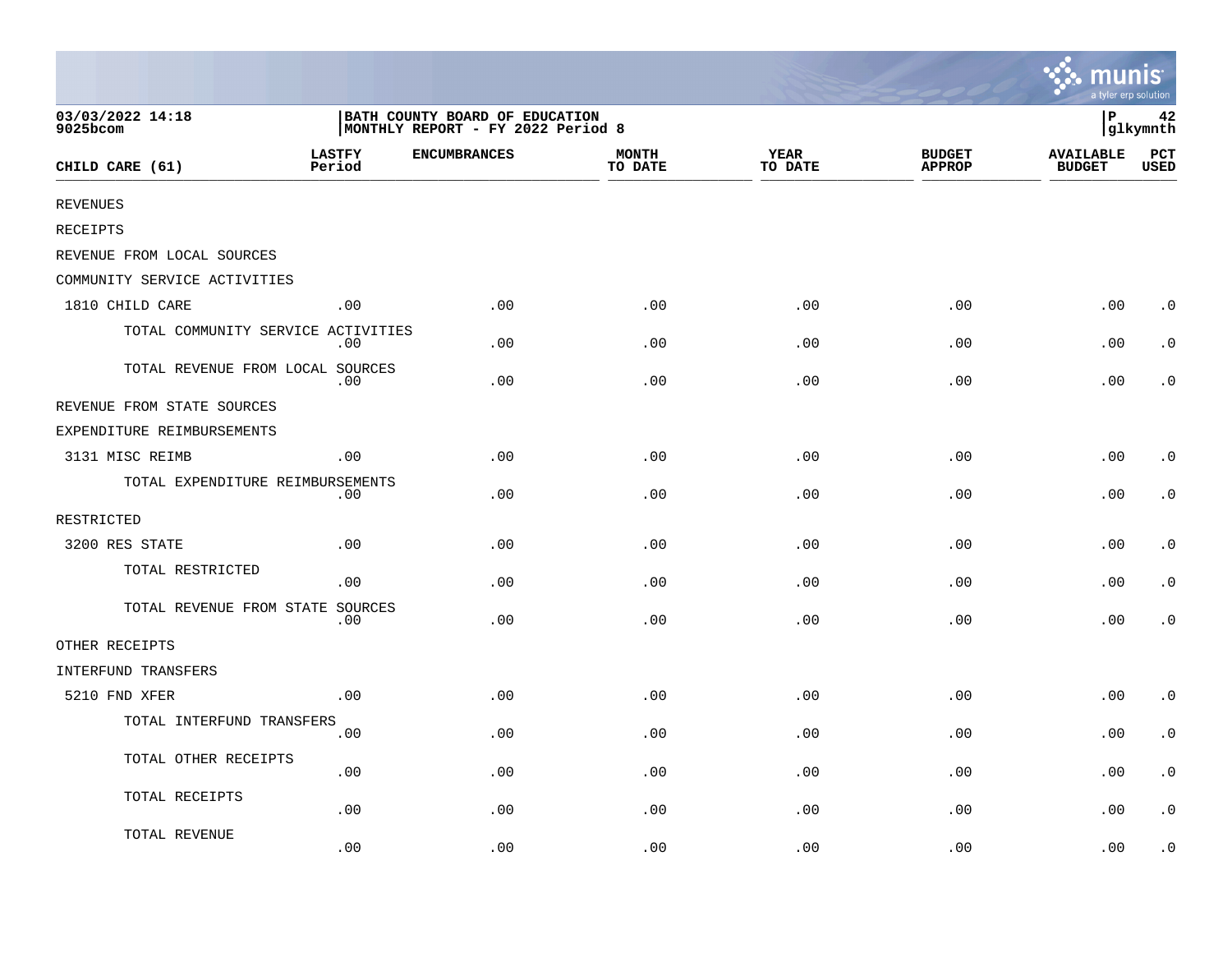03/03/2022 14:18
9025bcom

BATH COUNTY BOARD OF EDUCATION
MONTHLY REPORT - FY 2022 Period 8

P 42
glkymnth

| CHILD CARE (61) | LASTFY Period | ENCUMBRANCES | MONTH TO DATE | YEAR TO DATE | BUDGET APPROP | AVAILABLE BUDGET | PCT USED |
|---|---|---|---|---|---|---|---|
| REVENUES | | | | | | | |
| RECEIPTS | | | | | | | |
| REVENUE FROM LOCAL SOURCES | | | | | | | |
| COMMUNITY SERVICE ACTIVITIES | | | | | | | |
| 1810 CHILD CARE | .00 | .00 | .00 | .00 | .00 | .00 | .0 |
| TOTAL COMMUNITY SERVICE ACTIVITIES | .00 | .00 | .00 | .00 | .00 | .00 | .0 |
| TOTAL REVENUE FROM LOCAL SOURCES | .00 | .00 | .00 | .00 | .00 | .00 | .0 |
| REVENUE FROM STATE SOURCES | | | | | | | |
| EXPENDITURE REIMBURSEMENTS | | | | | | | |
| 3131 MISC REIMB | .00 | .00 | .00 | .00 | .00 | .00 | .0 |
| TOTAL EXPENDITURE REIMBURSEMENTS | .00 | .00 | .00 | .00 | .00 | .00 | .0 |
| RESTRICTED | | | | | | | |
| 3200 RES STATE | .00 | .00 | .00 | .00 | .00 | .00 | .0 |
| TOTAL RESTRICTED | .00 | .00 | .00 | .00 | .00 | .00 | .0 |
| TOTAL REVENUE FROM STATE SOURCES | .00 | .00 | .00 | .00 | .00 | .00 | .0 |
| OTHER RECEIPTS | | | | | | | |
| INTERFUND TRANSFERS | | | | | | | |
| 5210 FND XFER | .00 | .00 | .00 | .00 | .00 | .00 | .0 |
| TOTAL INTERFUND TRANSFERS | .00 | .00 | .00 | .00 | .00 | .00 | .0 |
| TOTAL OTHER RECEIPTS | .00 | .00 | .00 | .00 | .00 | .00 | .0 |
| TOTAL RECEIPTS | .00 | .00 | .00 | .00 | .00 | .00 | .0 |
| TOTAL REVENUE | .00 | .00 | .00 | .00 | .00 | .00 | .0 |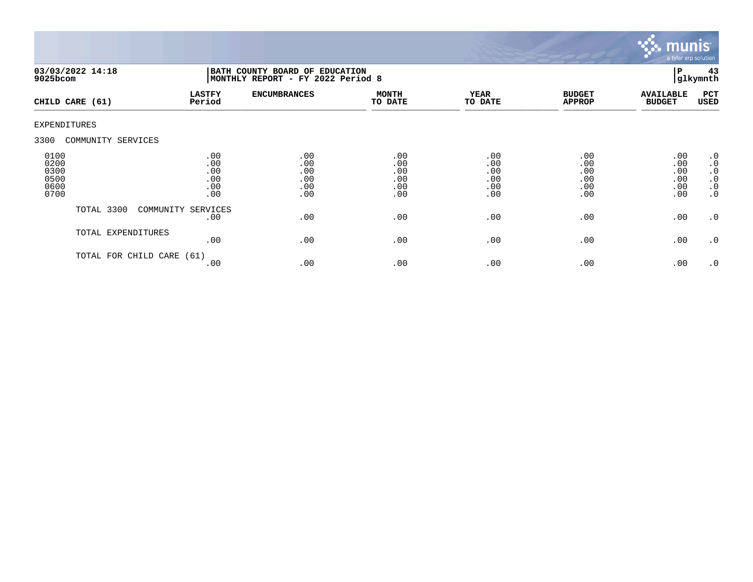03/03/2022 14:18
9025bcom

BATH COUNTY BOARD OF EDUCATION
MONTHLY REPORT - FY 2022 Period 8

P 43
glkymnth

| CHILD CARE (61) | LASTFY Period | ENCUMBRANCES | MONTH TO DATE | YEAR TO DATE | BUDGET APPROP | AVAILABLE BUDGET | PCT USED |
|---|---|---|---|---|---|---|---|
| EXPENDITURES | | | | | | | |
| 3300 COMMUNITY SERVICES | | | | | | | |
| 0100 | .00 | .00 | .00 | .00 | .00 | .00 | .0 |
| 0200 | .00 | .00 | .00 | .00 | .00 | .00 | .0 |
| 0300 | .00 | .00 | .00 | .00 | .00 | .00 | .0 |
| 0500 | .00 | .00 | .00 | .00 | .00 | .00 | .0 |
| 0600 | .00 | .00 | .00 | .00 | .00 | .00 | .0 |
| 0700 | .00 | .00 | .00 | .00 | .00 | .00 | .0 |
| TOTAL 3300 COMMUNITY SERVICES | .00 | .00 | .00 | .00 | .00 | .00 | .0 |
| TOTAL EXPENDITURES | .00 | .00 | .00 | .00 | .00 | .00 | .0 |
| TOTAL FOR CHILD CARE (61) | .00 | .00 | .00 | .00 | .00 | .00 | .0 |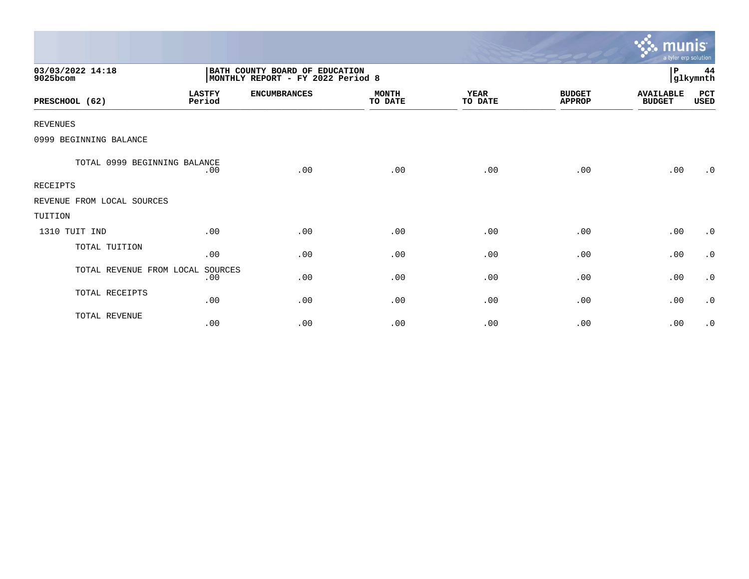03/03/2022 14:18
9025bcom

**BATH COUNTY BOARD OF EDUCATION**
**MONTHLY REPORT - FY 2022 Period 8**

P 44
glkymnth

| PRESCHOOL (62) | LASTFY Period | ENCUMBRANCES | MONTH TO DATE | YEAR TO DATE | BUDGET APPROP | AVAILABLE BUDGET | PCT USED |
|---|---|---|---|---|---|---|---|
| REVENUES | | | | | | | |
| 0999 BEGINNING BALANCE | | | | | | | |
| TOTAL 0999 BEGINNING BALANCE | .00 | .00 | .00 | .00 | .00 | .00 | .0 |
| RECEIPTS | | | | | | | |
| REVENUE FROM LOCAL SOURCES | | | | | | | |
| TUITION | | | | | | | |
| 1310 TUIT IND | .00 | .00 | .00 | .00 | .00 | .00 | .0 |
| TOTAL TUITION | .00 | .00 | .00 | .00 | .00 | .00 | .0 |
| TOTAL REVENUE FROM LOCAL SOURCES | .00 | .00 | .00 | .00 | .00 | .00 | .0 |
| TOTAL RECEIPTS | .00 | .00 | .00 | .00 | .00 | .00 | .0 |
| TOTAL REVENUE | .00 | .00 | .00 | .00 | .00 | .00 | .0 |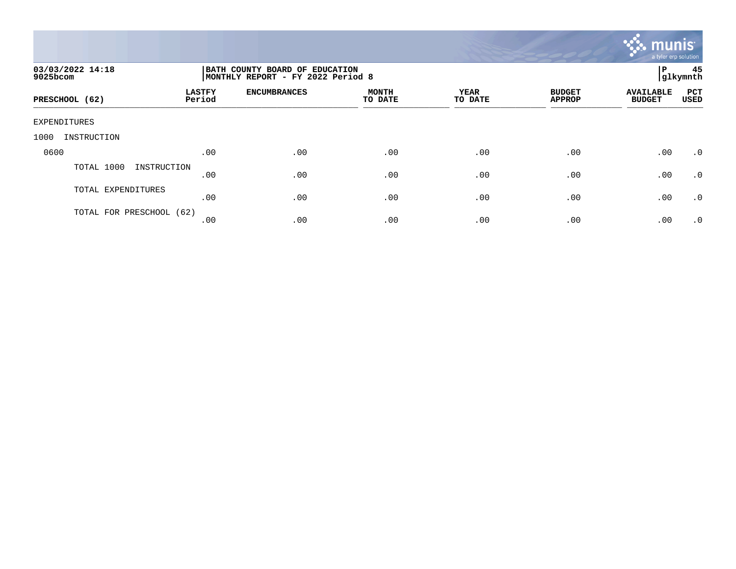**03/03/2022 14:18**
**9025bcom**

**BATH COUNTY BOARD OF EDUCATION**
**MONTHLY REPORT - FY 2022 Period 8**

**P 45**
**glkymnth**

| PRESCHOOL (62) | LASTFY Period | ENCUMBRANCES | MONTH TO DATE | YEAR TO DATE | BUDGET APPROP | AVAILABLE BUDGET | PCT USED |
|---|---|---|---|---|---|---|---|
| EXPENDITURES | | | | | | | |
| 1000 INSTRUCTION | | | | | | | |
| 0600 | .00 | .00 | .00 | .00 | .00 | .00 | .0 |
| TOTAL 1000 INSTRUCTION | .00 | .00 | .00 | .00 | .00 | .00 | .0 |
| TOTAL EXPENDITURES | .00 | .00 | .00 | .00 | .00 | .00 | .0 |
| TOTAL FOR PRESCHOOL (62) | .00 | .00 | .00 | .00 | .00 | .00 | .0 |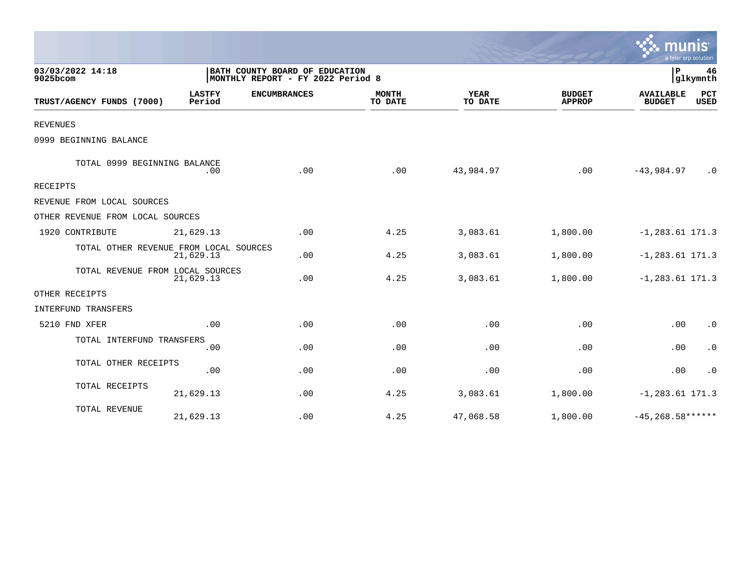03/03/2022 14:18
9025bcom

BATH COUNTY BOARD OF EDUCATION
MONTHLY REPORT - FY 2022 Period 8

P 46
glkymnth

| TRUST/AGENCY FUNDS (7000) | LASTFY Period | ENCUMBRANCES | MONTH TO DATE | YEAR TO DATE | BUDGET APPROP | AVAILABLE BUDGET | PCT USED |
|---|---|---|---|---|---|---|---|
| REVENUES | | | | | | | |
| 0999 BEGINNING BALANCE | | | | | | | |
| TOTAL 0999 BEGINNING BALANCE | .00 | .00 | .00 | 43,984.97 | .00 | -43,984.97 | .0 |
| RECEIPTS | | | | | | | |
| REVENUE FROM LOCAL SOURCES | | | | | | | |
| OTHER REVENUE FROM LOCAL SOURCES | | | | | | | |
| 1920 CONTRIBUTE | 21,629.13 | .00 | 4.25 | 3,083.61 | 1,800.00 | -1,283.61 | 171.3 |
| TOTAL OTHER REVENUE FROM LOCAL SOURCES | 21,629.13 | .00 | 4.25 | 3,083.61 | 1,800.00 | -1,283.61 | 171.3 |
| TOTAL REVENUE FROM LOCAL SOURCES | 21,629.13 | .00 | 4.25 | 3,083.61 | 1,800.00 | -1,283.61 | 171.3 |
| OTHER RECEIPTS | | | | | | | |
| INTERFUND TRANSFERS | | | | | | | |
| 5210 FND XFER | .00 | .00 | .00 | .00 | .00 | .00 | .0 |
| TOTAL INTERFUND TRANSFERS | .00 | .00 | .00 | .00 | .00 | .00 | .0 |
| TOTAL OTHER RECEIPTS | .00 | .00 | .00 | .00 | .00 | .00 | .0 |
| TOTAL RECEIPTS | 21,629.13 | .00 | 4.25 | 3,083.61 | 1,800.00 | -1,283.61 | 171.3 |
| TOTAL REVENUE | 21,629.13 | .00 | 4.25 | 47,068.58 | 1,800.00 | -45,268.58 | ****** |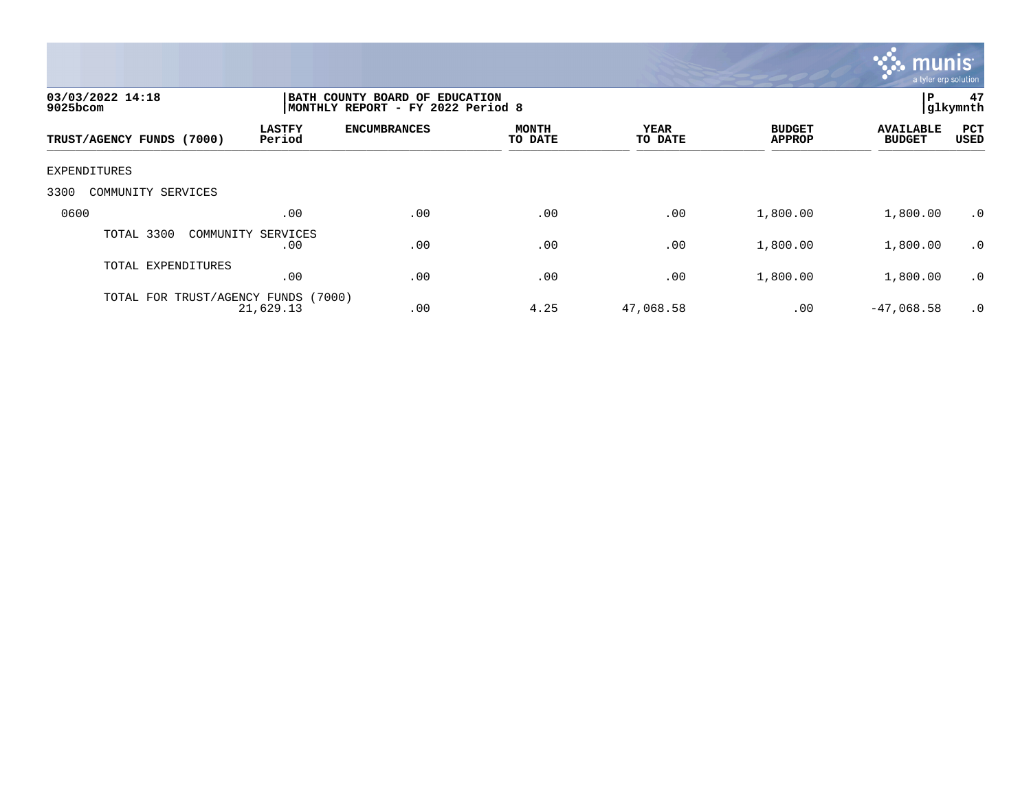03/03/2022 14:18
9025bcom

BATH COUNTY BOARD OF EDUCATION
MONTHLY REPORT - FY 2022 Period 8

P 47
glkymnth

| TRUST/AGENCY FUNDS (7000) | LASTFY Period | ENCUMBRANCES | MONTH TO DATE | YEAR TO DATE | BUDGET APPROP | AVAILABLE BUDGET | PCT USED |
|---|---|---|---|---|---|---|---|
| EXPENDITURES | | | | | | | |
| 3300 COMMUNITY SERVICES | | | | | | | |
| 0600 | .00 | .00 | .00 | .00 | 1,800.00 | 1,800.00 | .0 |
| TOTAL 3300 COMMUNITY SERVICES | .00 | .00 | .00 | .00 | 1,800.00 | 1,800.00 | .0 |
| TOTAL EXPENDITURES | .00 | .00 | .00 | .00 | 1,800.00 | 1,800.00 | .0 |
| TOTAL FOR TRUST/AGENCY FUNDS (7000) | 21,629.13 | .00 | 4.25 | 47,068.58 | .00 | -47,068.58 | .0 |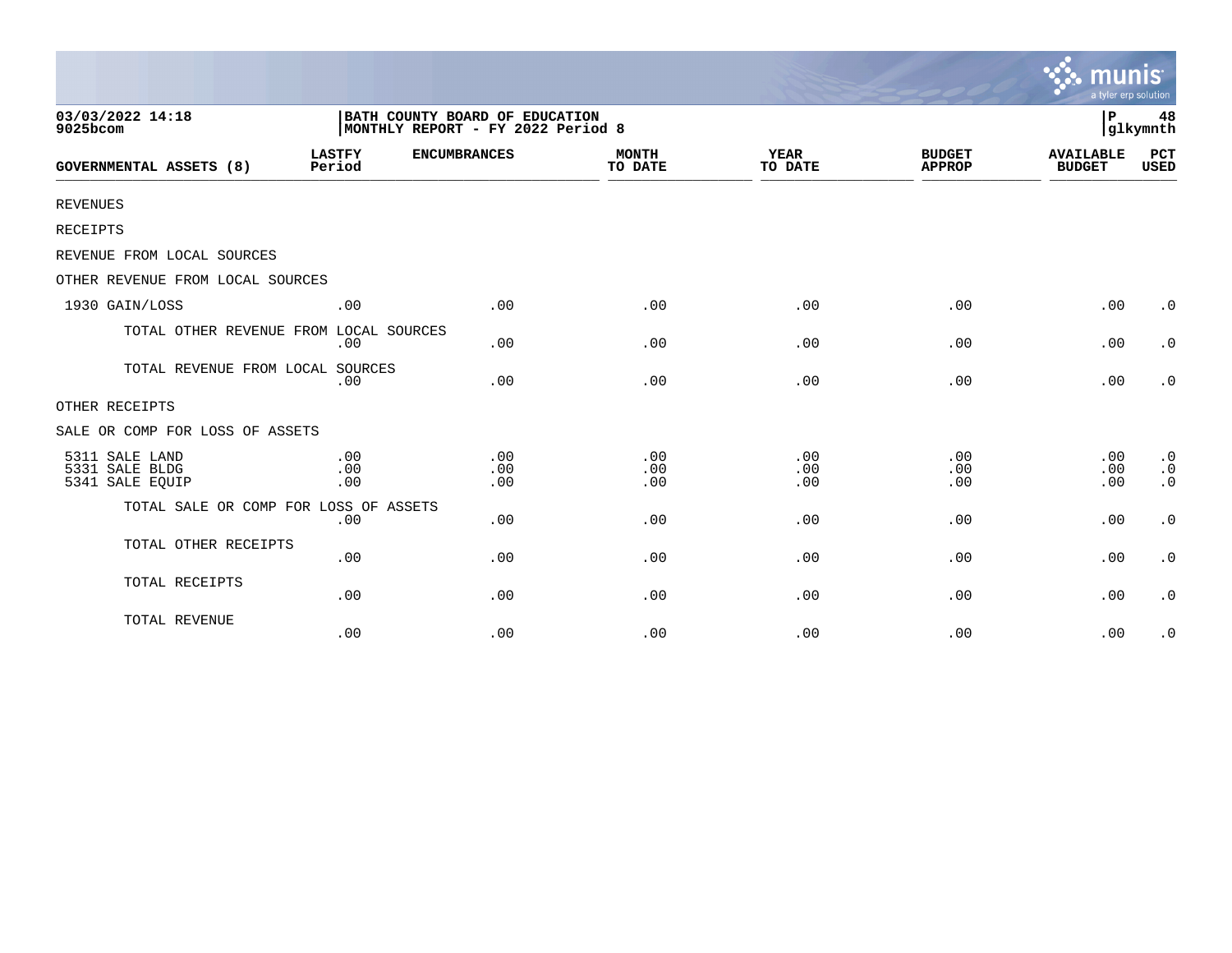03/03/2022 14:18
9025bcom

BATH COUNTY BOARD OF EDUCATION
MONTHLY REPORT - FY 2022 Period 8

P 48
glkymnth

| GOVERNMENTAL ASSETS (8) | LASTFY Period | ENCUMBRANCES | MONTH TO DATE | YEAR TO DATE | BUDGET APPROP | AVAILABLE BUDGET | PCT USED |
|---|---|---|---|---|---|---|---|
| REVENUES | | | | | | | |
| RECEIPTS | | | | | | | |
| REVENUE FROM LOCAL SOURCES | | | | | | | |
| OTHER REVENUE FROM LOCAL SOURCES | | | | | | | |
| 1930 GAIN/LOSS | .00 | .00 | .00 | .00 | .00 | .00 | .0 |
| TOTAL OTHER REVENUE FROM LOCAL SOURCES | .00 | .00 | .00 | .00 | .00 | .00 | .0 |
| TOTAL REVENUE FROM LOCAL SOURCES | .00 | .00 | .00 | .00 | .00 | .00 | .0 |
| OTHER RECEIPTS | | | | | | | |
| SALE OR COMP FOR LOSS OF ASSETS | | | | | | | |
| 5311 SALE LAND | .00 | .00 | .00 | .00 | .00 | .00 | .0 |
| 5331 SALE BLDG | .00 | .00 | .00 | .00 | .00 | .00 | .0 |
| 5341 SALE EQUIP | .00 | .00 | .00 | .00 | .00 | .00 | .0 |
| TOTAL SALE OR COMP FOR LOSS OF ASSETS | .00 | .00 | .00 | .00 | .00 | .00 | .0 |
| TOTAL OTHER RECEIPTS | .00 | .00 | .00 | .00 | .00 | .00 | .0 |
| TOTAL RECEIPTS | .00 | .00 | .00 | .00 | .00 | .00 | .0 |
| TOTAL REVENUE | .00 | .00 | .00 | .00 | .00 | .00 | .0 |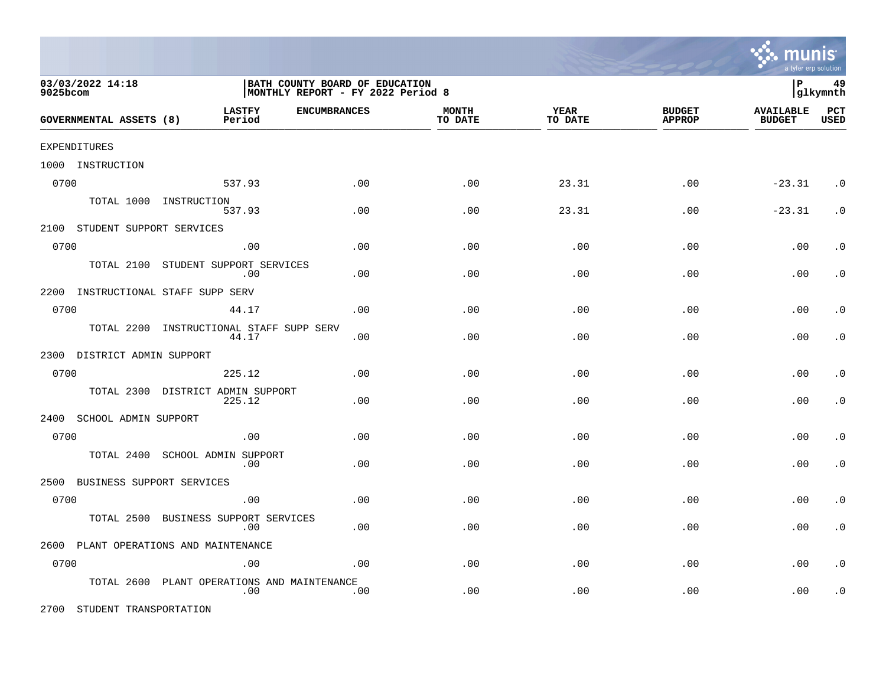03/03/2022 14:18
9025bcom

BATH COUNTY BOARD OF EDUCATION
MONTHLY REPORT - FY 2022 Period 8

P 49
glkymnth

| GOVERNMENTAL ASSETS (8) | LASTFY Period | ENCUMBRANCES | MONTH TO DATE | YEAR TO DATE | BUDGET APPROP | AVAILABLE BUDGET | PCT USED |
|---|---|---|---|---|---|---|---|
| EXPENDITURES | | | | | | | |
| 1000 INSTRUCTION | | | | | | | |
| 0700 | 537.93 | .00 | .00 | 23.31 | .00 | -23.31 | .0 |
| TOTAL 1000 INSTRUCTION | 537.93 | .00 | .00 | 23.31 | .00 | -23.31 | .0 |
| 2100 STUDENT SUPPORT SERVICES | | | | | | | |
| 0700 | .00 | .00 | .00 | .00 | .00 | .00 | .0 |
| TOTAL 2100 STUDENT SUPPORT SERVICES | .00 | .00 | .00 | .00 | .00 | .00 | .0 |
| 2200 INSTRUCTIONAL STAFF SUPP SERV | | | | | | | |
| 0700 | 44.17 | .00 | .00 | .00 | .00 | .00 | .0 |
| TOTAL 2200 INSTRUCTIONAL STAFF SUPP SERV | 44.17 | .00 | .00 | .00 | .00 | .00 | .0 |
| 2300 DISTRICT ADMIN SUPPORT | | | | | | | |
| 0700 | 225.12 | .00 | .00 | .00 | .00 | .00 | .0 |
| TOTAL 2300 DISTRICT ADMIN SUPPORT | 225.12 | .00 | .00 | .00 | .00 | .00 | .0 |
| 2400 SCHOOL ADMIN SUPPORT | | | | | | | |
| 0700 | .00 | .00 | .00 | .00 | .00 | .00 | .0 |
| TOTAL 2400 SCHOOL ADMIN SUPPORT | .00 | .00 | .00 | .00 | .00 | .00 | .0 |
| 2500 BUSINESS SUPPORT SERVICES | | | | | | | |
| 0700 | .00 | .00 | .00 | .00 | .00 | .00 | .0 |
| TOTAL 2500 BUSINESS SUPPORT SERVICES | .00 | .00 | .00 | .00 | .00 | .00 | .0 |
| 2600 PLANT OPERATIONS AND MAINTENANCE | | | | | | | |
| 0700 | .00 | .00 | .00 | .00 | .00 | .00 | .0 |
| TOTAL 2600 PLANT OPERATIONS AND MAINTENANCE | .00 | .00 | .00 | .00 | .00 | .00 | .0 |
| 2700 STUDENT TRANSPORTATION | | | | | | | |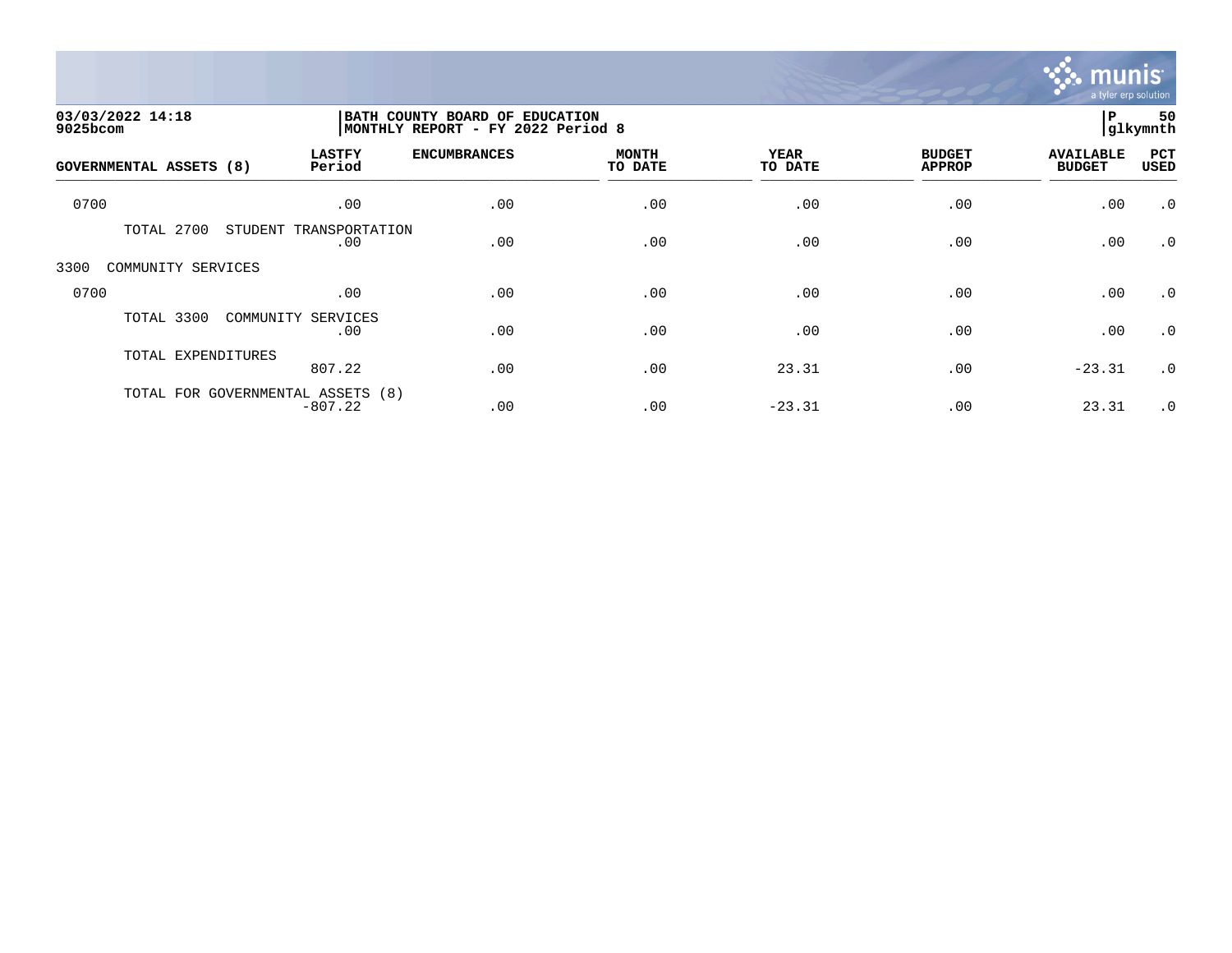03/03/2022 14:18 | BATH COUNTY BOARD OF EDUCATION | P 50
9025bcom | MONTHLY REPORT - FY 2022 Period 8 | glkymnth

| GOVERNMENTAL ASSETS (8) | LASTFY Period | ENCUMBRANCES | MONTH TO DATE | YEAR TO DATE | BUDGET APPROP | AVAILABLE BUDGET | PCT USED |
|---|---|---|---|---|---|---|---|
| 0700 | .00 | .00 | .00 | .00 | .00 | .00 | .0 |
| TOTAL 2700 STUDENT TRANSPORTATION | .00 | .00 | .00 | .00 | .00 | .00 | .0 |
| 3300 COMMUNITY SERVICES | | | | | | | |
| 0700 | .00 | .00 | .00 | .00 | .00 | .00 | .0 |
| TOTAL 3300 COMMUNITY SERVICES | .00 | .00 | .00 | .00 | .00 | .00 | .0 |
| TOTAL EXPENDITURES | 807.22 | .00 | .00 | 23.31 | .00 | -23.31 | .0 |
| TOTAL FOR GOVERNMENTAL ASSETS (8) | -807.22 | .00 | .00 | -23.31 | .00 | 23.31 | .0 |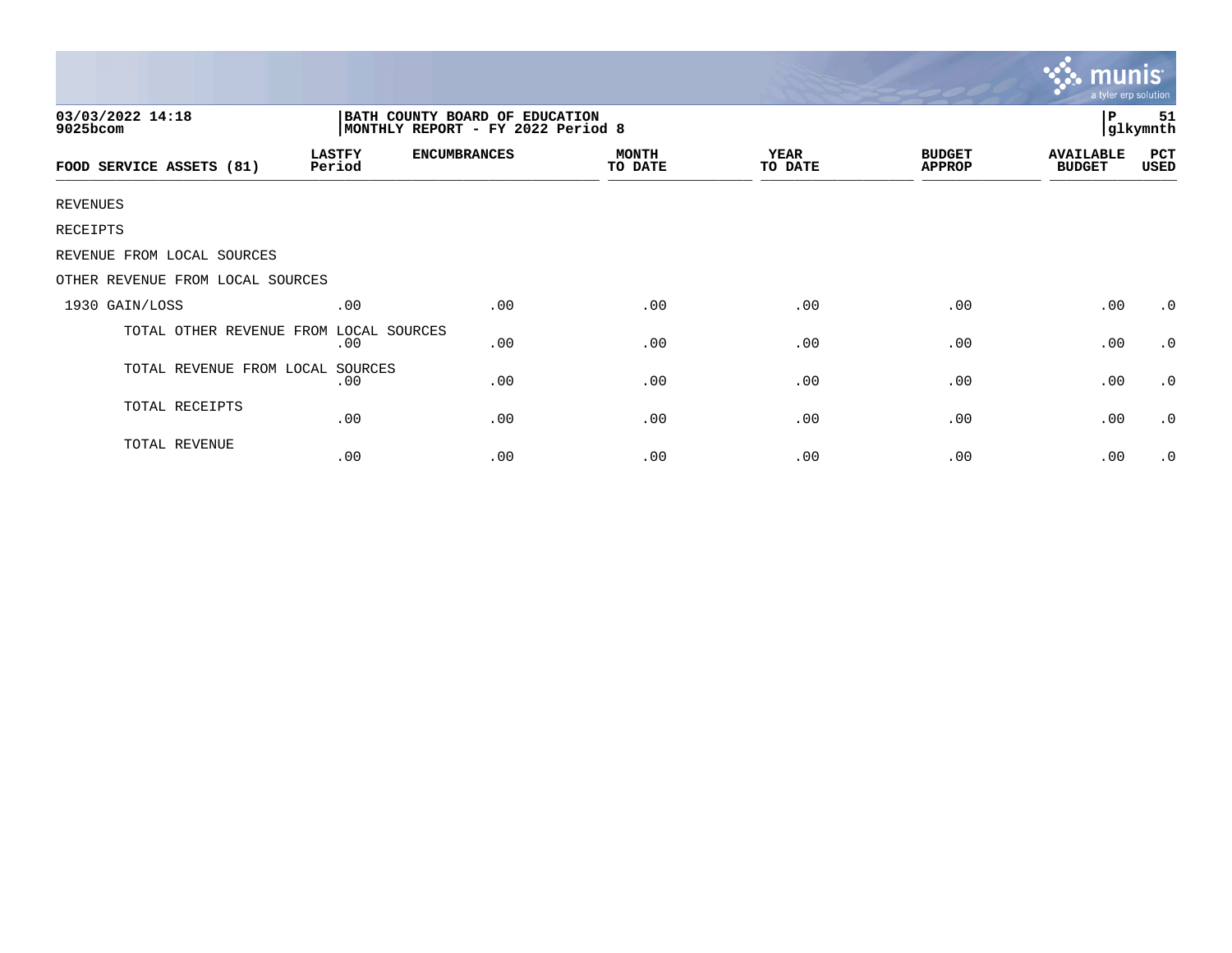03/03/2022 14:18
9025bcom

BATH COUNTY BOARD OF EDUCATION
MONTHLY REPORT - FY 2022 Period 8

P 51
glkymnth

| FOOD SERVICE ASSETS (81) | LASTFY Period | ENCUMBRANCES | MONTH TO DATE | YEAR TO DATE | BUDGET APPROP | AVAILABLE BUDGET | PCT USED |
|---|---|---|---|---|---|---|---|
| REVENUES | | | | | | | |
| RECEIPTS | | | | | | | |
| REVENUE FROM LOCAL SOURCES | | | | | | | |
| OTHER REVENUE FROM LOCAL SOURCES | | | | | | | |
| 1930 GAIN/LOSS | .00 | .00 | .00 | .00 | .00 | .00 | .0 |
| TOTAL OTHER REVENUE FROM LOCAL SOURCES | .00 | .00 | .00 | .00 | .00 | .00 | .0 |
| TOTAL REVENUE FROM LOCAL SOURCES | .00 | .00 | .00 | .00 | .00 | .00 | .0 |
| TOTAL RECEIPTS | .00 | .00 | .00 | .00 | .00 | .00 | .0 |
| TOTAL REVENUE | .00 | .00 | .00 | .00 | .00 | .00 | .0 |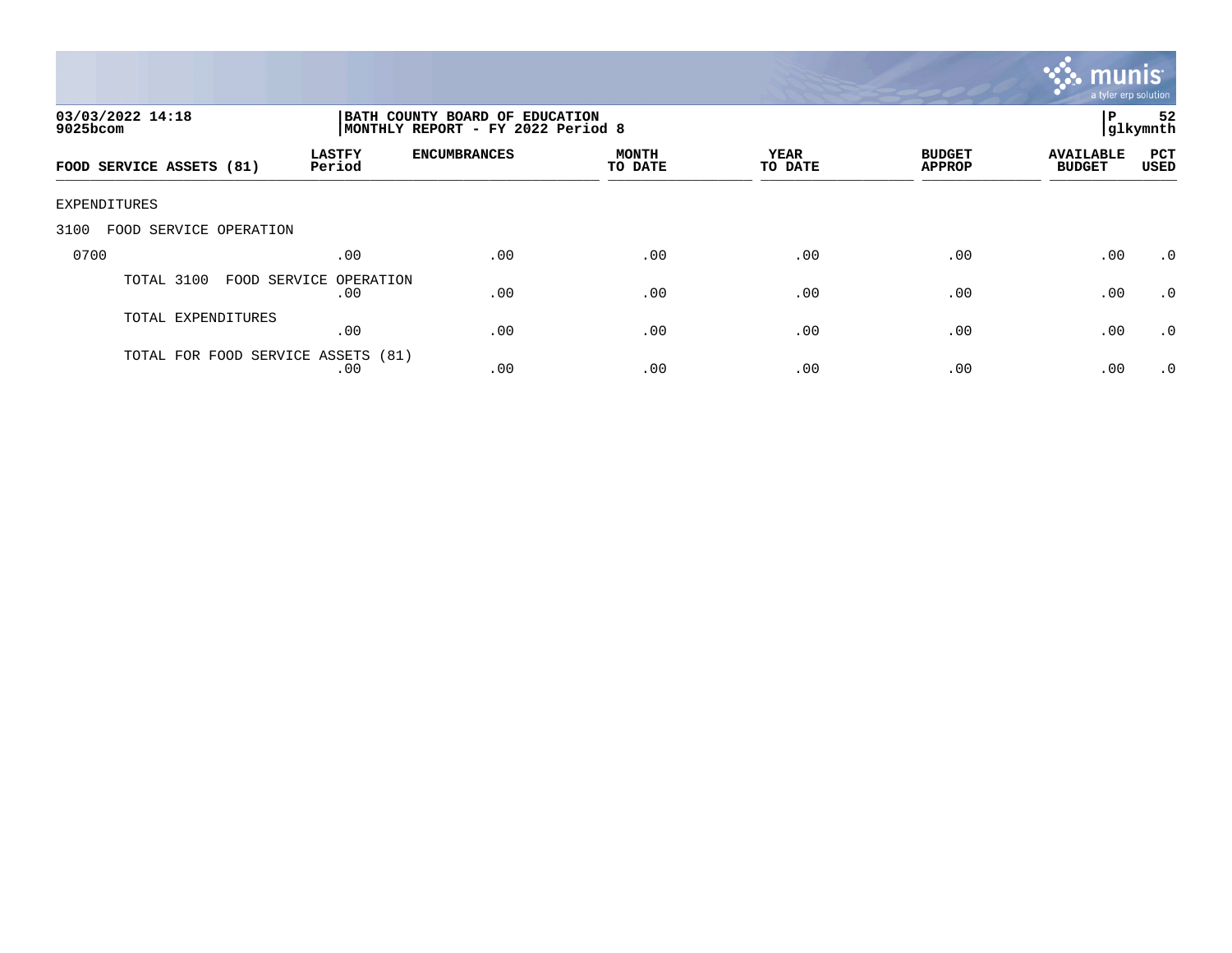03/03/2022 14:18
9025bcom

BATH COUNTY BOARD OF EDUCATION
MONTHLY REPORT - FY 2022 Period 8

P 52
glkymnth

| FOOD SERVICE ASSETS (81) | LASTFY Period | ENCUMBRANCES | MONTH TO DATE | YEAR TO DATE | BUDGET APPROP | AVAILABLE BUDGET | PCT USED |
|---|---|---|---|---|---|---|---|
| EXPENDITURES | | | | | | | |
| 3100 FOOD SERVICE OPERATION | | | | | | | |
| 0700 | .00 | .00 | .00 | .00 | .00 | .00 | .0 |
| TOTAL 3100 FOOD SERVICE OPERATION | .00 | .00 | .00 | .00 | .00 | .00 | .0 |
| TOTAL EXPENDITURES | .00 | .00 | .00 | .00 | .00 | .00 | .0 |
| TOTAL FOR FOOD SERVICE ASSETS (81) | .00 | .00 | .00 | .00 | .00 | .00 | .0 |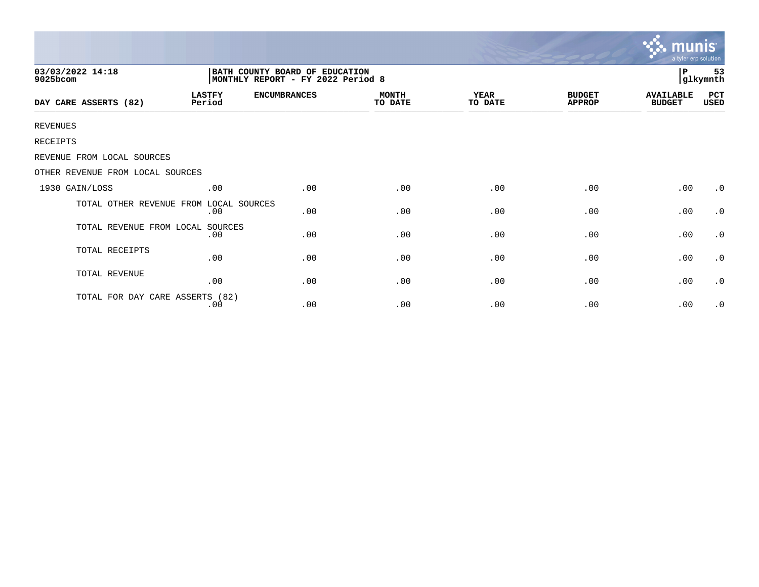03/03/2022 14:18
9025bcom

BATH COUNTY BOARD OF EDUCATION
MONTHLY REPORT - FY 2022 Period 8

P 53
glkymnth

| DAY CARE ASSERTS (82) | LASTFY Period | ENCUMBRANCES | MONTH TO DATE | YEAR TO DATE | BUDGET APPROP | AVAILABLE BUDGET | PCT USED |
|---|---|---|---|---|---|---|---|
| REVENUES | | | | | | | |
| RECEIPTS | | | | | | | |
| REVENUE FROM LOCAL SOURCES | | | | | | | |
| OTHER REVENUE FROM LOCAL SOURCES | | | | | | | |
| 1930 GAIN/LOSS | .00 | .00 | .00 | .00 | .00 | .00 | .0 |
| TOTAL OTHER REVENUE FROM LOCAL SOURCES | .00 | .00 | .00 | .00 | .00 | .00 | .0 |
| TOTAL REVENUE FROM LOCAL SOURCES | .00 | .00 | .00 | .00 | .00 | .00 | .0 |
| TOTAL RECEIPTS | .00 | .00 | .00 | .00 | .00 | .00 | .0 |
| TOTAL REVENUE | .00 | .00 | .00 | .00 | .00 | .00 | .0 |
| TOTAL FOR DAY CARE ASSERTS (82) | .00 | .00 | .00 | .00 | .00 | .00 | .0 |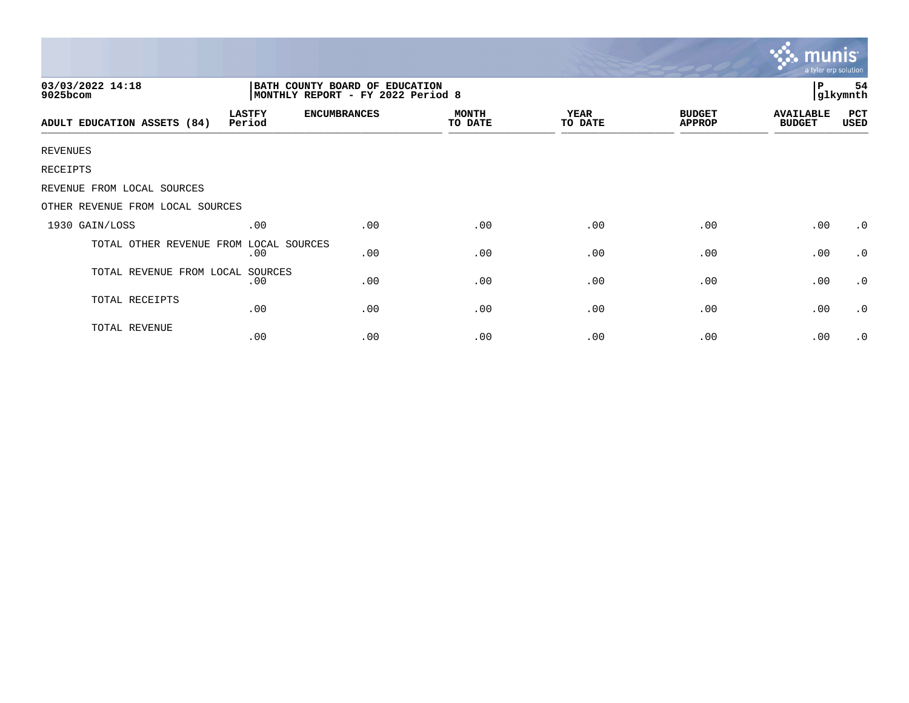03/03/2022 14:18 | BATH COUNTY BOARD OF EDUCATION | P 54
9025bcom | MONTHLY REPORT - FY 2022 Period 8 | glkymnth

| ADULT EDUCATION ASSETS (84) | LASTFY Period | ENCUMBRANCES | MONTH TO DATE | YEAR TO DATE | BUDGET APPROP | AVAILABLE BUDGET | PCT USED |
|---|---|---|---|---|---|---|---|
| REVENUES | | | | | | | |
| RECEIPTS | | | | | | | |
| REVENUE FROM LOCAL SOURCES | | | | | | | |
| OTHER REVENUE FROM LOCAL SOURCES | | | | | | | |
| 1930 GAIN/LOSS | .00 | .00 | .00 | .00 | .00 | .00 | .0 |
| TOTAL OTHER REVENUE FROM LOCAL SOURCES | .00 | .00 | .00 | .00 | .00 | .00 | .0 |
| TOTAL REVENUE FROM LOCAL SOURCES | .00 | .00 | .00 | .00 | .00 | .00 | .0 |
| TOTAL RECEIPTS | .00 | .00 | .00 | .00 | .00 | .00 | .0 |
| TOTAL REVENUE | .00 | .00 | .00 | .00 | .00 | .00 | .0 |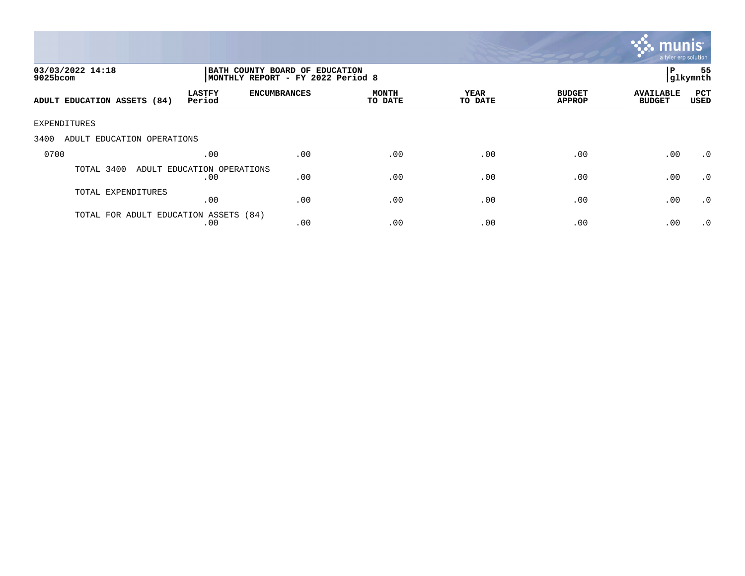**03/03/2022 14:18**
**9025bcom**

**BATH COUNTY BOARD OF EDUCATION**
**MONTHLY REPORT - FY 2022 Period 8**

**P 55**
**glkymnth**

| ADULT EDUCATION ASSETS (84) | LASTFY Period | ENCUMBRANCES | MONTH TO DATE | YEAR TO DATE | BUDGET APPROP | AVAILABLE BUDGET | PCT USED |
|---|---|---|---|---|---|---|---|
| EXPENDITURES | | | | | | | |
| 3400 ADULT EDUCATION OPERATIONS | | | | | | | |
| 0700 | .00 | .00 | .00 | .00 | .00 | .00 | .0 |
| TOTAL 3400 ADULT EDUCATION OPERATIONS | .00 | .00 | .00 | .00 | .00 | .00 | .0 |
| TOTAL EXPENDITURES | .00 | .00 | .00 | .00 | .00 | .00 | .0 |
| TOTAL FOR ADULT EDUCATION ASSETS (84) | .00 | .00 | .00 | .00 | .00 | .00 | .0 |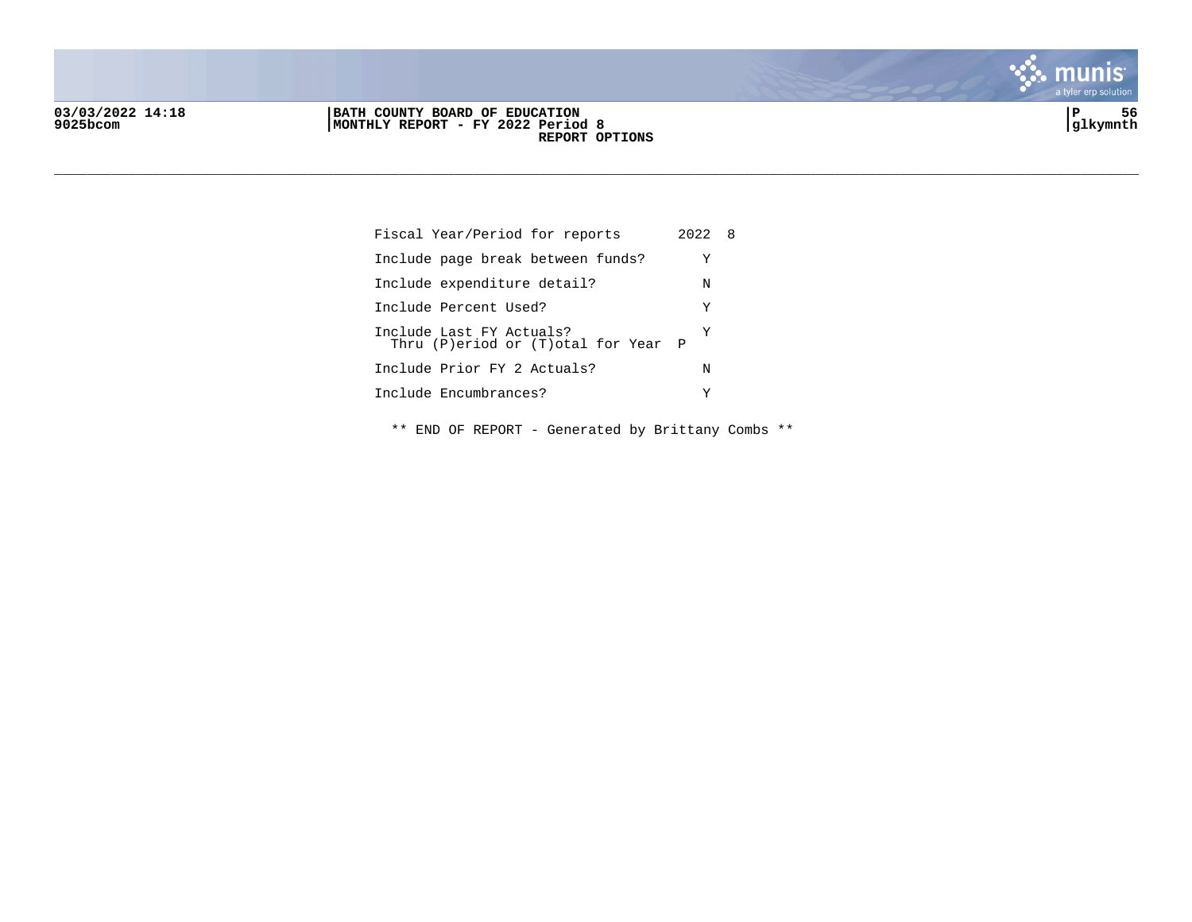BATH COUNTY BOARD OF EDUCATION
MONTHLY REPORT - FY 2022 Period 8
**REPORT OPTIONS**

| | |
|---|---|
| Fiscal Year/Period for reports | 2022 8 |
| Include page break between funds? | Y |
| Include expenditure detail? | N |
| Include Percent Used? | Y |
| Include Last FY Actuals? | Y |
| Thru (P)eriod or (T)otal for Year | P |
| Include Prior FY 2 Actuals? | N |
| Include Encumbrances? | Y |

** END OF REPORT - Generated by Brittany Combs **